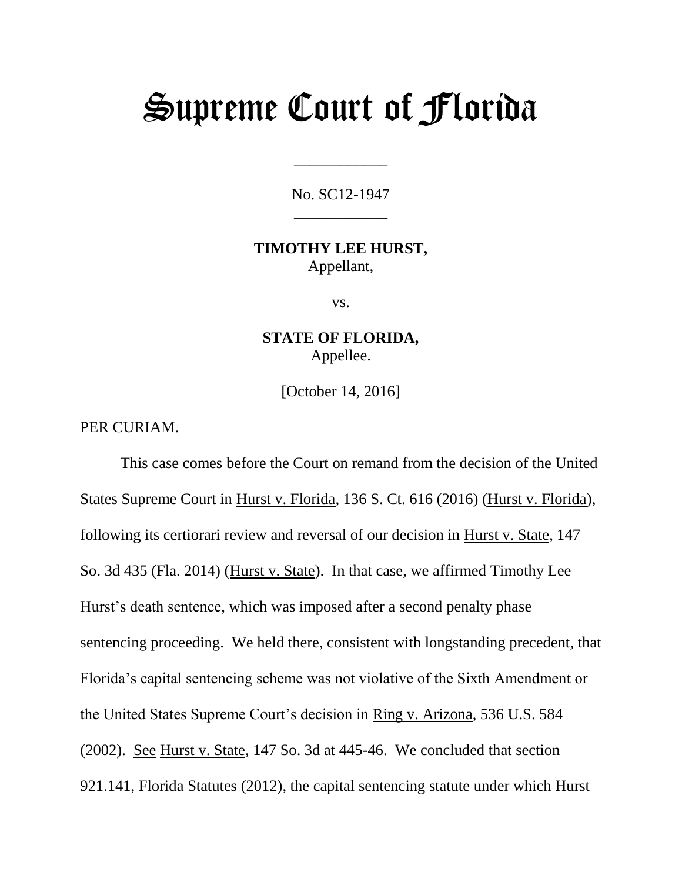# Supreme Court of Florida

\_\_\_\_\_\_\_\_\_\_\_\_

No. SC12-1947

\_\_\_\_\_\_\_\_\_\_\_\_

**TIMOTHY LEE HURST,**
Appellant,

vs.

**STATE OF FLORIDA,**
Appellee.

[October 14, 2016]

PER CURIAM.

This case comes before the Court on remand from the decision of the United States Supreme Court in Hurst v. Florida, 136 S. Ct. 616 (2016) (Hurst v. Florida), following its certiorari review and reversal of our decision in Hurst v. State, 147 So. 3d 435 (Fla. 2014) (Hurst v. State). In that case, we affirmed Timothy Lee Hurst's death sentence, which was imposed after a second penalty phase sentencing proceeding. We held there, consistent with longstanding precedent, that Florida's capital sentencing scheme was not violative of the Sixth Amendment or the United States Supreme Court's decision in Ring v. Arizona, 536 U.S. 584 (2002). See Hurst v. State, 147 So. 3d at 445-46. We concluded that section 921.141, Florida Statutes (2012), the capital sentencing statute under which Hurst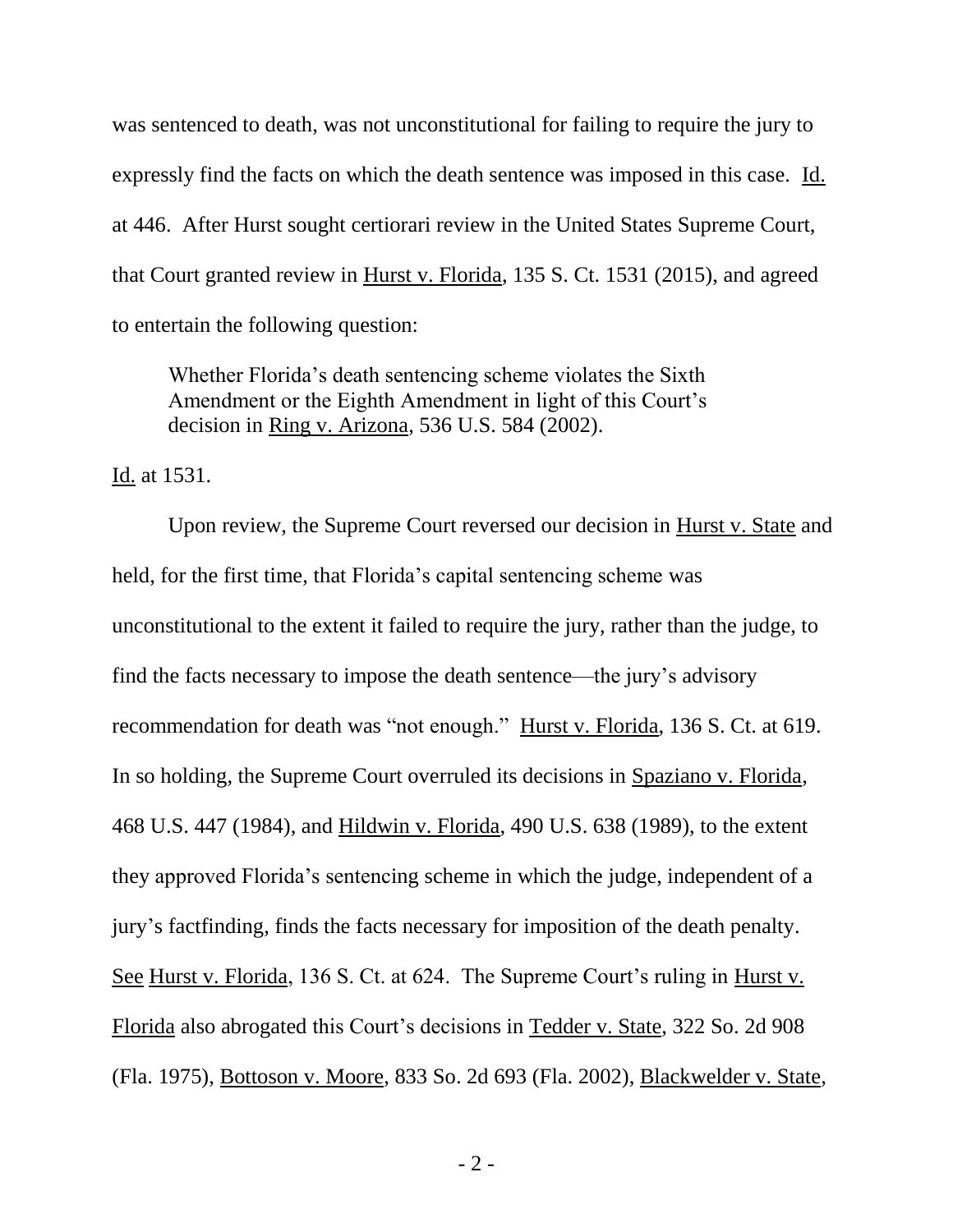was sentenced to death, was not unconstitutional for failing to require the jury to expressly find the facts on which the death sentence was imposed in this case. Id. at 446. After Hurst sought certiorari review in the United States Supreme Court, that Court granted review in Hurst v. Florida, 135 S. Ct. 1531 (2015), and agreed to entertain the following question:

> Whether Florida's death sentencing scheme violates the Sixth Amendment or the Eighth Amendment in light of this Court's decision in Ring v. Arizona, 536 U.S. 584 (2002).

Id. at 1531.

Upon review, the Supreme Court reversed our decision in Hurst v. State and held, for the first time, that Florida's capital sentencing scheme was unconstitutional to the extent it failed to require the jury, rather than the judge, to find the facts necessary to impose the death sentence—the jury's advisory recommendation for death was "not enough." Hurst v. Florida, 136 S. Ct. at 619. In so holding, the Supreme Court overruled its decisions in Spaziano v. Florida, 468 U.S. 447 (1984), and Hildwin v. Florida, 490 U.S. 638 (1989), to the extent they approved Florida's sentencing scheme in which the judge, independent of a jury's factfinding, finds the facts necessary for imposition of the death penalty. See Hurst v. Florida, 136 S. Ct. at 624. The Supreme Court's ruling in Hurst v. Florida also abrogated this Court's decisions in Tedder v. State, 322 So. 2d 908 (Fla. 1975), Bottoson v. Moore, 833 So. 2d 693 (Fla. 2002), Blackwelder v. State,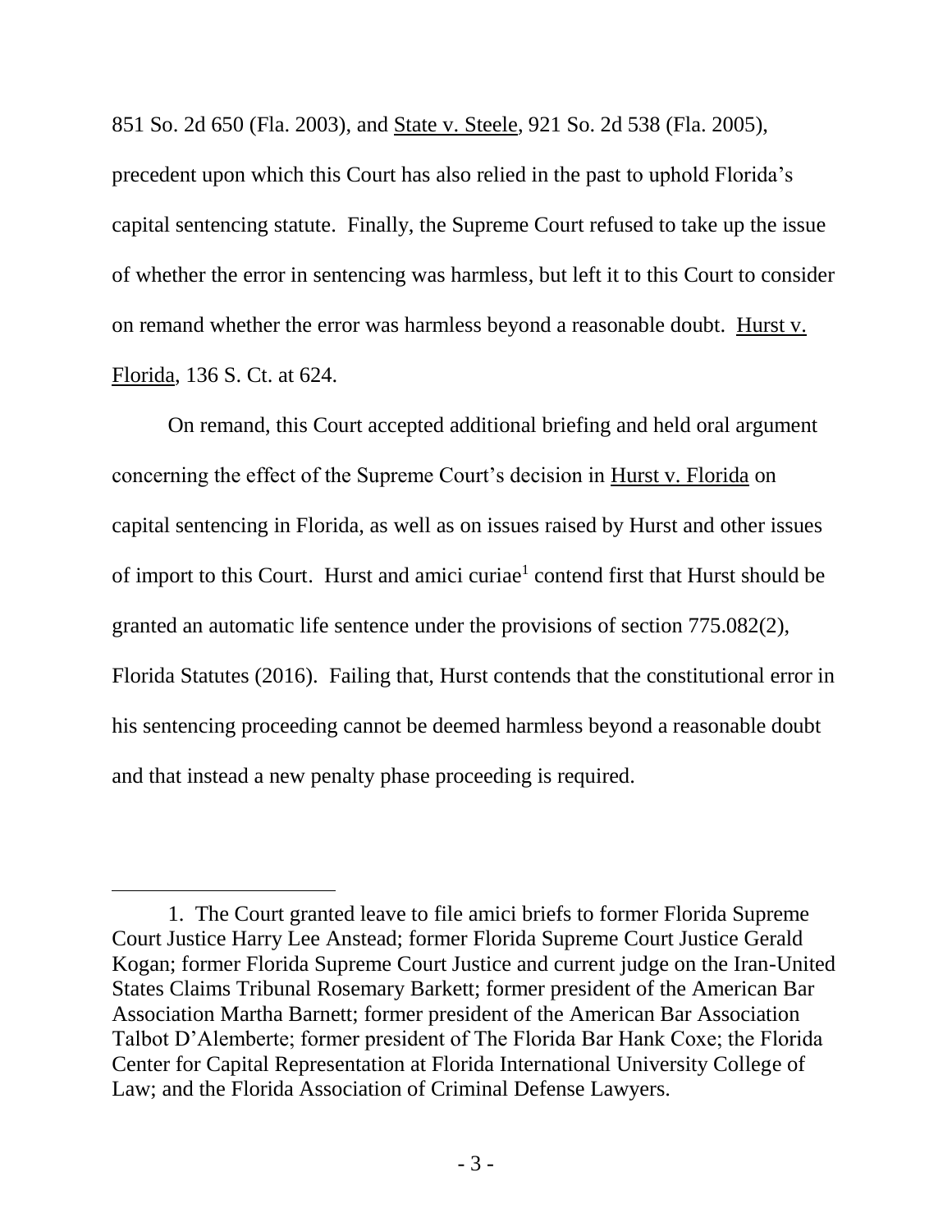851 So. 2d 650 (Fla. 2003), and State v. Steele, 921 So. 2d 538 (Fla. 2005), precedent upon which this Court has also relied in the past to uphold Florida's capital sentencing statute. Finally, the Supreme Court refused to take up the issue of whether the error in sentencing was harmless, but left it to this Court to consider on remand whether the error was harmless beyond a reasonable doubt. Hurst v. Florida, 136 S. Ct. at 624.

On remand, this Court accepted additional briefing and held oral argument concerning the effect of the Supreme Court's decision in Hurst v. Florida on capital sentencing in Florida, as well as on issues raised by Hurst and other issues of import to this Court. Hurst and amici curiae[1] contend first that Hurst should be granted an automatic life sentence under the provisions of section 775.082(2), Florida Statutes (2016). Failing that, Hurst contends that the constitutional error in his sentencing proceeding cannot be deemed harmless beyond a reasonable doubt and that instead a new penalty phase proceeding is required.

---

1. The Court granted leave to file amici briefs to former Florida Supreme Court Justice Harry Lee Anstead; former Florida Supreme Court Justice Gerald Kogan; former Florida Supreme Court Justice and current judge on the Iran-United States Claims Tribunal Rosemary Barkett; former president of the American Bar Association Martha Barnett; former president of the American Bar Association Talbot D'Alemberte; former president of The Florida Bar Hank Coxe; the Florida Center for Capital Representation at Florida International University College of Law; and the Florida Association of Criminal Defense Lawyers.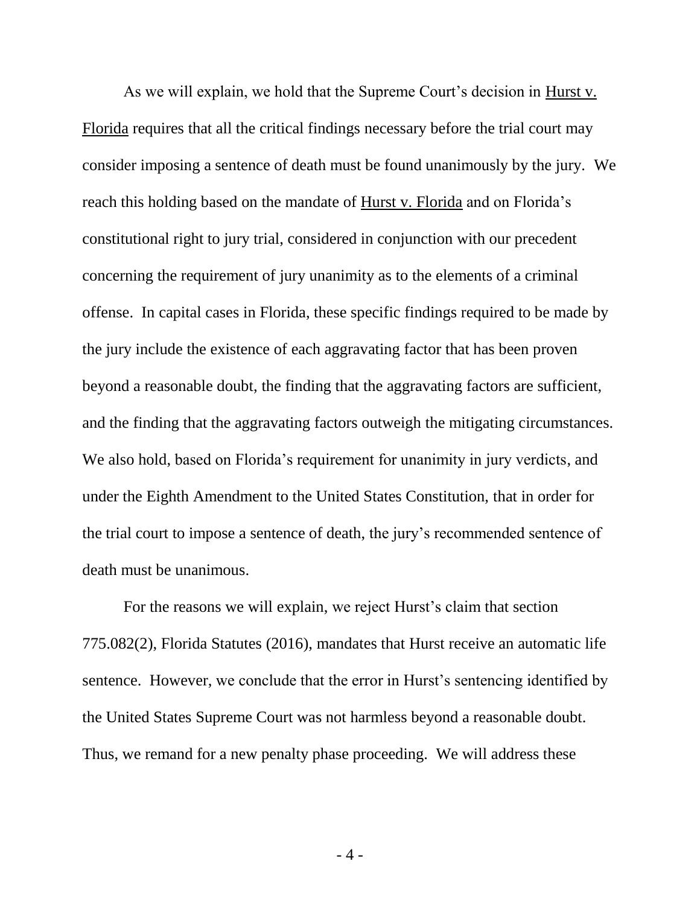As we will explain, we hold that the Supreme Court's decision in Hurst v. Florida requires that all the critical findings necessary before the trial court may consider imposing a sentence of death must be found unanimously by the jury. We reach this holding based on the mandate of Hurst v. Florida and on Florida's constitutional right to jury trial, considered in conjunction with our precedent concerning the requirement of jury unanimity as to the elements of a criminal offense. In capital cases in Florida, these specific findings required to be made by the jury include the existence of each aggravating factor that has been proven beyond a reasonable doubt, the finding that the aggravating factors are sufficient, and the finding that the aggravating factors outweigh the mitigating circumstances. We also hold, based on Florida's requirement for unanimity in jury verdicts, and under the Eighth Amendment to the United States Constitution, that in order for the trial court to impose a sentence of death, the jury's recommended sentence of death must be unanimous.

For the reasons we will explain, we reject Hurst's claim that section 775.082(2), Florida Statutes (2016), mandates that Hurst receive an automatic life sentence. However, we conclude that the error in Hurst's sentencing identified by the United States Supreme Court was not harmless beyond a reasonable doubt. Thus, we remand for a new penalty phase proceeding. We will address these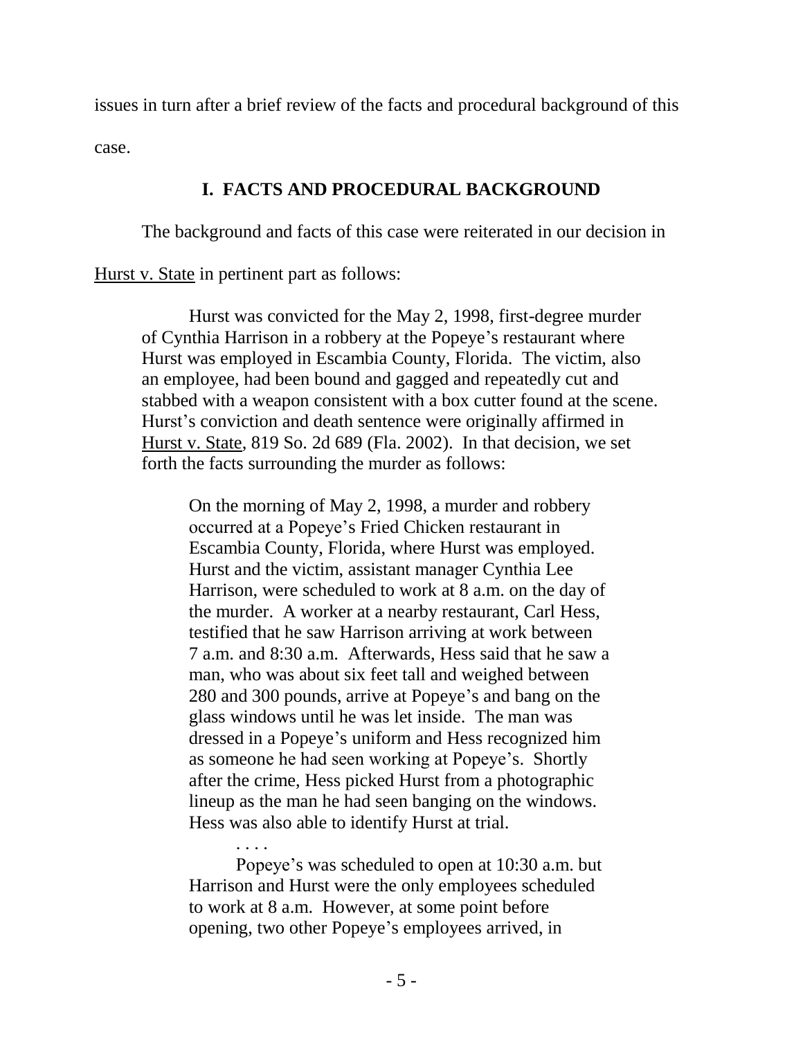issues in turn after a brief review of the facts and procedural background of this case.

## I. FACTS AND PROCEDURAL BACKGROUND

The background and facts of this case were reiterated in our decision in Hurst v. State in pertinent part as follows:

> Hurst was convicted for the May 2, 1998, first-degree murder of Cynthia Harrison in a robbery at the Popeye's restaurant where Hurst was employed in Escambia County, Florida. The victim, also an employee, had been bound and gagged and repeatedly cut and stabbed with a weapon consistent with a box cutter found at the scene. Hurst's conviction and death sentence were originally affirmed in Hurst v. State, 819 So. 2d 689 (Fla. 2002). In that decision, we set forth the facts surrounding the murder as follows:
>
>> On the morning of May 2, 1998, a murder and robbery occurred at a Popeye's Fried Chicken restaurant in Escambia County, Florida, where Hurst was employed. Hurst and the victim, assistant manager Cynthia Lee Harrison, were scheduled to work at 8 a.m. on the day of the murder. A worker at a nearby restaurant, Carl Hess, testified that he saw Harrison arriving at work between 7 a.m. and 8:30 a.m. Afterwards, Hess said that he saw a man, who was about six feet tall and weighed between 280 and 300 pounds, arrive at Popeye's and bang on the glass windows until he was let inside. The man was dressed in a Popeye's uniform and Hess recognized him as someone he had seen working at Popeye's. Shortly after the crime, Hess picked Hurst from a photographic lineup as the man he had seen banging on the windows. Hess was also able to identify Hurst at trial.
>>
>> . . . .
>>
>> Popeye's was scheduled to open at 10:30 a.m. but Harrison and Hurst were the only employees scheduled to work at 8 a.m. However, at some point before opening, two other Popeye's employees arrived, in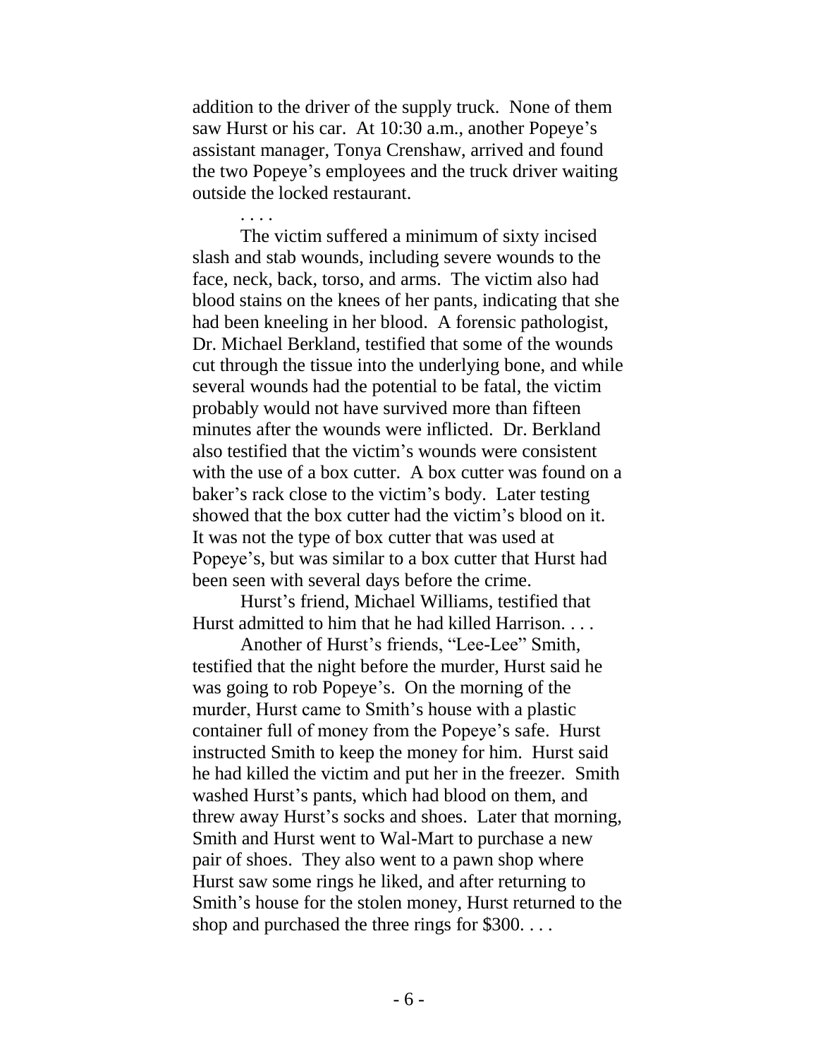addition to the driver of the supply truck. None of them saw Hurst or his car. At 10:30 a.m., another Popeye's assistant manager, Tonya Crenshaw, arrived and found the two Popeye's employees and the truck driver waiting outside the locked restaurant.

. . . .

The victim suffered a minimum of sixty incised slash and stab wounds, including severe wounds to the face, neck, back, torso, and arms. The victim also had blood stains on the knees of her pants, indicating that she had been kneeling in her blood. A forensic pathologist, Dr. Michael Berkland, testified that some of the wounds cut through the tissue into the underlying bone, and while several wounds had the potential to be fatal, the victim probably would not have survived more than fifteen minutes after the wounds were inflicted. Dr. Berkland also testified that the victim's wounds were consistent with the use of a box cutter. A box cutter was found on a baker's rack close to the victim's body. Later testing showed that the box cutter had the victim's blood on it. It was not the type of box cutter that was used at Popeye's, but was similar to a box cutter that Hurst had been seen with several days before the crime.

Hurst's friend, Michael Williams, testified that Hurst admitted to him that he had killed Harrison. . . .

Another of Hurst's friends, "Lee-Lee" Smith, testified that the night before the murder, Hurst said he was going to rob Popeye's. On the morning of the murder, Hurst came to Smith's house with a plastic container full of money from the Popeye's safe. Hurst instructed Smith to keep the money for him. Hurst said he had killed the victim and put her in the freezer. Smith washed Hurst's pants, which had blood on them, and threw away Hurst's socks and shoes. Later that morning, Smith and Hurst went to Wal-Mart to purchase a new pair of shoes. They also went to a pawn shop where Hurst saw some rings he liked, and after returning to Smith's house for the stolen money, Hurst returned to the shop and purchased the three rings for $300. . . .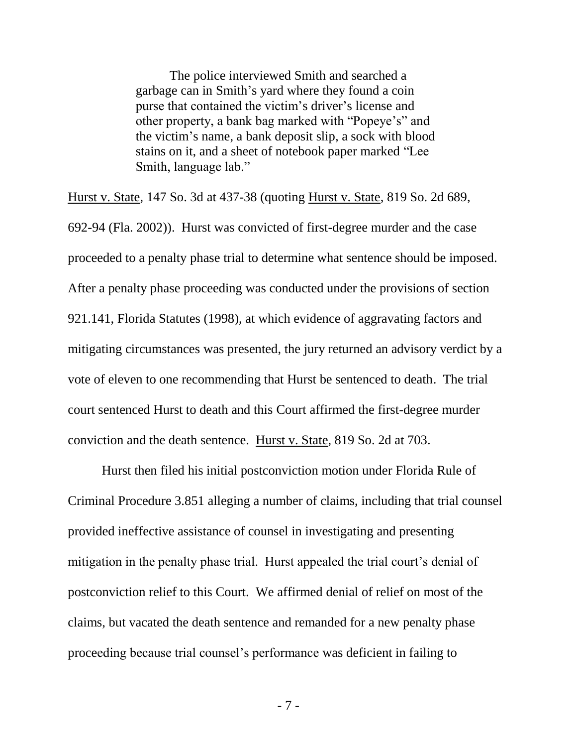> The police interviewed Smith and searched a garbage can in Smith's yard where they found a coin purse that contained the victim's driver's license and other property, a bank bag marked with "Popeye's" and the victim's name, a bank deposit slip, a sock with blood stains on it, and a sheet of notebook paper marked "Lee Smith, language lab."

Hurst v. State, 147 So. 3d at 437-38 (quoting Hurst v. State, 819 So. 2d 689, 692-94 (Fla. 2002)). Hurst was convicted of first-degree murder and the case proceeded to a penalty phase trial to determine what sentence should be imposed. After a penalty phase proceeding was conducted under the provisions of section 921.141, Florida Statutes (1998), at which evidence of aggravating factors and mitigating circumstances was presented, the jury returned an advisory verdict by a vote of eleven to one recommending that Hurst be sentenced to death. The trial court sentenced Hurst to death and this Court affirmed the first-degree murder conviction and the death sentence. Hurst v. State, 819 So. 2d at 703.

Hurst then filed his initial postconviction motion under Florida Rule of Criminal Procedure 3.851 alleging a number of claims, including that trial counsel provided ineffective assistance of counsel in investigating and presenting mitigation in the penalty phase trial. Hurst appealed the trial court's denial of postconviction relief to this Court. We affirmed denial of relief on most of the claims, but vacated the death sentence and remanded for a new penalty phase proceeding because trial counsel's performance was deficient in failing to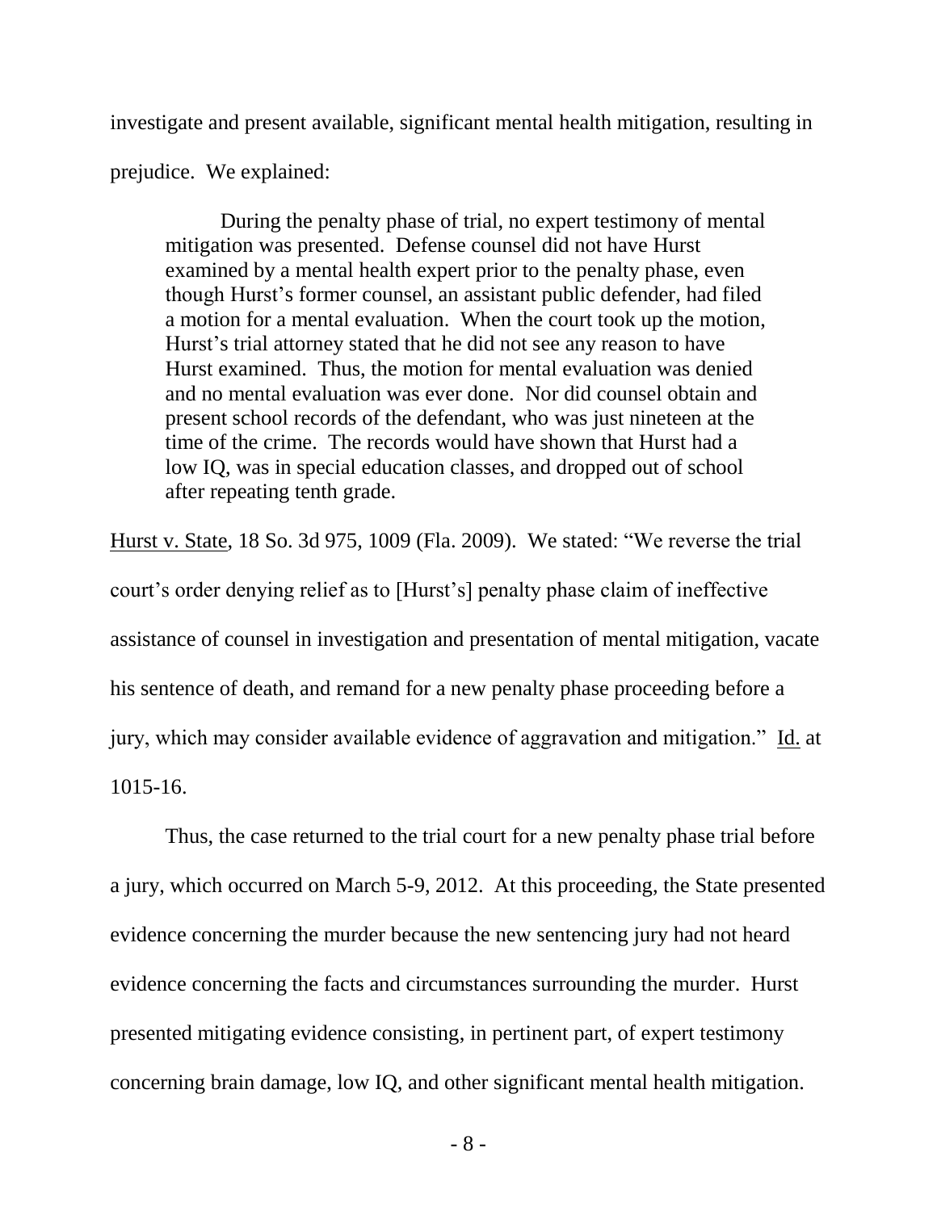investigate and present available, significant mental health mitigation, resulting in prejudice. We explained:

> During the penalty phase of trial, no expert testimony of mental mitigation was presented. Defense counsel did not have Hurst examined by a mental health expert prior to the penalty phase, even though Hurst's former counsel, an assistant public defender, had filed a motion for a mental evaluation. When the court took up the motion, Hurst's trial attorney stated that he did not see any reason to have Hurst examined. Thus, the motion for mental evaluation was denied and no mental evaluation was ever done. Nor did counsel obtain and present school records of the defendant, who was just nineteen at the time of the crime. The records would have shown that Hurst had a low IQ, was in special education classes, and dropped out of school after repeating tenth grade.

Hurst v. State, 18 So. 3d 975, 1009 (Fla. 2009). We stated: "We reverse the trial court's order denying relief as to [Hurst's] penalty phase claim of ineffective assistance of counsel in investigation and presentation of mental mitigation, vacate his sentence of death, and remand for a new penalty phase proceeding before a jury, which may consider available evidence of aggravation and mitigation." Id. at 1015-16.

Thus, the case returned to the trial court for a new penalty phase trial before a jury, which occurred on March 5-9, 2012. At this proceeding, the State presented evidence concerning the murder because the new sentencing jury had not heard evidence concerning the facts and circumstances surrounding the murder. Hurst presented mitigating evidence consisting, in pertinent part, of expert testimony concerning brain damage, low IQ, and other significant mental health mitigation.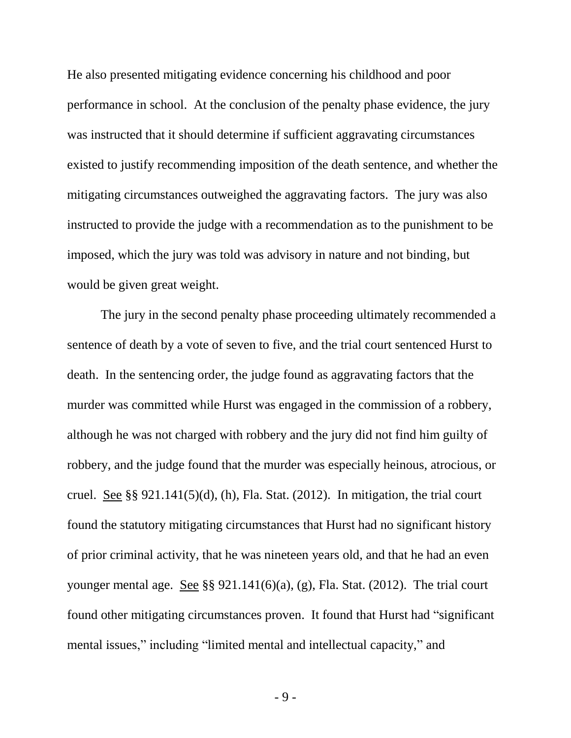He also presented mitigating evidence concerning his childhood and poor performance in school. At the conclusion of the penalty phase evidence, the jury was instructed that it should determine if sufficient aggravating circumstances existed to justify recommending imposition of the death sentence, and whether the mitigating circumstances outweighed the aggravating factors. The jury was also instructed to provide the judge with a recommendation as to the punishment to be imposed, which the jury was told was advisory in nature and not binding, but would be given great weight.

The jury in the second penalty phase proceeding ultimately recommended a sentence of death by a vote of seven to five, and the trial court sentenced Hurst to death. In the sentencing order, the judge found as aggravating factors that the murder was committed while Hurst was engaged in the commission of a robbery, although he was not charged with robbery and the jury did not find him guilty of robbery, and the judge found that the murder was especially heinous, atrocious, or cruel. See §§ 921.141(5)(d), (h), Fla. Stat. (2012). In mitigation, the trial court found the statutory mitigating circumstances that Hurst had no significant history of prior criminal activity, that he was nineteen years old, and that he had an even younger mental age. See §§ 921.141(6)(a), (g), Fla. Stat. (2012). The trial court found other mitigating circumstances proven. It found that Hurst had "significant mental issues," including "limited mental and intellectual capacity," and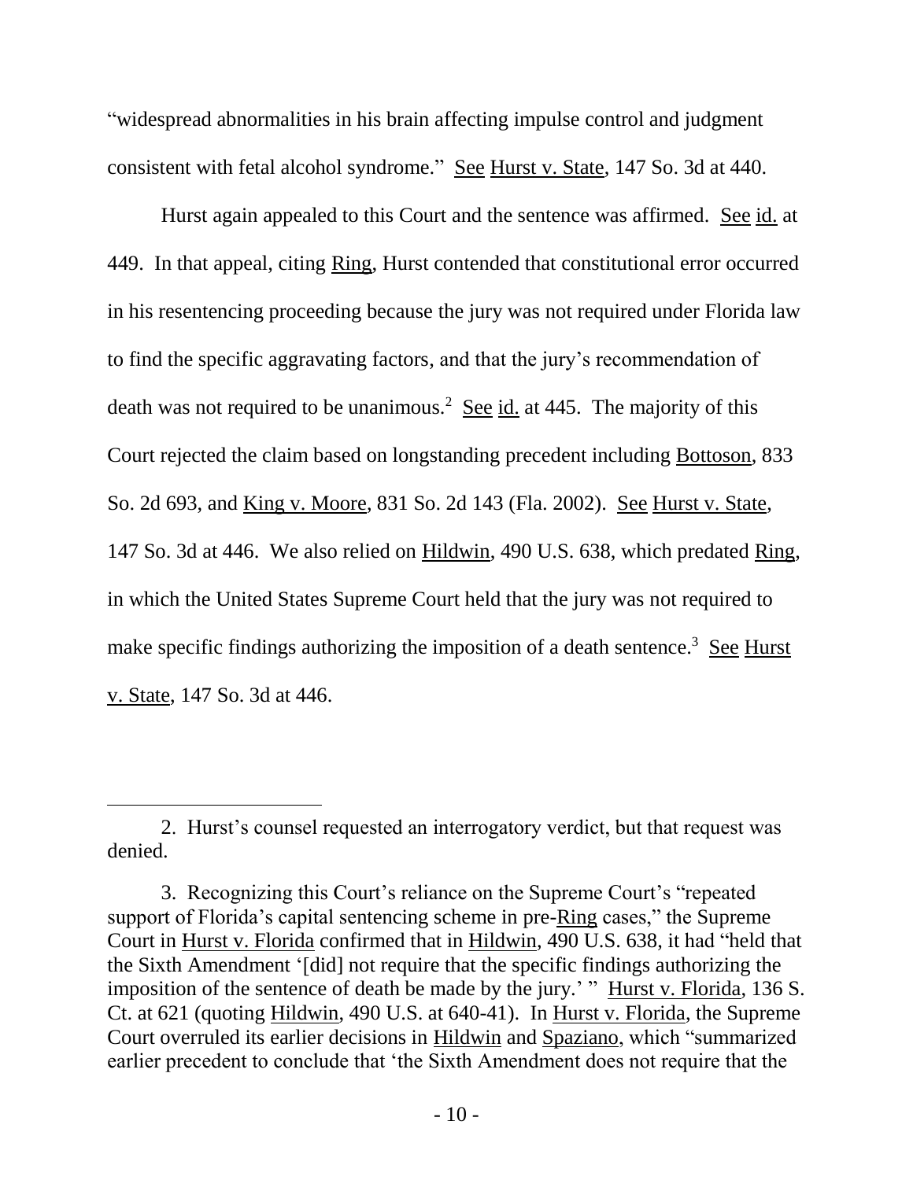"widespread abnormalities in his brain affecting impulse control and judgment consistent with fetal alcohol syndrome." See Hurst v. State, 147 So. 3d at 440.

Hurst again appealed to this Court and the sentence was affirmed. See id. at 449. In that appeal, citing Ring, Hurst contended that constitutional error occurred in his resentencing proceeding because the jury was not required under Florida law to find the specific aggravating factors, and that the jury's recommendation of death was not required to be unanimous.[2] See id. at 445. The majority of this Court rejected the claim based on longstanding precedent including Bottoson, 833 So. 2d 693, and King v. Moore, 831 So. 2d 143 (Fla. 2002). See Hurst v. State, 147 So. 3d at 446. We also relied on Hildwin, 490 U.S. 638, which predated Ring, in which the United States Supreme Court held that the jury was not required to make specific findings authorizing the imposition of a death sentence.[3] See Hurst v. State, 147 So. 3d at 446.

---

2. Hurst's counsel requested an interrogatory verdict, but that request was denied.

3. Recognizing this Court's reliance on the Supreme Court's "repeated support of Florida's capital sentencing scheme in pre-Ring cases," the Supreme Court in Hurst v. Florida confirmed that in Hildwin, 490 U.S. 638, it had "held that the Sixth Amendment '[did] not require that the specific findings authorizing the imposition of the sentence of death be made by the jury.' " Hurst v. Florida, 136 S. Ct. at 621 (quoting Hildwin, 490 U.S. at 640-41). In Hurst v. Florida, the Supreme Court overruled its earlier decisions in Hildwin and Spaziano, which "summarized earlier precedent to conclude that 'the Sixth Amendment does not require that the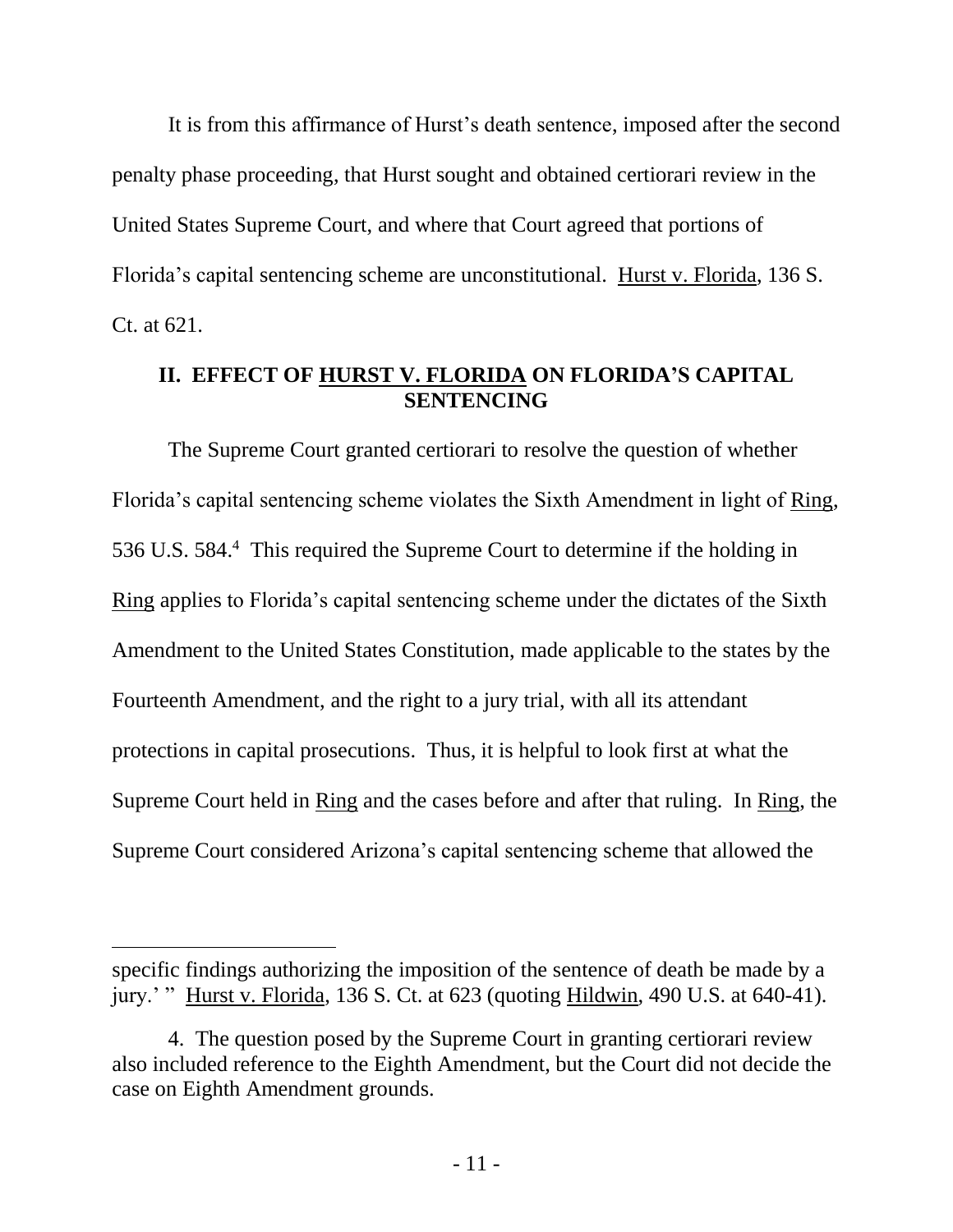It is from this affirmance of Hurst's death sentence, imposed after the second penalty phase proceeding, that Hurst sought and obtained certiorari review in the United States Supreme Court, and where that Court agreed that portions of Florida's capital sentencing scheme are unconstitutional. Hurst v. Florida, 136 S. Ct. at 621.

## II. EFFECT OF HURST V. FLORIDA ON FLORIDA'S CAPITAL SENTENCING

The Supreme Court granted certiorari to resolve the question of whether Florida's capital sentencing scheme violates the Sixth Amendment in light of Ring, 536 U.S. 584.[4] This required the Supreme Court to determine if the holding in Ring applies to Florida's capital sentencing scheme under the dictates of the Sixth Amendment to the United States Constitution, made applicable to the states by the Fourteenth Amendment, and the right to a jury trial, with all its attendant protections in capital prosecutions. Thus, it is helpful to look first at what the Supreme Court held in Ring and the cases before and after that ruling. In Ring, the Supreme Court considered Arizona's capital sentencing scheme that allowed the

---

specific findings authorizing the imposition of the sentence of death be made by a jury.' " Hurst v. Florida, 136 S. Ct. at 623 (quoting Hildwin, 490 U.S. at 640-41).

4. The question posed by the Supreme Court in granting certiorari review also included reference to the Eighth Amendment, but the Court did not decide the case on Eighth Amendment grounds.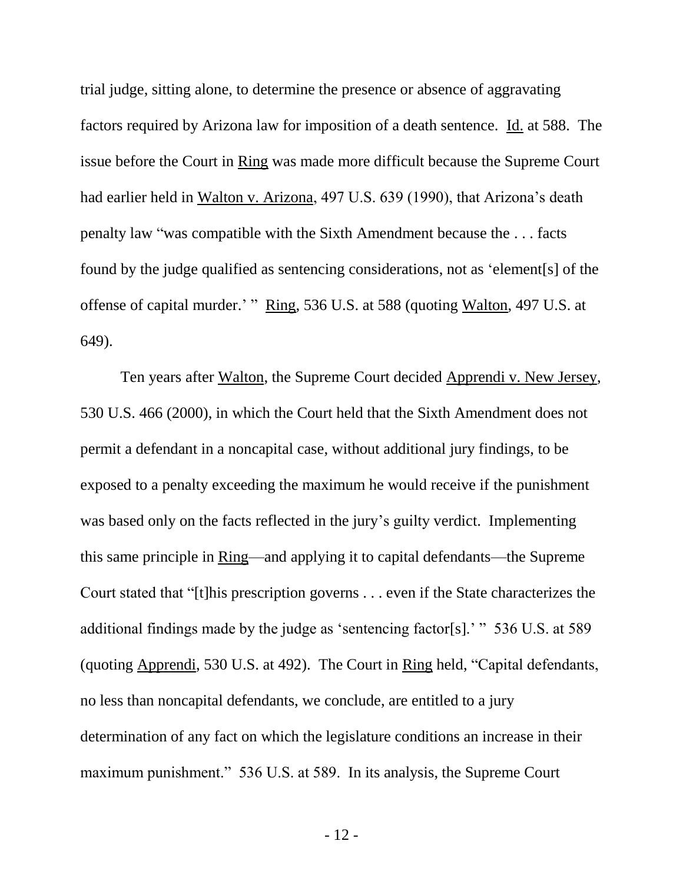trial judge, sitting alone, to determine the presence or absence of aggravating factors required by Arizona law for imposition of a death sentence. Id. at 588. The issue before the Court in Ring was made more difficult because the Supreme Court had earlier held in Walton v. Arizona, 497 U.S. 639 (1990), that Arizona's death penalty law "was compatible with the Sixth Amendment because the . . . facts found by the judge qualified as sentencing considerations, not as 'element[s] of the offense of capital murder.' " Ring, 536 U.S. at 588 (quoting Walton, 497 U.S. at 649).

Ten years after Walton, the Supreme Court decided Apprendi v. New Jersey, 530 U.S. 466 (2000), in which the Court held that the Sixth Amendment does not permit a defendant in a noncapital case, without additional jury findings, to be exposed to a penalty exceeding the maximum he would receive if the punishment was based only on the facts reflected in the jury's guilty verdict. Implementing this same principle in Ring—and applying it to capital defendants—the Supreme Court stated that "[t]his prescription governs . . . even if the State characterizes the additional findings made by the judge as 'sentencing factor[s].' " 536 U.S. at 589 (quoting Apprendi, 530 U.S. at 492). The Court in Ring held, "Capital defendants, no less than noncapital defendants, we conclude, are entitled to a jury determination of any fact on which the legislature conditions an increase in their maximum punishment." 536 U.S. at 589. In its analysis, the Supreme Court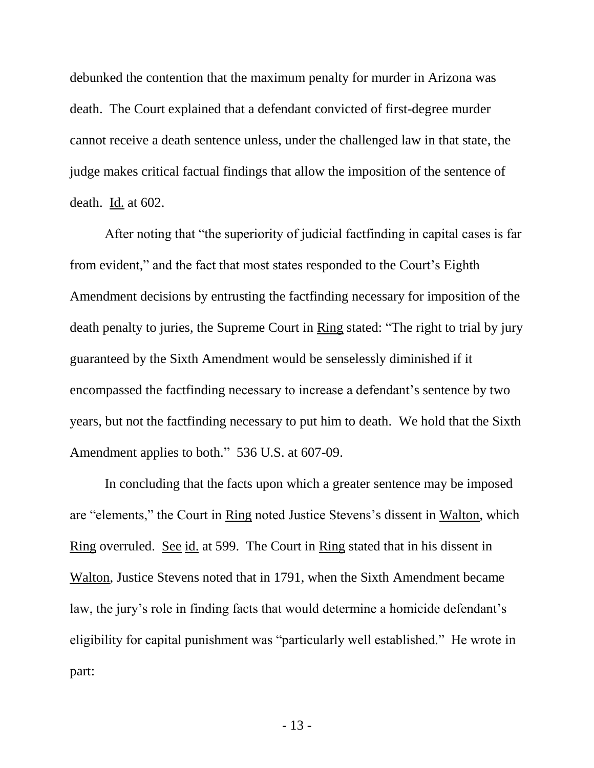debunked the contention that the maximum penalty for murder in Arizona was death. The Court explained that a defendant convicted of first-degree murder cannot receive a death sentence unless, under the challenged law in that state, the judge makes critical factual findings that allow the imposition of the sentence of death. Id. at 602.

After noting that "the superiority of judicial factfinding in capital cases is far from evident," and the fact that most states responded to the Court's Eighth Amendment decisions by entrusting the factfinding necessary for imposition of the death penalty to juries, the Supreme Court in Ring stated: "The right to trial by jury guaranteed by the Sixth Amendment would be senselessly diminished if it encompassed the factfinding necessary to increase a defendant's sentence by two years, but not the factfinding necessary to put him to death. We hold that the Sixth Amendment applies to both." 536 U.S. at 607-09.

In concluding that the facts upon which a greater sentence may be imposed are "elements," the Court in Ring noted Justice Stevens's dissent in Walton, which Ring overruled. See id. at 599. The Court in Ring stated that in his dissent in Walton, Justice Stevens noted that in 1791, when the Sixth Amendment became law, the jury's role in finding facts that would determine a homicide defendant's eligibility for capital punishment was "particularly well established." He wrote in part: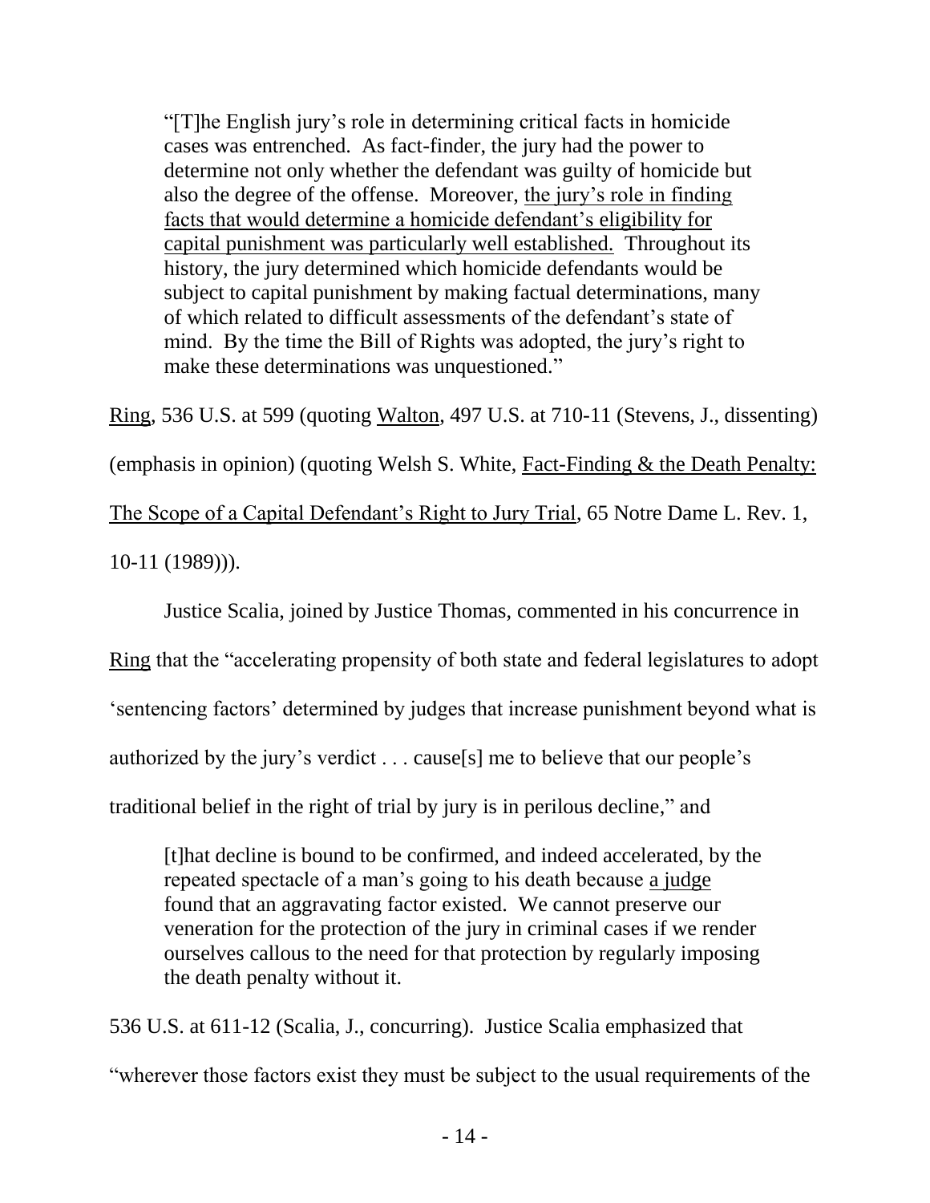> "[T]he English jury's role in determining critical facts in homicide cases was entrenched. As fact-finder, the jury had the power to determine not only whether the defendant was guilty of homicide but also the degree of the offense. Moreover, <u>the jury's role in finding facts that would determine a homicide defendant's eligibility for capital punishment was particularly well established.</u> Throughout its history, the jury determined which homicide defendants would be subject to capital punishment by making factual determinations, many of which related to difficult assessments of the defendant's state of mind. By the time the Bill of Rights was adopted, the jury's right to make these determinations was unquestioned."

<u>Ring</u>, 536 U.S. at 599 (quoting <u>Walton</u>, 497 U.S. at 710-11 (Stevens, J., dissenting) (emphasis in opinion) (quoting Welsh S. White, <u>Fact-Finding & the Death Penalty: The Scope of a Capital Defendant's Right to Jury Trial</u>, 65 Notre Dame L. Rev. 1, 10-11 (1989))).

Justice Scalia, joined by Justice Thomas, commented in his concurrence in <u>Ring</u> that the "accelerating propensity of both state and federal legislatures to adopt 'sentencing factors' determined by judges that increase punishment beyond what is authorized by the jury's verdict . . . cause[s] me to believe that our people's traditional belief in the right of trial by jury is in perilous decline," and

> [t]hat decline is bound to be confirmed, and indeed accelerated, by the repeated spectacle of a man's going to his death because <u>a judge</u> found that an aggravating factor existed. We cannot preserve our veneration for the protection of the jury in criminal cases if we render ourselves callous to the need for that protection by regularly imposing the death penalty without it.

536 U.S. at 611-12 (Scalia, J., concurring). Justice Scalia emphasized that "wherever those factors exist they must be subject to the usual requirements of the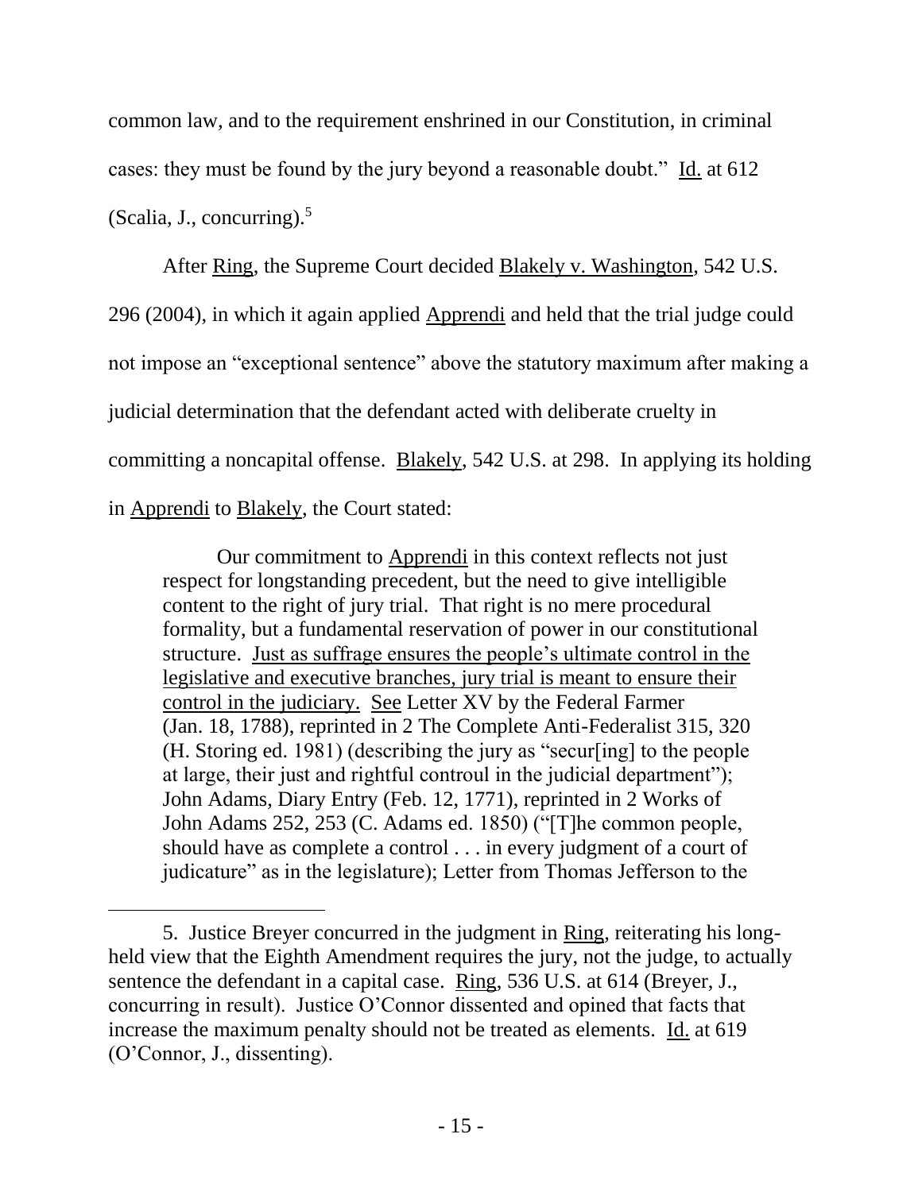common law, and to the requirement enshrined in our Constitution, in criminal cases: they must be found by the jury beyond a reasonable doubt." Id. at 612 (Scalia, J., concurring).[5]

After Ring, the Supreme Court decided Blakely v. Washington, 542 U.S. 296 (2004), in which it again applied Apprendi and held that the trial judge could not impose an "exceptional sentence" above the statutory maximum after making a judicial determination that the defendant acted with deliberate cruelty in committing a noncapital offense. Blakely, 542 U.S. at 298. In applying its holding in Apprendi to Blakely, the Court stated:

> Our commitment to Apprendi in this context reflects not just respect for longstanding precedent, but the need to give intelligible content to the right of jury trial. That right is no mere procedural formality, but a fundamental reservation of power in our constitutional structure. Just as suffrage ensures the people's ultimate control in the legislative and executive branches, jury trial is meant to ensure their control in the judiciary. See Letter XV by the Federal Farmer (Jan. 18, 1788), reprinted in 2 The Complete Anti-Federalist 315, 320 (H. Storing ed. 1981) (describing the jury as "secur[ing] to the people at large, their just and rightful controul in the judicial department"); John Adams, Diary Entry (Feb. 12, 1771), reprinted in 2 Works of John Adams 252, 253 (C. Adams ed. 1850) ("[T]he common people, should have as complete a control . . . in every judgment of a court of judicature" as in the legislature); Letter from Thomas Jefferson to the

---

5. Justice Breyer concurred in the judgment in Ring, reiterating his long-held view that the Eighth Amendment requires the jury, not the judge, to actually sentence the defendant in a capital case. Ring, 536 U.S. at 614 (Breyer, J., concurring in result). Justice O'Connor dissented and opined that facts that increase the maximum penalty should not be treated as elements. Id. at 619 (O'Connor, J., dissenting).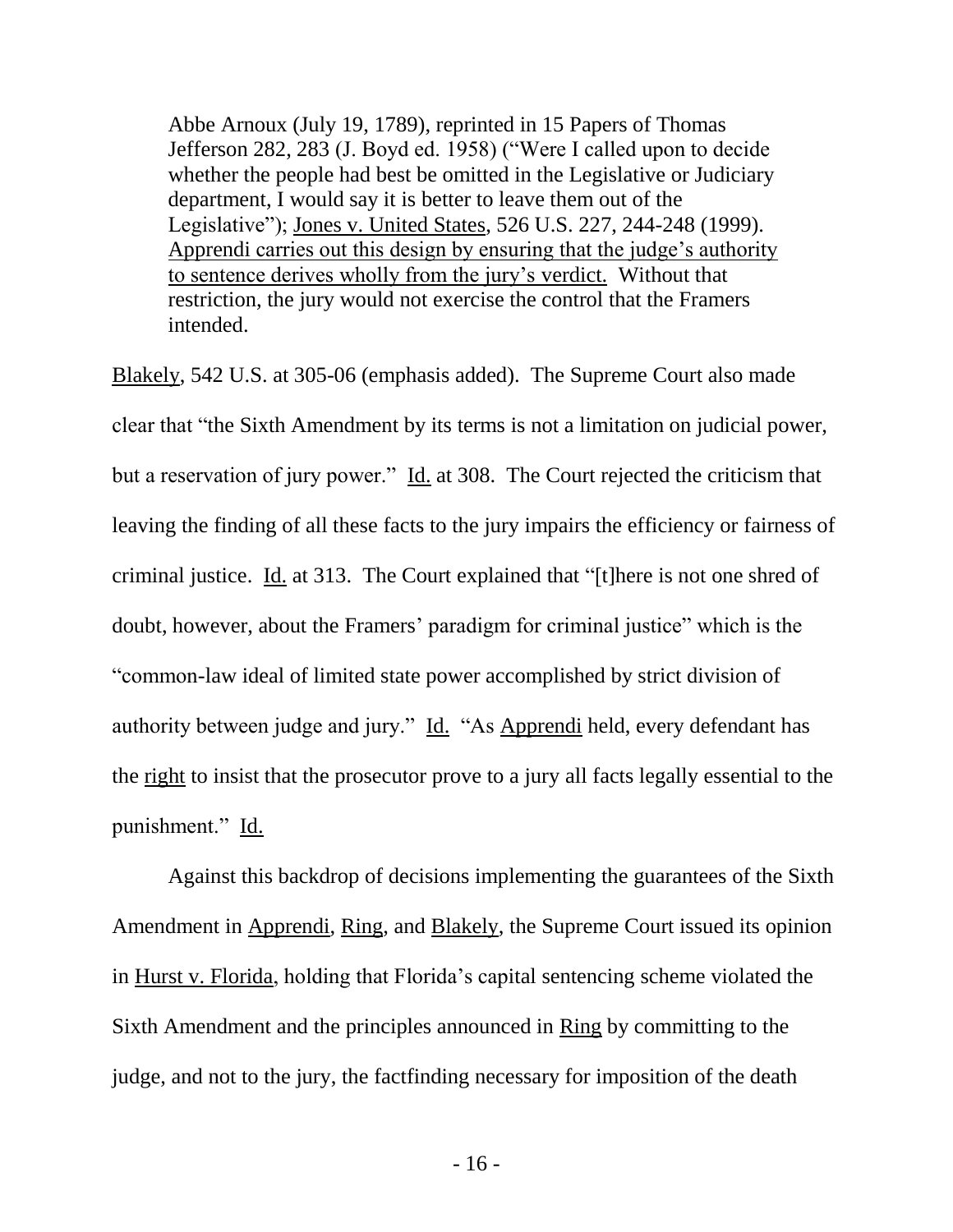> Abbe Arnoux (July 19, 1789), reprinted in 15 Papers of Thomas Jefferson 282, 283 (J. Boyd ed. 1958) ("Were I called upon to decide whether the people had best be omitted in the Legislative or Judiciary department, I would say it is better to leave them out of the Legislative"); Jones v. United States, 526 U.S. 227, 244-248 (1999). Apprendi carries out this design by ensuring that the judge's authority to sentence derives wholly from the jury's verdict. Without that restriction, the jury would not exercise the control that the Framers intended.

Blakely, 542 U.S. at 305-06 (emphasis added). The Supreme Court also made clear that "the Sixth Amendment by its terms is not a limitation on judicial power, but a reservation of jury power." Id. at 308. The Court rejected the criticism that leaving the finding of all these facts to the jury impairs the efficiency or fairness of criminal justice. Id. at 313. The Court explained that "[t]here is not one shred of doubt, however, about the Framers' paradigm for criminal justice" which is the "common-law ideal of limited state power accomplished by strict division of authority between judge and jury." Id. "As Apprendi held, every defendant has the right to insist that the prosecutor prove to a jury all facts legally essential to the punishment." Id.

Against this backdrop of decisions implementing the guarantees of the Sixth Amendment in Apprendi, Ring, and Blakely, the Supreme Court issued its opinion in Hurst v. Florida, holding that Florida's capital sentencing scheme violated the Sixth Amendment and the principles announced in Ring by committing to the judge, and not to the jury, the factfinding necessary for imposition of the death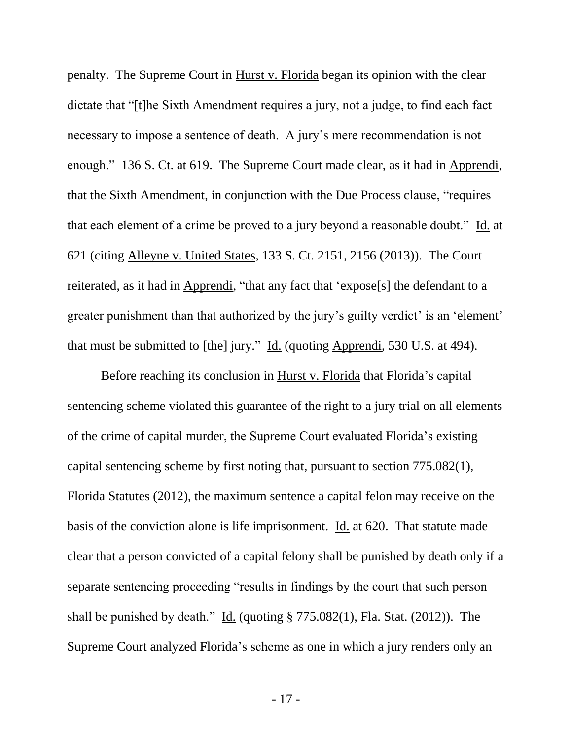penalty. The Supreme Court in Hurst v. Florida began its opinion with the clear dictate that "[t]he Sixth Amendment requires a jury, not a judge, to find each fact necessary to impose a sentence of death. A jury's mere recommendation is not enough." 136 S. Ct. at 619. The Supreme Court made clear, as it had in Apprendi, that the Sixth Amendment, in conjunction with the Due Process clause, "requires that each element of a crime be proved to a jury beyond a reasonable doubt." Id. at 621 (citing Alleyne v. United States, 133 S. Ct. 2151, 2156 (2013)). The Court reiterated, as it had in Apprendi, "that any fact that 'expose[s] the defendant to a greater punishment than that authorized by the jury's guilty verdict' is an 'element' that must be submitted to [the] jury." Id. (quoting Apprendi, 530 U.S. at 494).

Before reaching its conclusion in Hurst v. Florida that Florida's capital sentencing scheme violated this guarantee of the right to a jury trial on all elements of the crime of capital murder, the Supreme Court evaluated Florida's existing capital sentencing scheme by first noting that, pursuant to section 775.082(1), Florida Statutes (2012), the maximum sentence a capital felon may receive on the basis of the conviction alone is life imprisonment. Id. at 620. That statute made clear that a person convicted of a capital felony shall be punished by death only if a separate sentencing proceeding "results in findings by the court that such person shall be punished by death." Id. (quoting § 775.082(1), Fla. Stat. (2012)). The Supreme Court analyzed Florida's scheme as one in which a jury renders only an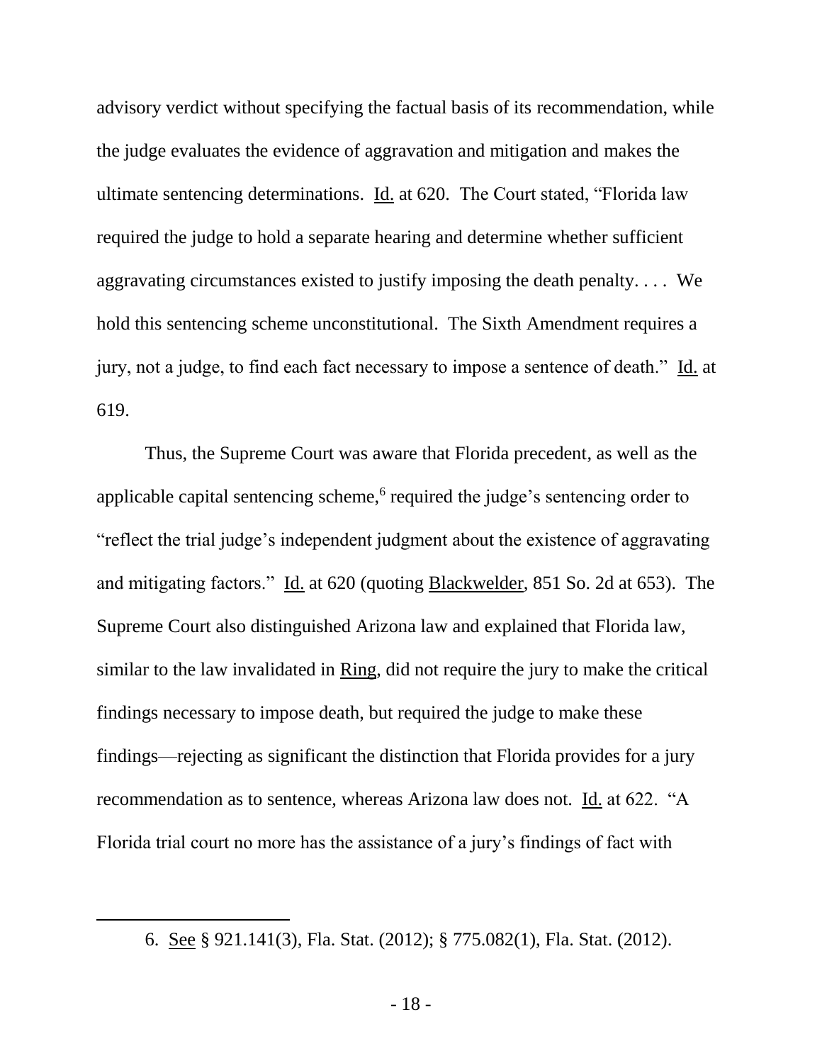advisory verdict without specifying the factual basis of its recommendation, while the judge evaluates the evidence of aggravation and mitigation and makes the ultimate sentencing determinations. Id. at 620. The Court stated, "Florida law required the judge to hold a separate hearing and determine whether sufficient aggravating circumstances existed to justify imposing the death penalty. . . . We hold this sentencing scheme unconstitutional. The Sixth Amendment requires a jury, not a judge, to find each fact necessary to impose a sentence of death." Id. at 619.

Thus, the Supreme Court was aware that Florida precedent, as well as the applicable capital sentencing scheme,[6] required the judge's sentencing order to "reflect the trial judge's independent judgment about the existence of aggravating and mitigating factors." Id. at 620 (quoting Blackwelder, 851 So. 2d at 653). The Supreme Court also distinguished Arizona law and explained that Florida law, similar to the law invalidated in Ring, did not require the jury to make the critical findings necessary to impose death, but required the judge to make these findings—rejecting as significant the distinction that Florida provides for a jury recommendation as to sentence, whereas Arizona law does not. Id. at 622. "A Florida trial court no more has the assistance of a jury's findings of fact with

6. See § 921.141(3), Fla. Stat. (2012); § 775.082(1), Fla. Stat. (2012).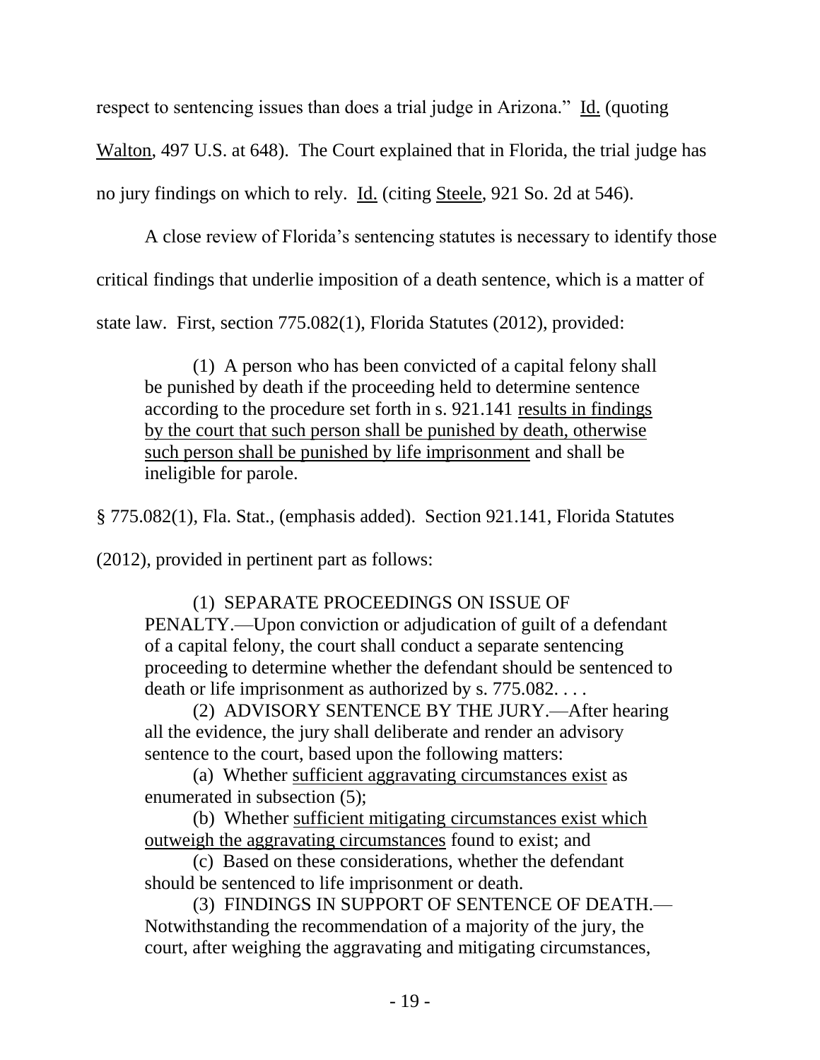respect to sentencing issues than does a trial judge in Arizona." Id. (quoting Walton, 497 U.S. at 648). The Court explained that in Florida, the trial judge has no jury findings on which to rely. Id. (citing Steele, 921 So. 2d at 546).

A close review of Florida's sentencing statutes is necessary to identify those critical findings that underlie imposition of a death sentence, which is a matter of state law. First, section 775.082(1), Florida Statutes (2012), provided:

> (1) A person who has been convicted of a capital felony shall be punished by death if the proceeding held to determine sentence according to the procedure set forth in s. 921.141 <u>results in findings by the court that such person shall be punished by death, otherwise such person shall be punished by life imprisonment</u> and shall be ineligible for parole.

§ 775.082(1), Fla. Stat., (emphasis added). Section 921.141, Florida Statutes (2012), provided in pertinent part as follows:

> (1) SEPARATE PROCEEDINGS ON ISSUE OF PENALTY.—Upon conviction or adjudication of guilt of a defendant of a capital felony, the court shall conduct a separate sentencing proceeding to determine whether the defendant should be sentenced to death or life imprisonment as authorized by s. 775.082. . . .
>
> (2) ADVISORY SENTENCE BY THE JURY.—After hearing all the evidence, the jury shall deliberate and render an advisory sentence to the court, based upon the following matters:
>
> (a) Whether <u>sufficient aggravating circumstances exist</u> as enumerated in subsection (5);
>
> (b) Whether <u>sufficient mitigating circumstances exist which outweigh the aggravating circumstances</u> found to exist; and
>
> (c) Based on these considerations, whether the defendant should be sentenced to life imprisonment or death.
>
> (3) FINDINGS IN SUPPORT OF SENTENCE OF DEATH.—Notwithstanding the recommendation of a majority of the jury, the court, after weighing the aggravating and mitigating circumstances,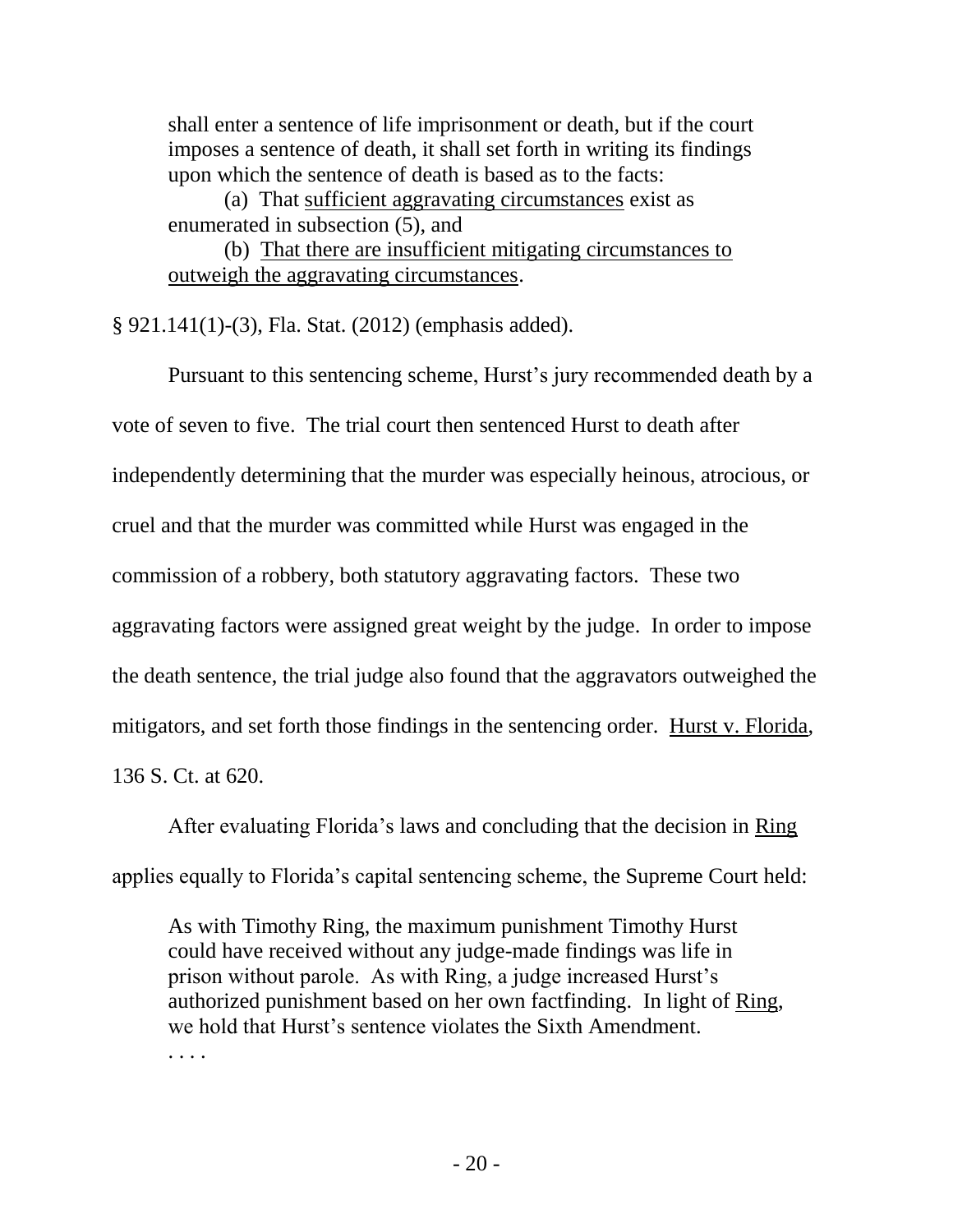> shall enter a sentence of life imprisonment or death, but if the court imposes a sentence of death, it shall set forth in writing its findings upon which the sentence of death is based as to the facts:
>
> (a) That <u>sufficient aggravating circumstances</u> exist as enumerated in subsection (5), and
>
> (b) <u>That there are insufficient mitigating circumstances to outweigh the aggravating circumstances</u>.

§ 921.141(1)-(3), Fla. Stat. (2012) (emphasis added).

Pursuant to this sentencing scheme, Hurst's jury recommended death by a vote of seven to five. The trial court then sentenced Hurst to death after independently determining that the murder was especially heinous, atrocious, or cruel and that the murder was committed while Hurst was engaged in the commission of a robbery, both statutory aggravating factors. These two aggravating factors were assigned great weight by the judge. In order to impose the death sentence, the trial judge also found that the aggravators outweighed the mitigators, and set forth those findings in the sentencing order. <u>Hurst v. Florida</u>, 136 S. Ct. at 620.

After evaluating Florida's laws and concluding that the decision in <u>Ring</u> applies equally to Florida's capital sentencing scheme, the Supreme Court held:

> As with Timothy Ring, the maximum punishment Timothy Hurst could have received without any judge-made findings was life in prison without parole. As with Ring, a judge increased Hurst's authorized punishment based on her own factfinding. In light of <u>Ring</u>, we hold that Hurst's sentence violates the Sixth Amendment.
>
> . . . .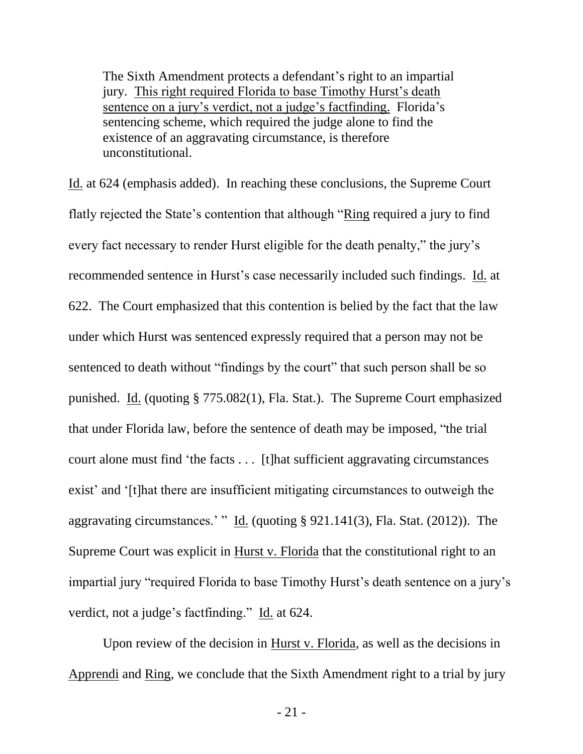> The Sixth Amendment protects a defendant's right to an impartial jury. <u>This right required Florida to base Timothy Hurst's death sentence on a jury's verdict, not a judge's factfinding.</u> Florida's sentencing scheme, which required the judge alone to find the existence of an aggravating circumstance, is therefore unconstitutional.

<u>Id.</u> at 624 (emphasis added). In reaching these conclusions, the Supreme Court flatly rejected the State's contention that although "<u>Ring</u> required a jury to find every fact necessary to render Hurst eligible for the death penalty," the jury's recommended sentence in Hurst's case necessarily included such findings. <u>Id.</u> at 622. The Court emphasized that this contention is belied by the fact that the law under which Hurst was sentenced expressly required that a person may not be sentenced to death without "findings by the court" that such person shall be so punished. <u>Id.</u> (quoting § 775.082(1), Fla. Stat.). The Supreme Court emphasized that under Florida law, before the sentence of death may be imposed, "the trial court alone must find 'the facts . . . [t]hat sufficient aggravating circumstances exist' and '[t]hat there are insufficient mitigating circumstances to outweigh the aggravating circumstances.' " <u>Id.</u> (quoting § 921.141(3), Fla. Stat. (2012)). The Supreme Court was explicit in <u>Hurst v. Florida</u> that the constitutional right to an impartial jury "required Florida to base Timothy Hurst's death sentence on a jury's verdict, not a judge's factfinding." <u>Id.</u> at 624.

Upon review of the decision in <u>Hurst v. Florida</u>, as well as the decisions in <u>Apprendi</u> and <u>Ring</u>, we conclude that the Sixth Amendment right to a trial by jury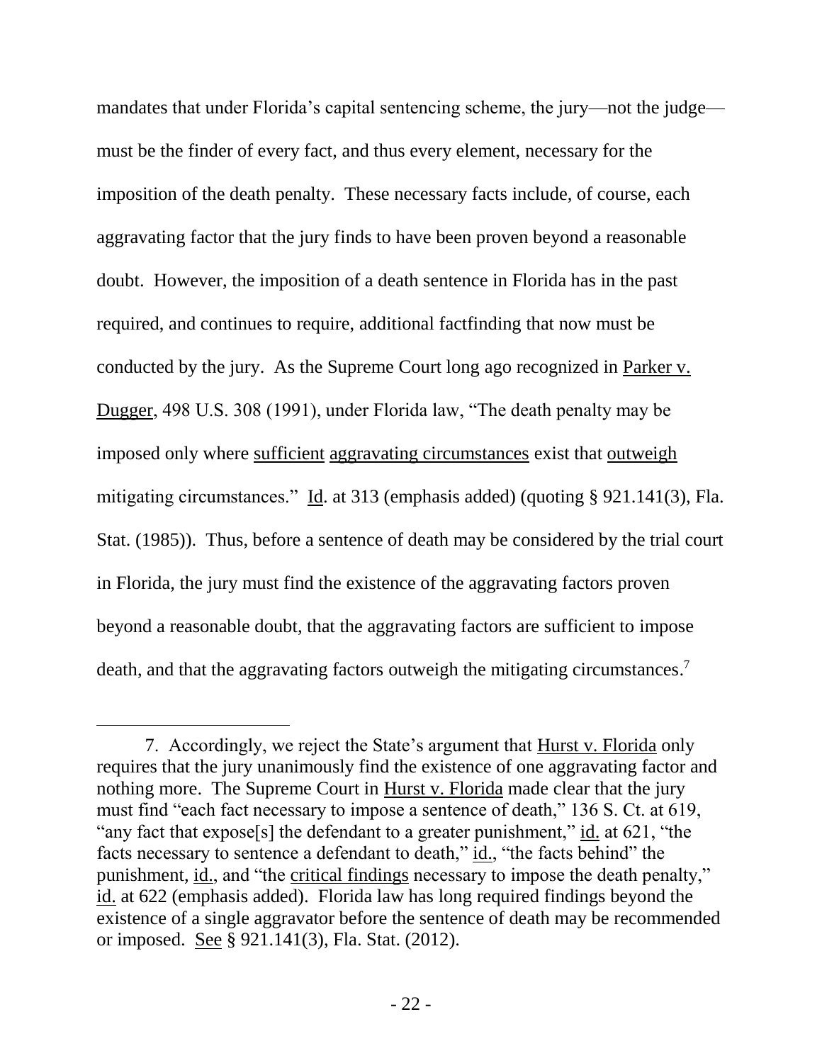mandates that under Florida's capital sentencing scheme, the jury—not the judge—must be the finder of every fact, and thus every element, necessary for the imposition of the death penalty. These necessary facts include, of course, each aggravating factor that the jury finds to have been proven beyond a reasonable doubt. However, the imposition of a death sentence in Florida has in the past required, and continues to require, additional factfinding that now must be conducted by the jury. As the Supreme Court long ago recognized in Parker v. Dugger, 498 U.S. 308 (1991), under Florida law, "The death penalty may be imposed only where sufficient aggravating circumstances exist that outweigh mitigating circumstances." Id. at 313 (emphasis added) (quoting § 921.141(3), Fla. Stat. (1985)). Thus, before a sentence of death may be considered by the trial court in Florida, the jury must find the existence of the aggravating factors proven beyond a reasonable doubt, that the aggravating factors are sufficient to impose death, and that the aggravating factors outweigh the mitigating circumstances.[7]

---

7. Accordingly, we reject the State's argument that Hurst v. Florida only requires that the jury unanimously find the existence of one aggravating factor and nothing more. The Supreme Court in Hurst v. Florida made clear that the jury must find "each fact necessary to impose a sentence of death," 136 S. Ct. at 619, "any fact that expose[s] the defendant to a greater punishment," id. at 621, "the facts necessary to sentence a defendant to death," id., "the facts behind" the punishment, id., and "the critical findings necessary to impose the death penalty," id. at 622 (emphasis added). Florida law has long required findings beyond the existence of a single aggravator before the sentence of death may be recommended or imposed. See § 921.141(3), Fla. Stat. (2012).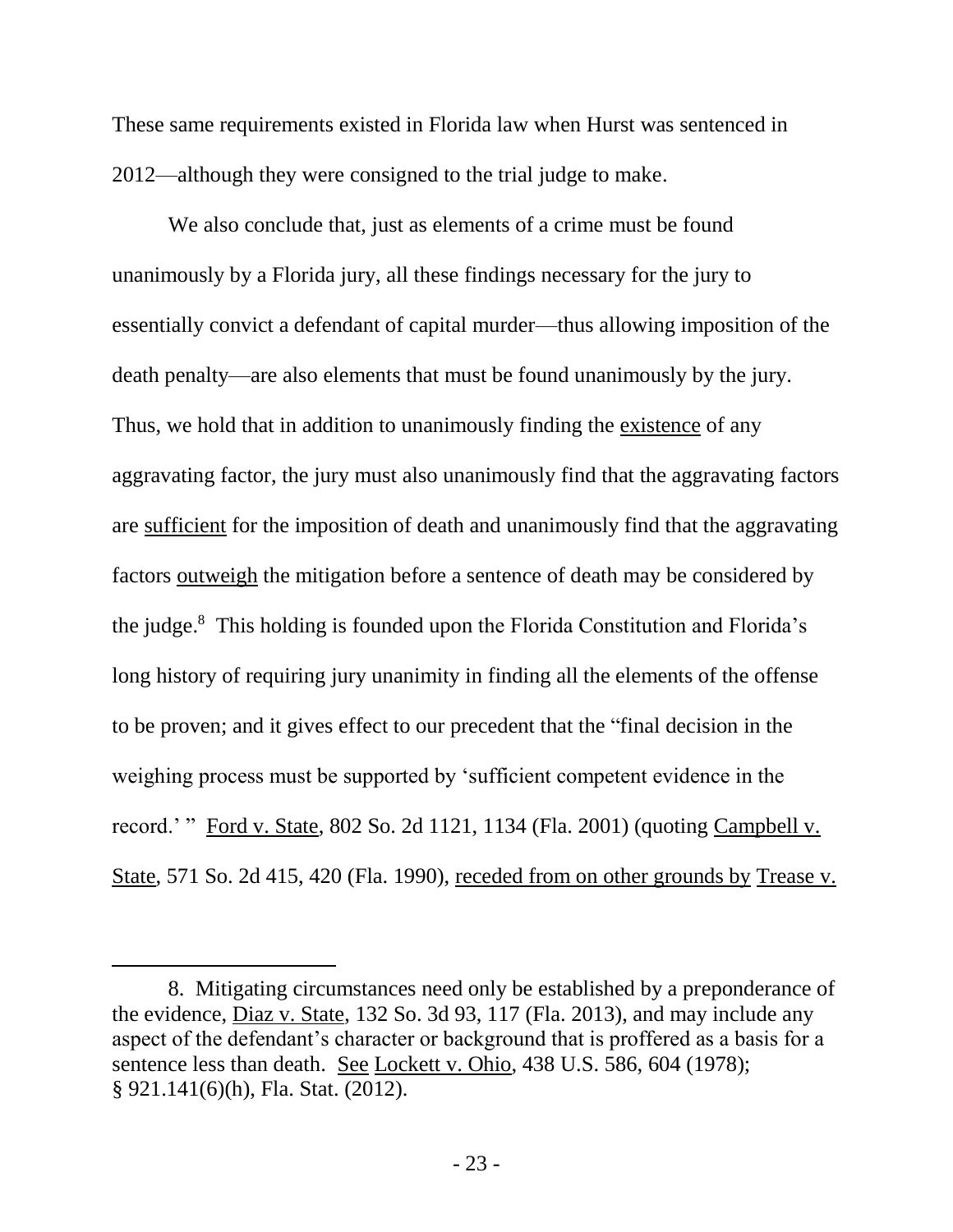These same requirements existed in Florida law when Hurst was sentenced in 2012—although they were consigned to the trial judge to make.

We also conclude that, just as elements of a crime must be found unanimously by a Florida jury, all these findings necessary for the jury to essentially convict a defendant of capital murder—thus allowing imposition of the death penalty—are also elements that must be found unanimously by the jury. Thus, we hold that in addition to unanimously finding the <u>existence</u> of any aggravating factor, the jury must also unanimously find that the aggravating factors are <u>sufficient</u> for the imposition of death and unanimously find that the aggravating factors <u>outweigh</u> the mitigation before a sentence of death may be considered by the judge.[8] This holding is founded upon the Florida Constitution and Florida's long history of requiring jury unanimity in finding all the elements of the offense to be proven; and it gives effect to our precedent that the "final decision in the weighing process must be supported by 'sufficient competent evidence in the record.' " <u>Ford v. State</u>, 802 So. 2d 1121, 1134 (Fla. 2001) (quoting <u>Campbell v. State</u>, 571 So. 2d 415, 420 (Fla. 1990), <u>receded from on other grounds by</u> <u>Trease v.</u>

---

8. Mitigating circumstances need only be established by a preponderance of the evidence, <u>Diaz v. State</u>, 132 So. 3d 93, 117 (Fla. 2013), and may include any aspect of the defendant's character or background that is proffered as a basis for a sentence less than death. <u>See</u> <u>Lockett v. Ohio</u>, 438 U.S. 586, 604 (1978); § 921.141(6)(h), Fla. Stat. (2012).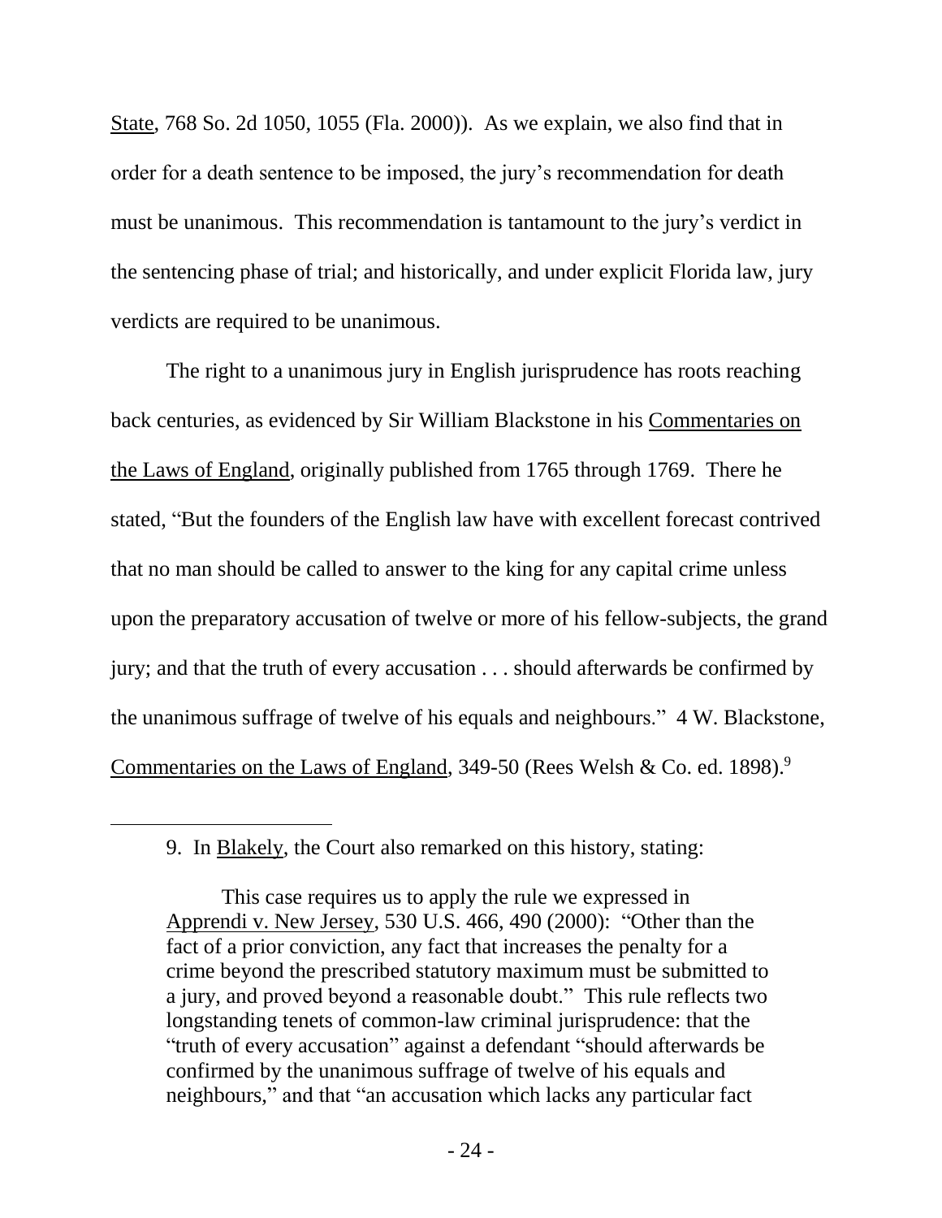State, 768 So. 2d 1050, 1055 (Fla. 2000)). As we explain, we also find that in order for a death sentence to be imposed, the jury's recommendation for death must be unanimous. This recommendation is tantamount to the jury's verdict in the sentencing phase of trial; and historically, and under explicit Florida law, jury verdicts are required to be unanimous.

The right to a unanimous jury in English jurisprudence has roots reaching back centuries, as evidenced by Sir William Blackstone in his Commentaries on the Laws of England, originally published from 1765 through 1769. There he stated, "But the founders of the English law have with excellent forecast contrived that no man should be called to answer to the king for any capital crime unless upon the preparatory accusation of twelve or more of his fellow-subjects, the grand jury; and that the truth of every accusation . . . should afterwards be confirmed by the unanimous suffrage of twelve of his equals and neighbours." 4 W. Blackstone, Commentaries on the Laws of England, 349-50 (Rees Welsh & Co. ed. 1898).[9]

---

9. In Blakely, the Court also remarked on this history, stating:

> This case requires us to apply the rule we expressed in Apprendi v. New Jersey, 530 U.S. 466, 490 (2000): "Other than the fact of a prior conviction, any fact that increases the penalty for a crime beyond the prescribed statutory maximum must be submitted to a jury, and proved beyond a reasonable doubt." This rule reflects two longstanding tenets of common-law criminal jurisprudence: that the "truth of every accusation" against a defendant "should afterwards be confirmed by the unanimous suffrage of twelve of his equals and neighbours," and that "an accusation which lacks any particular fact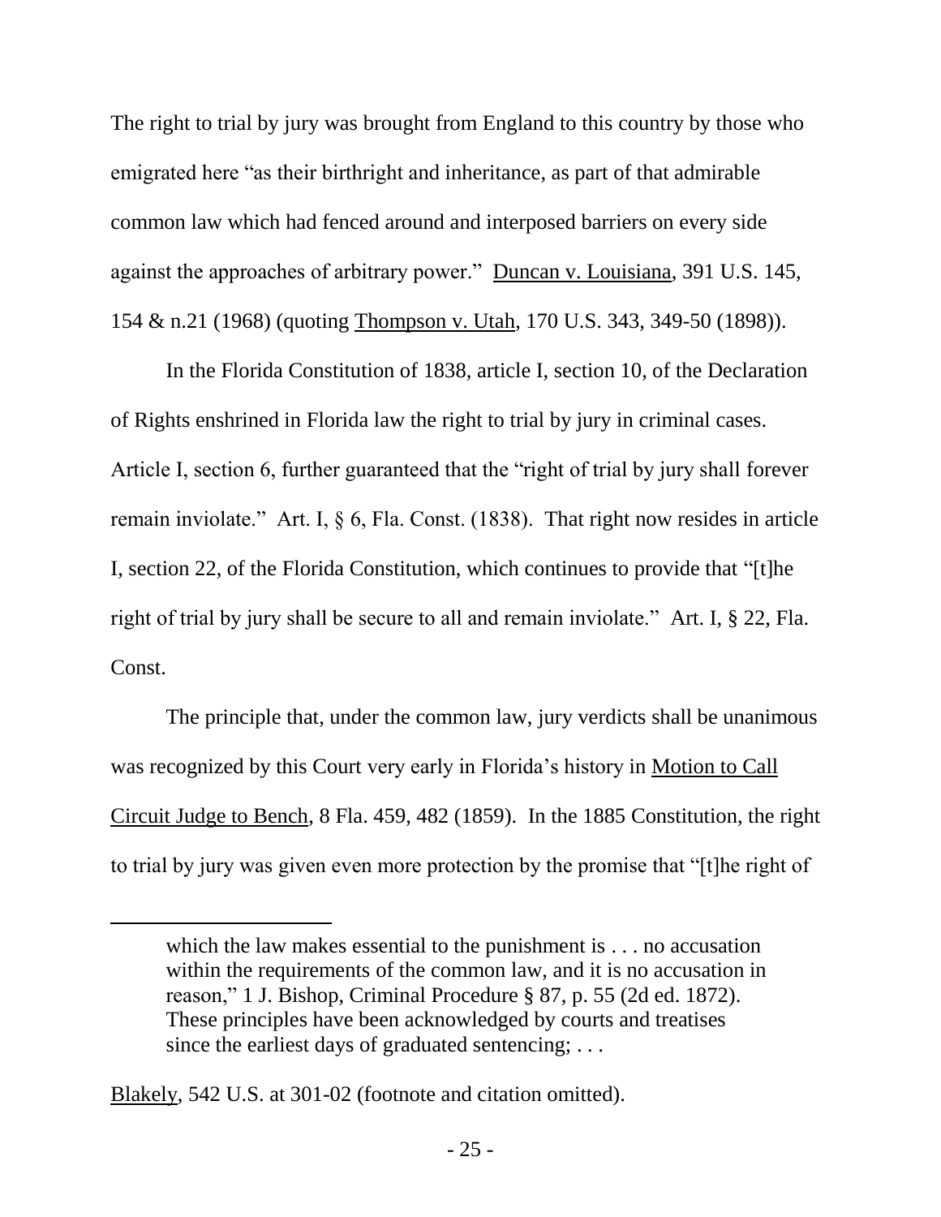The right to trial by jury was brought from England to this country by those who emigrated here "as their birthright and inheritance, as part of that admirable common law which had fenced around and interposed barriers on every side against the approaches of arbitrary power." Duncan v. Louisiana, 391 U.S. 145, 154 & n.21 (1968) (quoting Thompson v. Utah, 170 U.S. 343, 349-50 (1898)).

In the Florida Constitution of 1838, article I, section 10, of the Declaration of Rights enshrined in Florida law the right to trial by jury in criminal cases. Article I, section 6, further guaranteed that the "right of trial by jury shall forever remain inviolate." Art. I, § 6, Fla. Const. (1838). That right now resides in article I, section 22, of the Florida Constitution, which continues to provide that "[t]he right of trial by jury shall be secure to all and remain inviolate." Art. I, § 22, Fla. Const.

The principle that, under the common law, jury verdicts shall be unanimous was recognized by this Court very early in Florida's history in Motion to Call Circuit Judge to Bench, 8 Fla. 459, 482 (1859). In the 1885 Constitution, the right to trial by jury was given even more protection by the promise that "[t]he right of

---

> which the law makes essential to the punishment is . . . no accusation within the requirements of the common law, and it is no accusation in reason," 1 J. Bishop, Criminal Procedure § 87, p. 55 (2d ed. 1872). These principles have been acknowledged by courts and treatises since the earliest days of graduated sentencing; . . .

Blakely, 542 U.S. at 301-02 (footnote and citation omitted).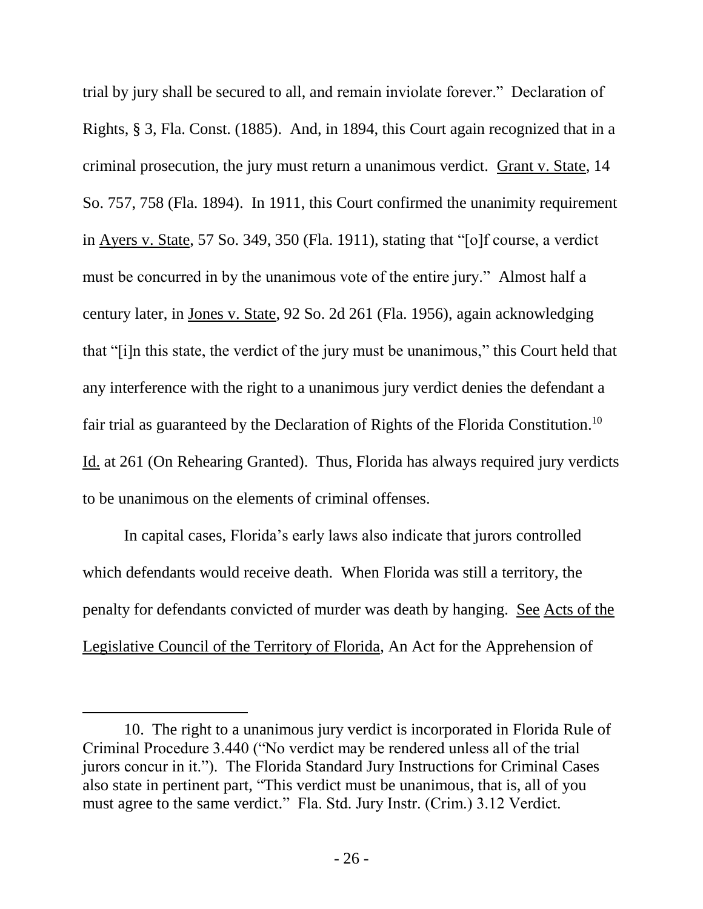trial by jury shall be secured to all, and remain inviolate forever." Declaration of Rights, § 3, Fla. Const. (1885). And, in 1894, this Court again recognized that in a criminal prosecution, the jury must return a unanimous verdict. Grant v. State, 14 So. 757, 758 (Fla. 1894). In 1911, this Court confirmed the unanimity requirement in Ayers v. State, 57 So. 349, 350 (Fla. 1911), stating that "[o]f course, a verdict must be concurred in by the unanimous vote of the entire jury." Almost half a century later, in Jones v. State, 92 So. 2d 261 (Fla. 1956), again acknowledging that "[i]n this state, the verdict of the jury must be unanimous," this Court held that any interference with the right to a unanimous jury verdict denies the defendant a fair trial as guaranteed by the Declaration of Rights of the Florida Constitution.[10] Id. at 261 (On Rehearing Granted). Thus, Florida has always required jury verdicts to be unanimous on the elements of criminal offenses.

In capital cases, Florida's early laws also indicate that jurors controlled which defendants would receive death. When Florida was still a territory, the penalty for defendants convicted of murder was death by hanging. See Acts of the Legislative Council of the Territory of Florida, An Act for the Apprehension of

---

10. The right to a unanimous jury verdict is incorporated in Florida Rule of Criminal Procedure 3.440 ("No verdict may be rendered unless all of the trial jurors concur in it."). The Florida Standard Jury Instructions for Criminal Cases also state in pertinent part, "This verdict must be unanimous, that is, all of you must agree to the same verdict." Fla. Std. Jury Instr. (Crim.) 3.12 Verdict.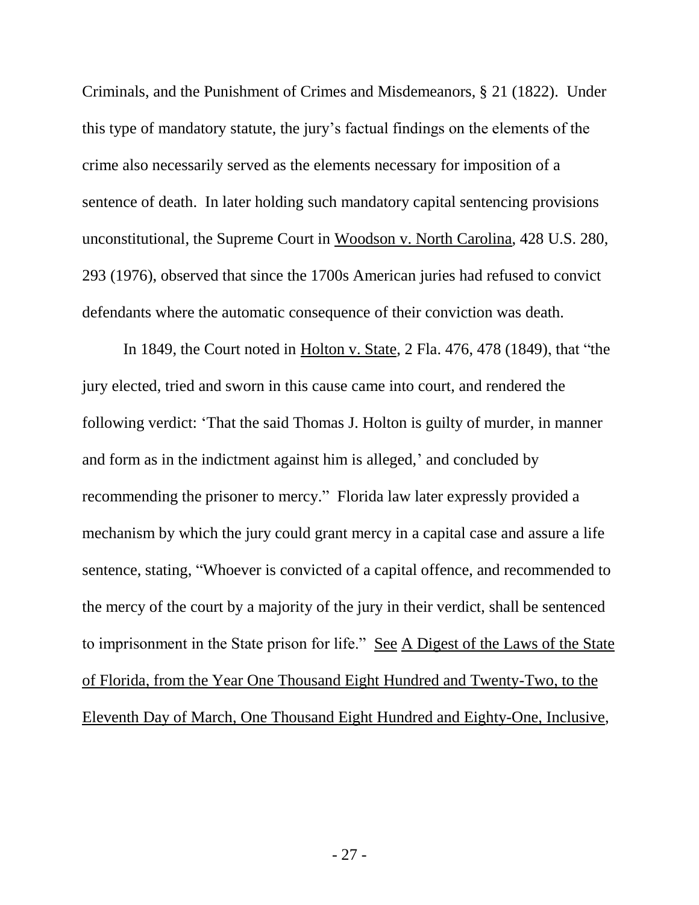Criminals, and the Punishment of Crimes and Misdemeanors, § 21 (1822). Under this type of mandatory statute, the jury's factual findings on the elements of the crime also necessarily served as the elements necessary for imposition of a sentence of death. In later holding such mandatory capital sentencing provisions unconstitutional, the Supreme Court in Woodson v. North Carolina, 428 U.S. 280, 293 (1976), observed that since the 1700s American juries had refused to convict defendants where the automatic consequence of their conviction was death.

In 1849, the Court noted in Holton v. State, 2 Fla. 476, 478 (1849), that "the jury elected, tried and sworn in this cause came into court, and rendered the following verdict: 'That the said Thomas J. Holton is guilty of murder, in manner and form as in the indictment against him is alleged,' and concluded by recommending the prisoner to mercy." Florida law later expressly provided a mechanism by which the jury could grant mercy in a capital case and assure a life sentence, stating, "Whoever is convicted of a capital offence, and recommended to the mercy of the court by a majority of the jury in their verdict, shall be sentenced to imprisonment in the State prison for life." See A Digest of the Laws of the State of Florida, from the Year One Thousand Eight Hundred and Twenty-Two, to the Eleventh Day of March, One Thousand Eight Hundred and Eighty-One, Inclusive,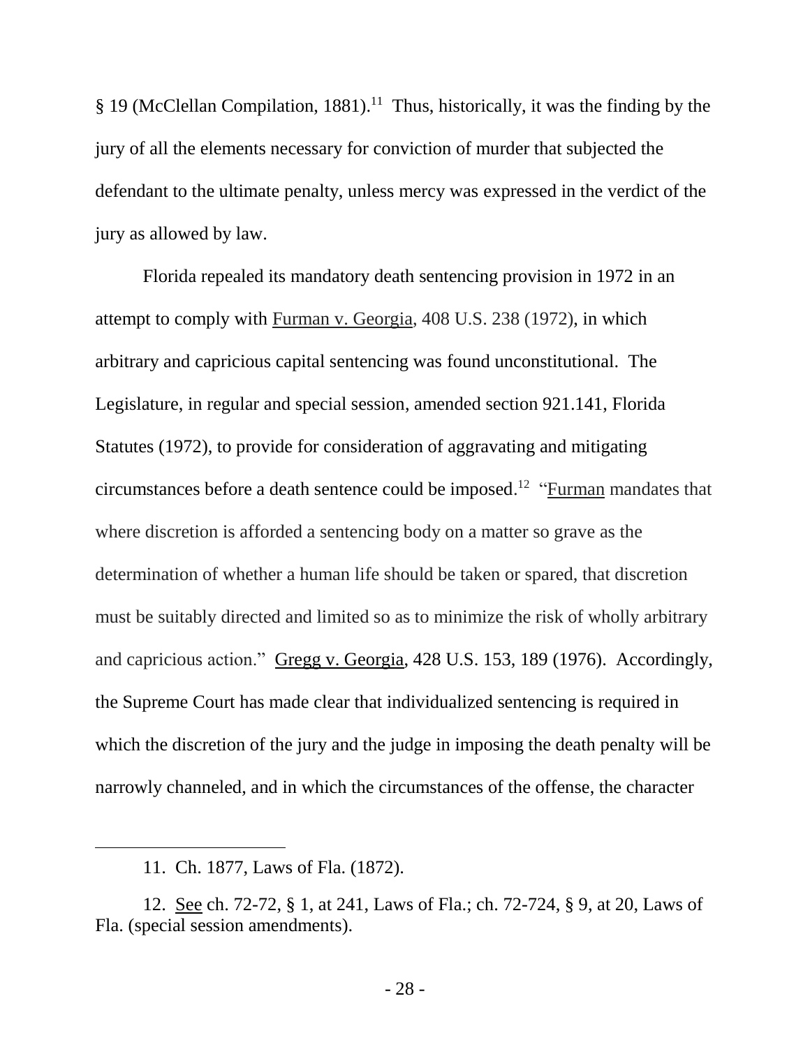§ 19 (McClellan Compilation, 1881).[11] Thus, historically, it was the finding by the jury of all the elements necessary for conviction of murder that subjected the defendant to the ultimate penalty, unless mercy was expressed in the verdict of the jury as allowed by law.

Florida repealed its mandatory death sentencing provision in 1972 in an attempt to comply with Furman v. Georgia, 408 U.S. 238 (1972), in which arbitrary and capricious capital sentencing was found unconstitutional. The Legislature, in regular and special session, amended section 921.141, Florida Statutes (1972), to provide for consideration of aggravating and mitigating circumstances before a death sentence could be imposed.[12] "Furman mandates that where discretion is afforded a sentencing body on a matter so grave as the determination of whether a human life should be taken or spared, that discretion must be suitably directed and limited so as to minimize the risk of wholly arbitrary and capricious action." Gregg v. Georgia, 428 U.S. 153, 189 (1976). Accordingly, the Supreme Court has made clear that individualized sentencing is required in which the discretion of the jury and the judge in imposing the death penalty will be narrowly channeled, and in which the circumstances of the offense, the character

---

11. Ch. 1877, Laws of Fla. (1872).

12. See ch. 72-72, § 1, at 241, Laws of Fla.; ch. 72-724, § 9, at 20, Laws of Fla. (special session amendments).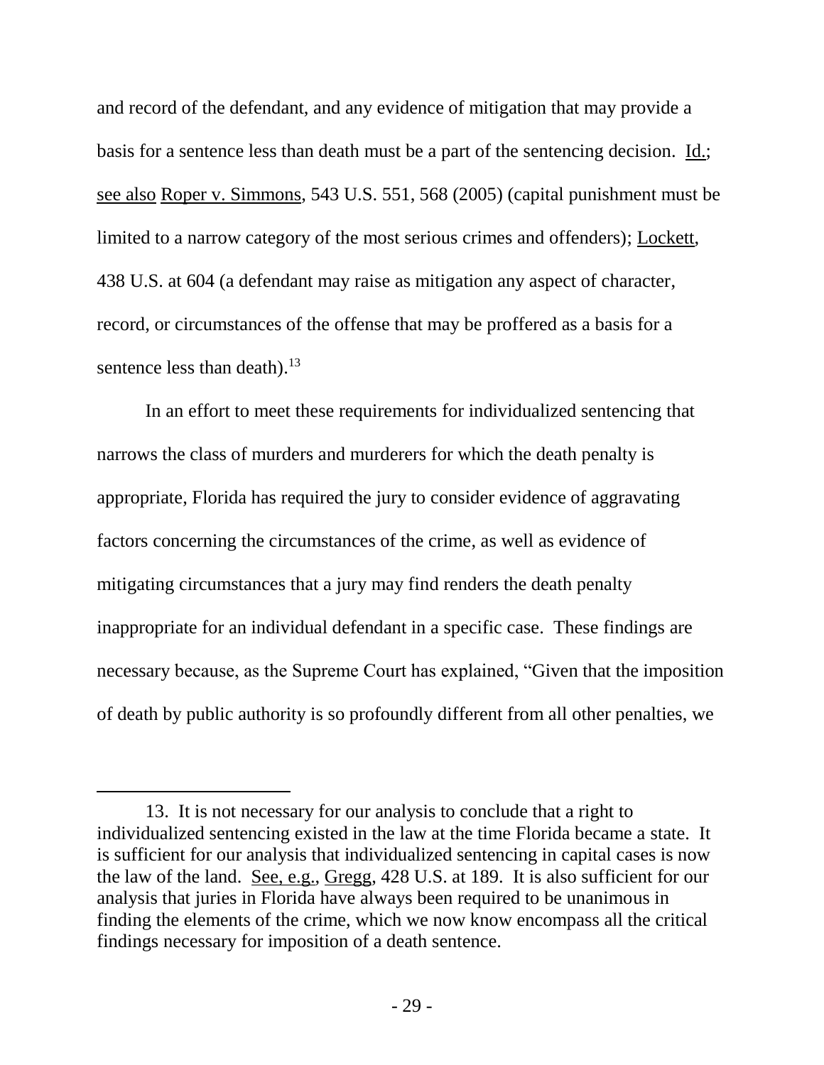and record of the defendant, and any evidence of mitigation that may provide a basis for a sentence less than death must be a part of the sentencing decision. Id.; see also Roper v. Simmons, 543 U.S. 551, 568 (2005) (capital punishment must be limited to a narrow category of the most serious crimes and offenders); Lockett, 438 U.S. at 604 (a defendant may raise as mitigation any aspect of character, record, or circumstances of the offense that may be proffered as a basis for a sentence less than death).[13]

In an effort to meet these requirements for individualized sentencing that narrows the class of murders and murderers for which the death penalty is appropriate, Florida has required the jury to consider evidence of aggravating factors concerning the circumstances of the crime, as well as evidence of mitigating circumstances that a jury may find renders the death penalty inappropriate for an individual defendant in a specific case. These findings are necessary because, as the Supreme Court has explained, "Given that the imposition of death by public authority is so profoundly different from all other penalties, we

---

13. It is not necessary for our analysis to conclude that a right to individualized sentencing existed in the law at the time Florida became a state. It is sufficient for our analysis that individualized sentencing in capital cases is now the law of the land. See, e.g., Gregg, 428 U.S. at 189. It is also sufficient for our analysis that juries in Florida have always been required to be unanimous in finding the elements of the crime, which we now know encompass all the critical findings necessary for imposition of a death sentence.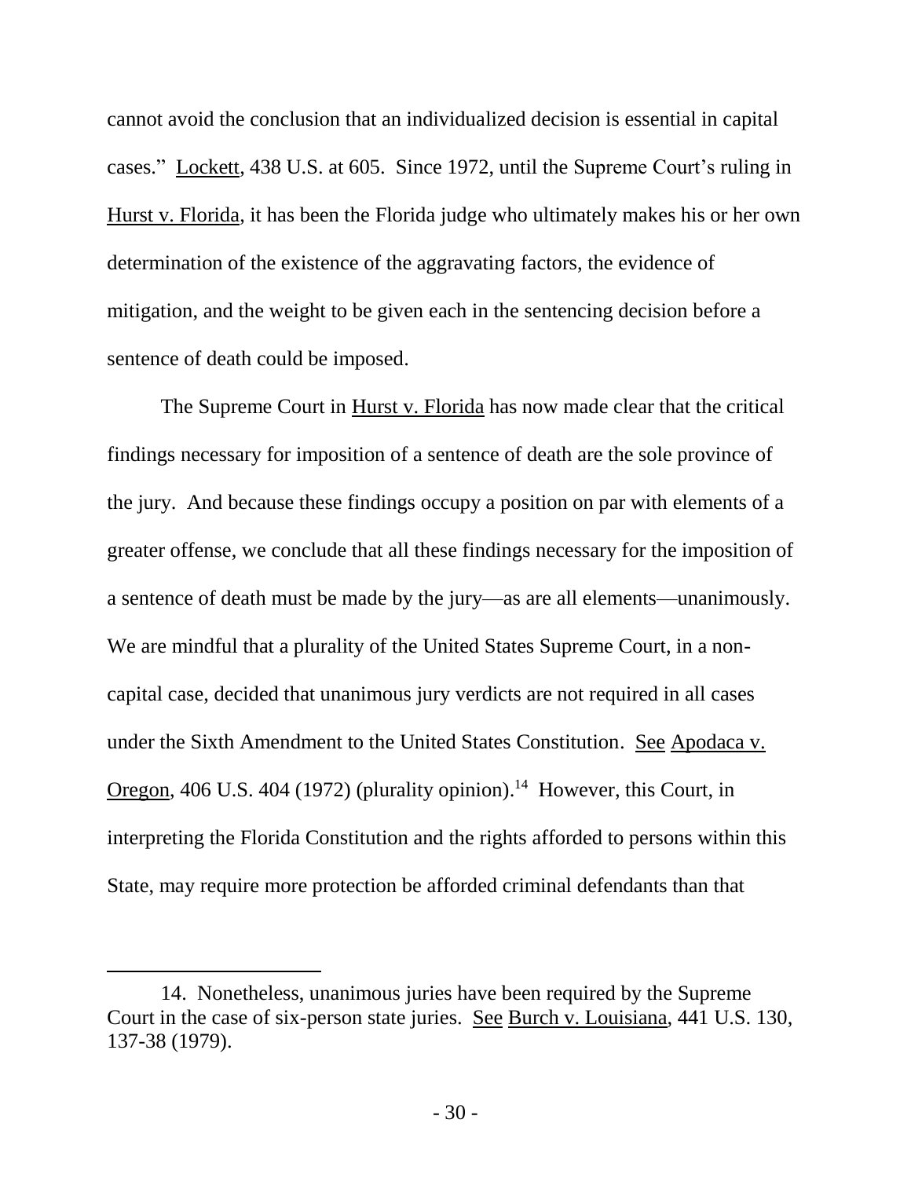cannot avoid the conclusion that an individualized decision is essential in capital cases." Lockett, 438 U.S. at 605. Since 1972, until the Supreme Court's ruling in Hurst v. Florida, it has been the Florida judge who ultimately makes his or her own determination of the existence of the aggravating factors, the evidence of mitigation, and the weight to be given each in the sentencing decision before a sentence of death could be imposed.

The Supreme Court in Hurst v. Florida has now made clear that the critical findings necessary for imposition of a sentence of death are the sole province of the jury. And because these findings occupy a position on par with elements of a greater offense, we conclude that all these findings necessary for the imposition of a sentence of death must be made by the jury—as are all elements—unanimously. We are mindful that a plurality of the United States Supreme Court, in a non-capital case, decided that unanimous jury verdicts are not required in all cases under the Sixth Amendment to the United States Constitution. See Apodaca v. Oregon, 406 U.S. 404 (1972) (plurality opinion).[14] However, this Court, in interpreting the Florida Constitution and the rights afforded to persons within this State, may require more protection be afforded criminal defendants than that

---

14. Nonetheless, unanimous juries have been required by the Supreme Court in the case of six-person state juries. See Burch v. Louisiana, 441 U.S. 130, 137-38 (1979).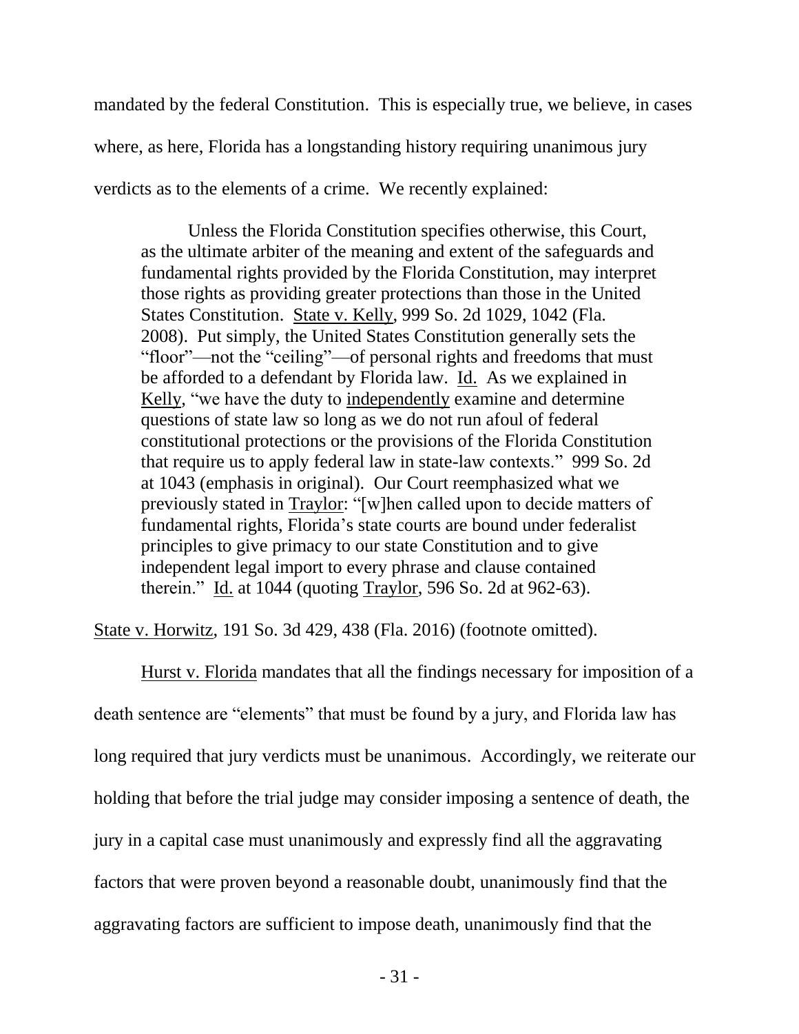mandated by the federal Constitution. This is especially true, we believe, in cases where, as here, Florida has a longstanding history requiring unanimous jury verdicts as to the elements of a crime. We recently explained:

> Unless the Florida Constitution specifies otherwise, this Court, as the ultimate arbiter of the meaning and extent of the safeguards and fundamental rights provided by the Florida Constitution, may interpret those rights as providing greater protections than those in the United States Constitution. State v. Kelly, 999 So. 2d 1029, 1042 (Fla. 2008). Put simply, the United States Constitution generally sets the "floor"—not the "ceiling"—of personal rights and freedoms that must be afforded to a defendant by Florida law. Id. As we explained in Kelly, "we have the duty to *independently* examine and determine questions of state law so long as we do not run afoul of federal constitutional protections or the provisions of the Florida Constitution that require us to apply federal law in state-law contexts." 999 So. 2d at 1043 (emphasis in original). Our Court reemphasized what we previously stated in Traylor: "[w]hen called upon to decide matters of fundamental rights, Florida's state courts are bound under federalist principles to give primacy to our state Constitution and to give independent legal import to every phrase and clause contained therein." Id. at 1044 (quoting Traylor, 596 So. 2d at 962-63).

State v. Horwitz, 191 So. 3d 429, 438 (Fla. 2016) (footnote omitted).

Hurst v. Florida mandates that all the findings necessary for imposition of a death sentence are "elements" that must be found by a jury, and Florida law has long required that jury verdicts must be unanimous. Accordingly, we reiterate our holding that before the trial judge may consider imposing a sentence of death, the jury in a capital case must unanimously and expressly find all the aggravating factors that were proven beyond a reasonable doubt, unanimously find that the aggravating factors are sufficient to impose death, unanimously find that the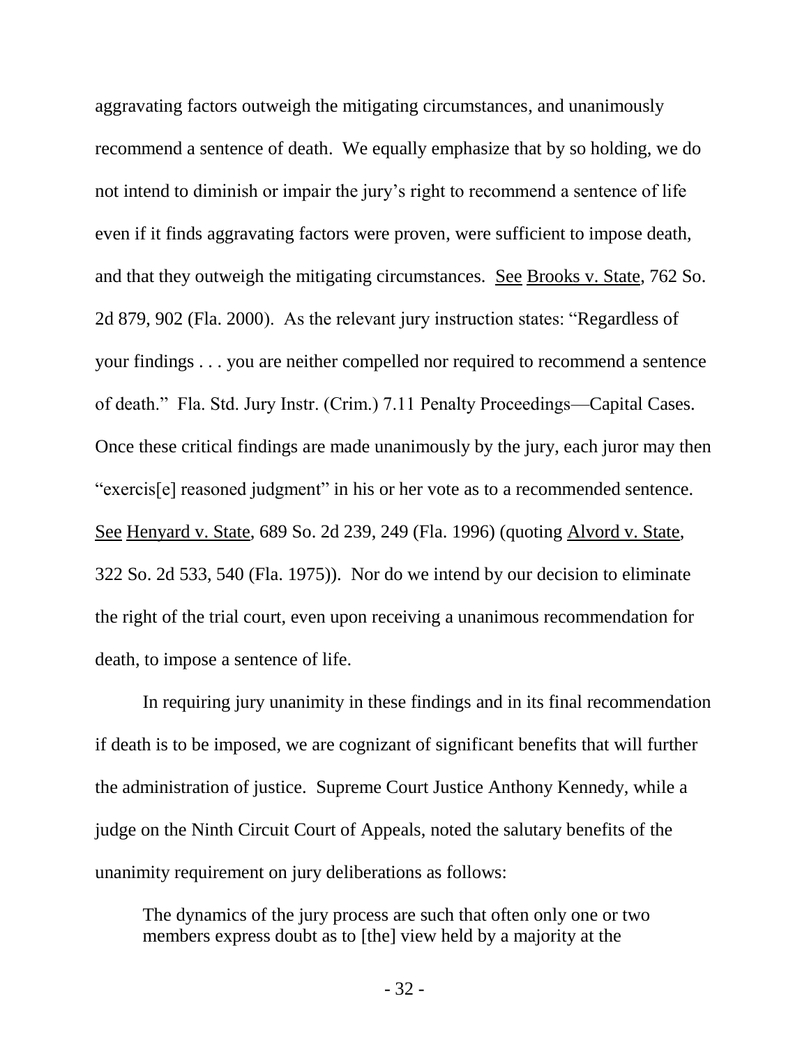aggravating factors outweigh the mitigating circumstances, and unanimously recommend a sentence of death. We equally emphasize that by so holding, we do not intend to diminish or impair the jury's right to recommend a sentence of life even if it finds aggravating factors were proven, were sufficient to impose death, and that they outweigh the mitigating circumstances. See Brooks v. State, 762 So. 2d 879, 902 (Fla. 2000). As the relevant jury instruction states: "Regardless of your findings . . . you are neither compelled nor required to recommend a sentence of death." Fla. Std. Jury Instr. (Crim.) 7.11 Penalty Proceedings—Capital Cases. Once these critical findings are made unanimously by the jury, each juror may then "exercis[e] reasoned judgment" in his or her vote as to a recommended sentence. See Henyard v. State, 689 So. 2d 239, 249 (Fla. 1996) (quoting Alvord v. State, 322 So. 2d 533, 540 (Fla. 1975)). Nor do we intend by our decision to eliminate the right of the trial court, even upon receiving a unanimous recommendation for death, to impose a sentence of life.

In requiring jury unanimity in these findings and in its final recommendation if death is to be imposed, we are cognizant of significant benefits that will further the administration of justice. Supreme Court Justice Anthony Kennedy, while a judge on the Ninth Circuit Court of Appeals, noted the salutary benefits of the unanimity requirement on jury deliberations as follows:

> The dynamics of the jury process are such that often only one or two members express doubt as to [the] view held by a majority at the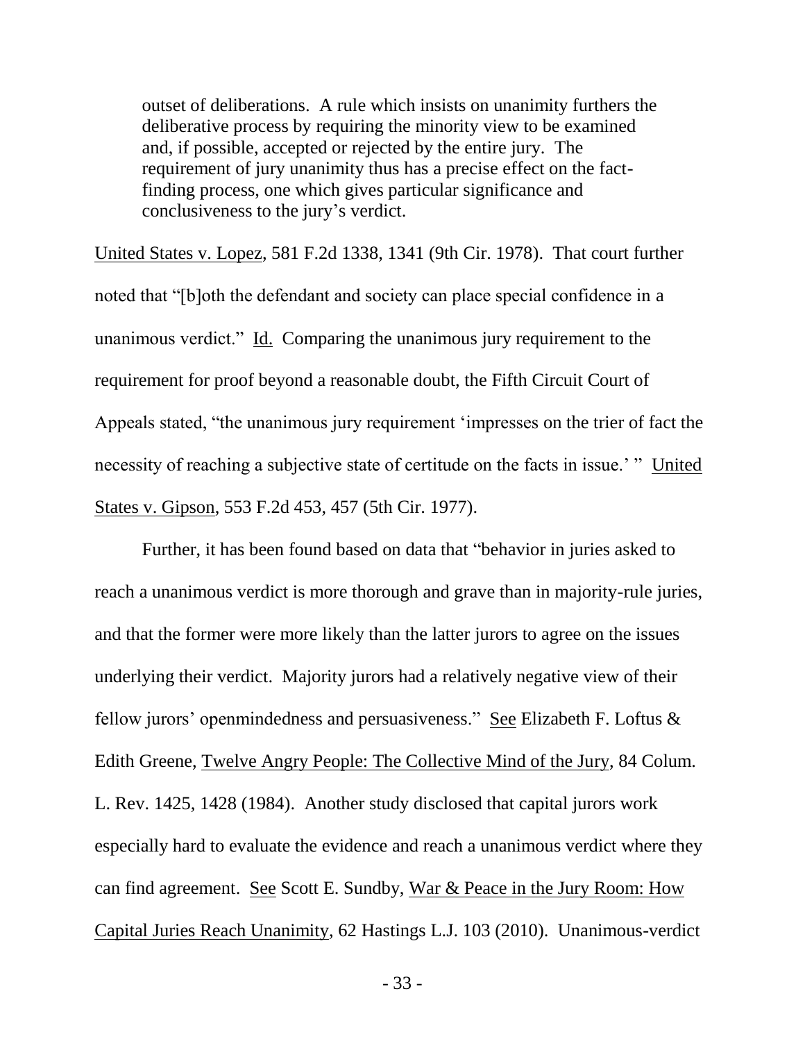> outset of deliberations. A rule which insists on unanimity furthers the deliberative process by requiring the minority view to be examined and, if possible, accepted or rejected by the entire jury. The requirement of jury unanimity thus has a precise effect on the fact-finding process, one which gives particular significance and conclusiveness to the jury's verdict.

United States v. Lopez, 581 F.2d 1338, 1341 (9th Cir. 1978). That court further noted that "[b]oth the defendant and society can place special confidence in a unanimous verdict." Id. Comparing the unanimous jury requirement to the requirement for proof beyond a reasonable doubt, the Fifth Circuit Court of Appeals stated, "the unanimous jury requirement 'impresses on the trier of fact the necessity of reaching a subjective state of certitude on the facts in issue.' " United States v. Gipson, 553 F.2d 453, 457 (5th Cir. 1977).

Further, it has been found based on data that "behavior in juries asked to reach a unanimous verdict is more thorough and grave than in majority-rule juries, and that the former were more likely than the latter jurors to agree on the issues underlying their verdict. Majority jurors had a relatively negative view of their fellow jurors' openmindedness and persuasiveness." See Elizabeth F. Loftus & Edith Greene, Twelve Angry People: The Collective Mind of the Jury, 84 Colum. L. Rev. 1425, 1428 (1984). Another study disclosed that capital jurors work especially hard to evaluate the evidence and reach a unanimous verdict where they can find agreement. See Scott E. Sundby, War & Peace in the Jury Room: How Capital Juries Reach Unanimity, 62 Hastings L.J. 103 (2010). Unanimous-verdict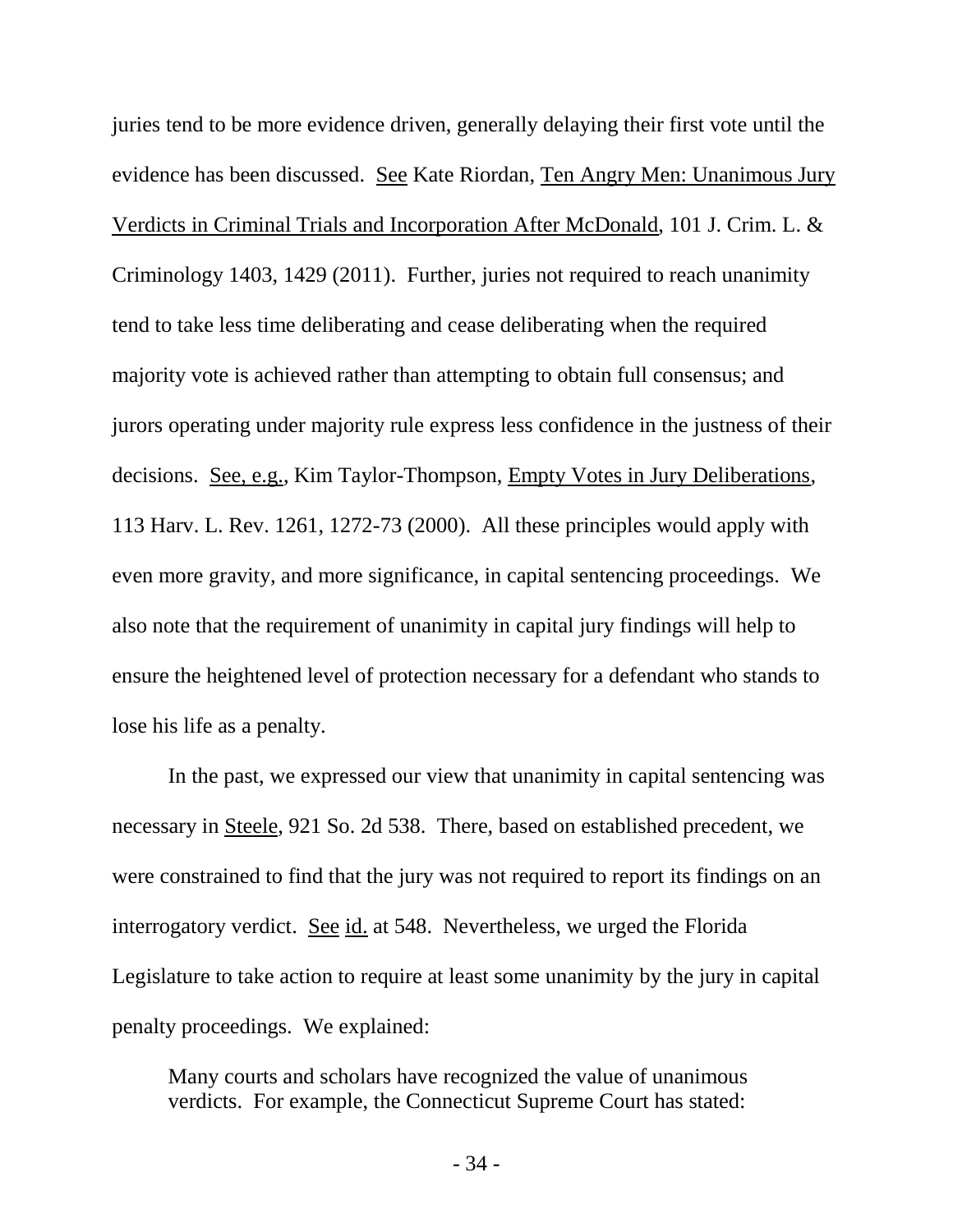juries tend to be more evidence driven, generally delaying their first vote until the evidence has been discussed. See Kate Riordan, Ten Angry Men: Unanimous Jury Verdicts in Criminal Trials and Incorporation After McDonald, 101 J. Crim. L. & Criminology 1403, 1429 (2011). Further, juries not required to reach unanimity tend to take less time deliberating and cease deliberating when the required majority vote is achieved rather than attempting to obtain full consensus; and jurors operating under majority rule express less confidence in the justness of their decisions. See, e.g., Kim Taylor-Thompson, Empty Votes in Jury Deliberations, 113 Harv. L. Rev. 1261, 1272-73 (2000). All these principles would apply with even more gravity, and more significance, in capital sentencing proceedings. We also note that the requirement of unanimity in capital jury findings will help to ensure the heightened level of protection necessary for a defendant who stands to lose his life as a penalty.

In the past, we expressed our view that unanimity in capital sentencing was necessary in Steele, 921 So. 2d 538. There, based on established precedent, we were constrained to find that the jury was not required to report its findings on an interrogatory verdict. See id. at 548. Nevertheless, we urged the Florida Legislature to take action to require at least some unanimity by the jury in capital penalty proceedings. We explained:

> Many courts and scholars have recognized the value of unanimous verdicts. For example, the Connecticut Supreme Court has stated: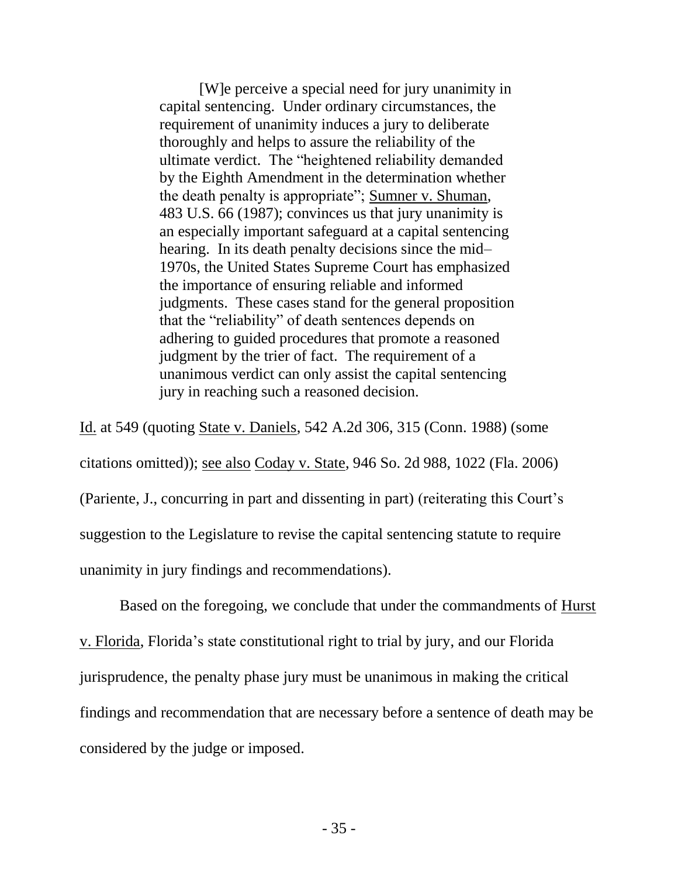> [W]e perceive a special need for jury unanimity in capital sentencing. Under ordinary circumstances, the requirement of unanimity induces a jury to deliberate thoroughly and helps to assure the reliability of the ultimate verdict. The "heightened reliability demanded by the Eighth Amendment in the determination whether the death penalty is appropriate"; Sumner v. Shuman, 483 U.S. 66 (1987); convinces us that jury unanimity is an especially important safeguard at a capital sentencing hearing. In its death penalty decisions since the mid–1970s, the United States Supreme Court has emphasized the importance of ensuring reliable and informed judgments. These cases stand for the general proposition that the "reliability" of death sentences depends on adhering to guided procedures that promote a reasoned judgment by the trier of fact. The requirement of a unanimous verdict can only assist the capital sentencing jury in reaching such a reasoned decision.

Id. at 549 (quoting State v. Daniels, 542 A.2d 306, 315 (Conn. 1988) (some citations omitted)); see also Coday v. State, 946 So. 2d 988, 1022 (Fla. 2006) (Pariente, J., concurring in part and dissenting in part) (reiterating this Court's suggestion to the Legislature to revise the capital sentencing statute to require unanimity in jury findings and recommendations).

Based on the foregoing, we conclude that under the commandments of Hurst v. Florida, Florida's state constitutional right to trial by jury, and our Florida jurisprudence, the penalty phase jury must be unanimous in making the critical findings and recommendation that are necessary before a sentence of death may be considered by the judge or imposed.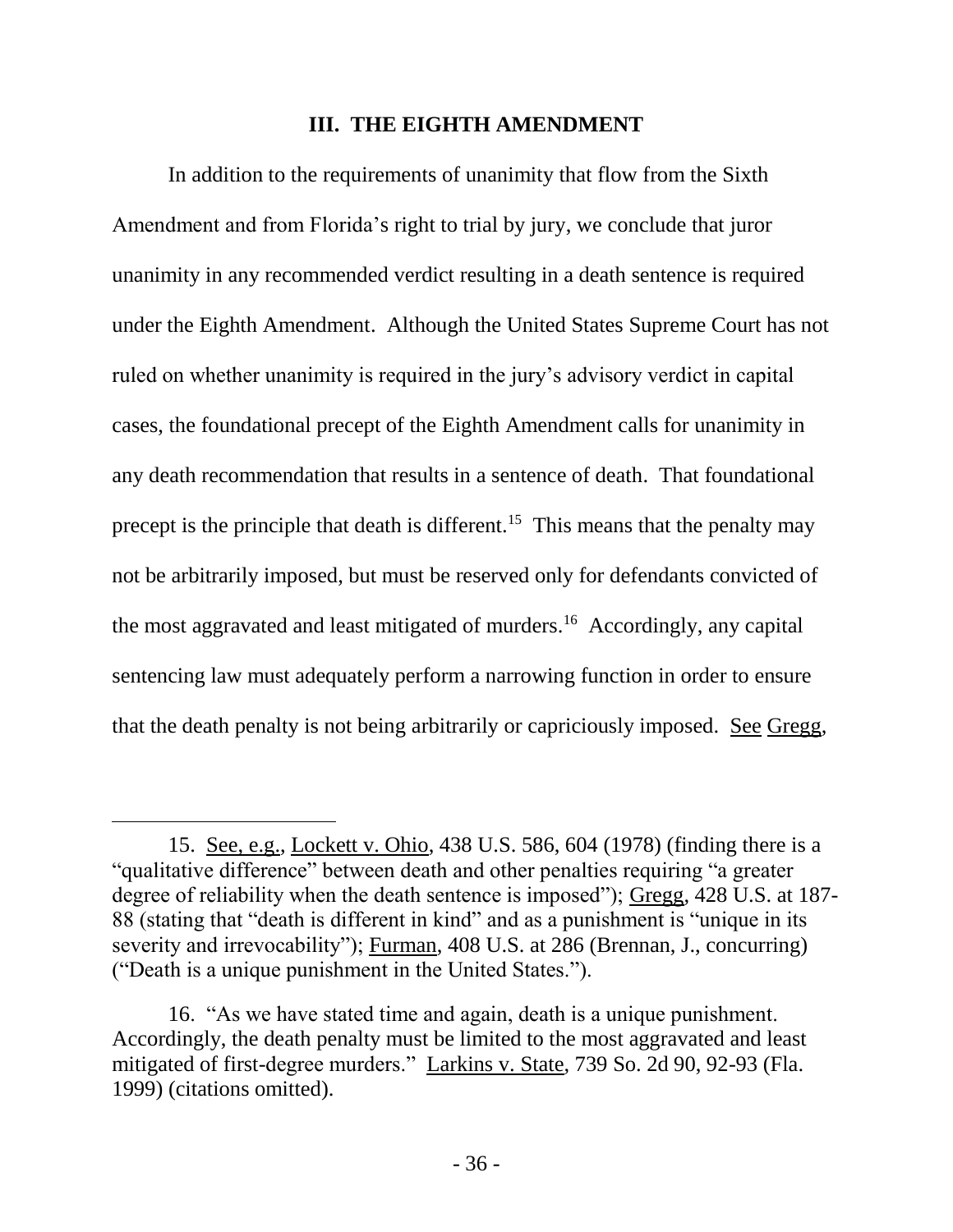### III. THE EIGHTH AMENDMENT

In addition to the requirements of unanimity that flow from the Sixth Amendment and from Florida's right to trial by jury, we conclude that juror unanimity in any recommended verdict resulting in a death sentence is required under the Eighth Amendment. Although the United States Supreme Court has not ruled on whether unanimity is required in the jury's advisory verdict in capital cases, the foundational precept of the Eighth Amendment calls for unanimity in any death recommendation that results in a sentence of death. That foundational precept is the principle that death is different.[15] This means that the penalty may not be arbitrarily imposed, but must be reserved only for defendants convicted of the most aggravated and least mitigated of murders.[16] Accordingly, any capital sentencing law must adequately perform a narrowing function in order to ensure that the death penalty is not being arbitrarily or capriciously imposed. See Gregg,

---

15. See, e.g., Lockett v. Ohio, 438 U.S. 586, 604 (1978) (finding there is a "qualitative difference" between death and other penalties requiring "a greater degree of reliability when the death sentence is imposed"); Gregg, 428 U.S. at 187-88 (stating that "death is different in kind" and as a punishment is "unique in its severity and irrevocability"); Furman, 408 U.S. at 286 (Brennan, J., concurring) ("Death is a unique punishment in the United States.").

16. "As we have stated time and again, death is a unique punishment. Accordingly, the death penalty must be limited to the most aggravated and least mitigated of first-degree murders." Larkins v. State, 739 So. 2d 90, 92-93 (Fla. 1999) (citations omitted).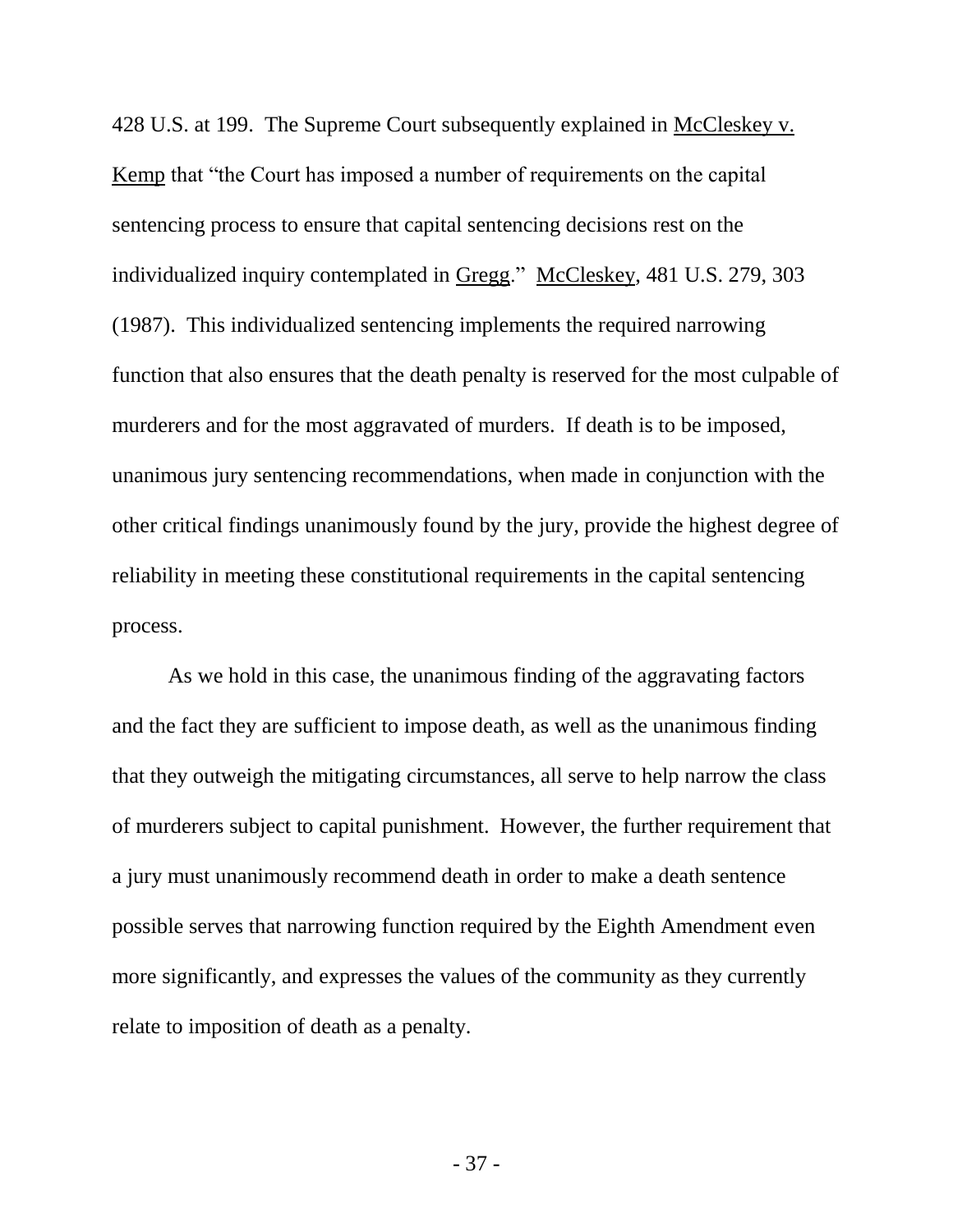428 U.S. at 199. The Supreme Court subsequently explained in McCleskey v. Kemp that "the Court has imposed a number of requirements on the capital sentencing process to ensure that capital sentencing decisions rest on the individualized inquiry contemplated in Gregg." McCleskey, 481 U.S. 279, 303 (1987). This individualized sentencing implements the required narrowing function that also ensures that the death penalty is reserved for the most culpable of murderers and for the most aggravated of murders. If death is to be imposed, unanimous jury sentencing recommendations, when made in conjunction with the other critical findings unanimously found by the jury, provide the highest degree of reliability in meeting these constitutional requirements in the capital sentencing process.

As we hold in this case, the unanimous finding of the aggravating factors and the fact they are sufficient to impose death, as well as the unanimous finding that they outweigh the mitigating circumstances, all serve to help narrow the class of murderers subject to capital punishment. However, the further requirement that a jury must unanimously recommend death in order to make a death sentence possible serves that narrowing function required by the Eighth Amendment even more significantly, and expresses the values of the community as they currently relate to imposition of death as a penalty.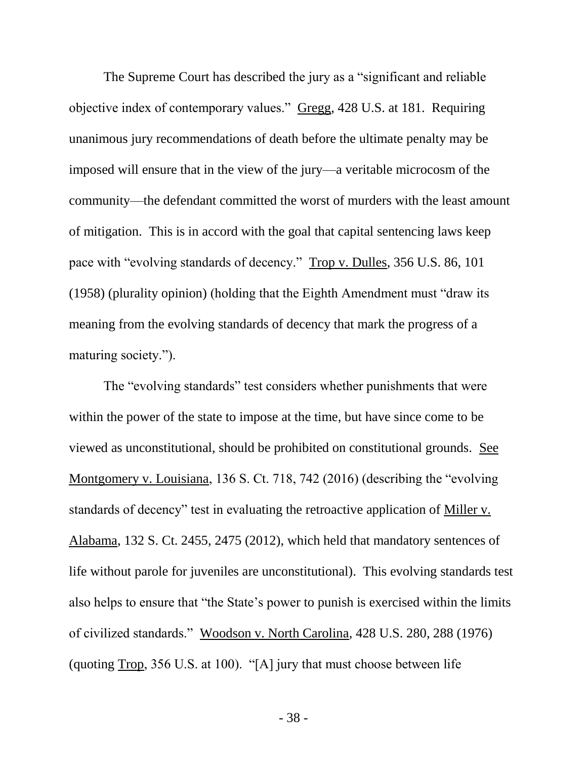The Supreme Court has described the jury as a "significant and reliable objective index of contemporary values." Gregg, 428 U.S. at 181. Requiring unanimous jury recommendations of death before the ultimate penalty may be imposed will ensure that in the view of the jury—a veritable microcosm of the community—the defendant committed the worst of murders with the least amount of mitigation. This is in accord with the goal that capital sentencing laws keep pace with "evolving standards of decency." Trop v. Dulles, 356 U.S. 86, 101 (1958) (plurality opinion) (holding that the Eighth Amendment must "draw its meaning from the evolving standards of decency that mark the progress of a maturing society.").

The "evolving standards" test considers whether punishments that were within the power of the state to impose at the time, but have since come to be viewed as unconstitutional, should be prohibited on constitutional grounds. See Montgomery v. Louisiana, 136 S. Ct. 718, 742 (2016) (describing the "evolving standards of decency" test in evaluating the retroactive application of Miller v. Alabama, 132 S. Ct. 2455, 2475 (2012), which held that mandatory sentences of life without parole for juveniles are unconstitutional). This evolving standards test also helps to ensure that "the State's power to punish is exercised within the limits of civilized standards." Woodson v. North Carolina, 428 U.S. 280, 288 (1976) (quoting Trop, 356 U.S. at 100). "[A] jury that must choose between life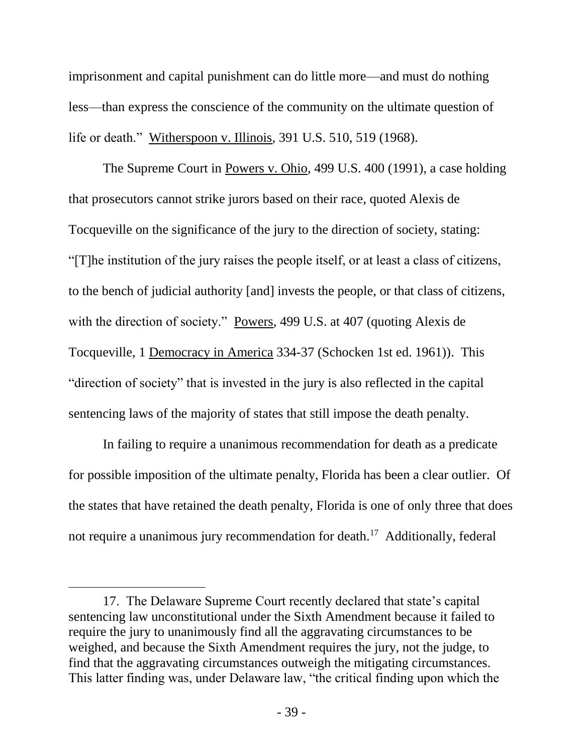imprisonment and capital punishment can do little more—and must do nothing less—than express the conscience of the community on the ultimate question of life or death." Witherspoon v. Illinois, 391 U.S. 510, 519 (1968).

The Supreme Court in Powers v. Ohio, 499 U.S. 400 (1991), a case holding that prosecutors cannot strike jurors based on their race, quoted Alexis de Tocqueville on the significance of the jury to the direction of society, stating: "[T]he institution of the jury raises the people itself, or at least a class of citizens, to the bench of judicial authority [and] invests the people, or that class of citizens, with the direction of society." Powers, 499 U.S. at 407 (quoting Alexis de Tocqueville, 1 Democracy in America 334-37 (Schocken 1st ed. 1961)). This "direction of society" that is invested in the jury is also reflected in the capital sentencing laws of the majority of states that still impose the death penalty.

In failing to require a unanimous recommendation for death as a predicate for possible imposition of the ultimate penalty, Florida has been a clear outlier. Of the states that have retained the death penalty, Florida is one of only three that does not require a unanimous jury recommendation for death.[17] Additionally, federal

---

17. The Delaware Supreme Court recently declared that state's capital sentencing law unconstitutional under the Sixth Amendment because it failed to require the jury to unanimously find all the aggravating circumstances to be weighed, and because the Sixth Amendment requires the jury, not the judge, to find that the aggravating circumstances outweigh the mitigating circumstances. This latter finding was, under Delaware law, "the critical finding upon which the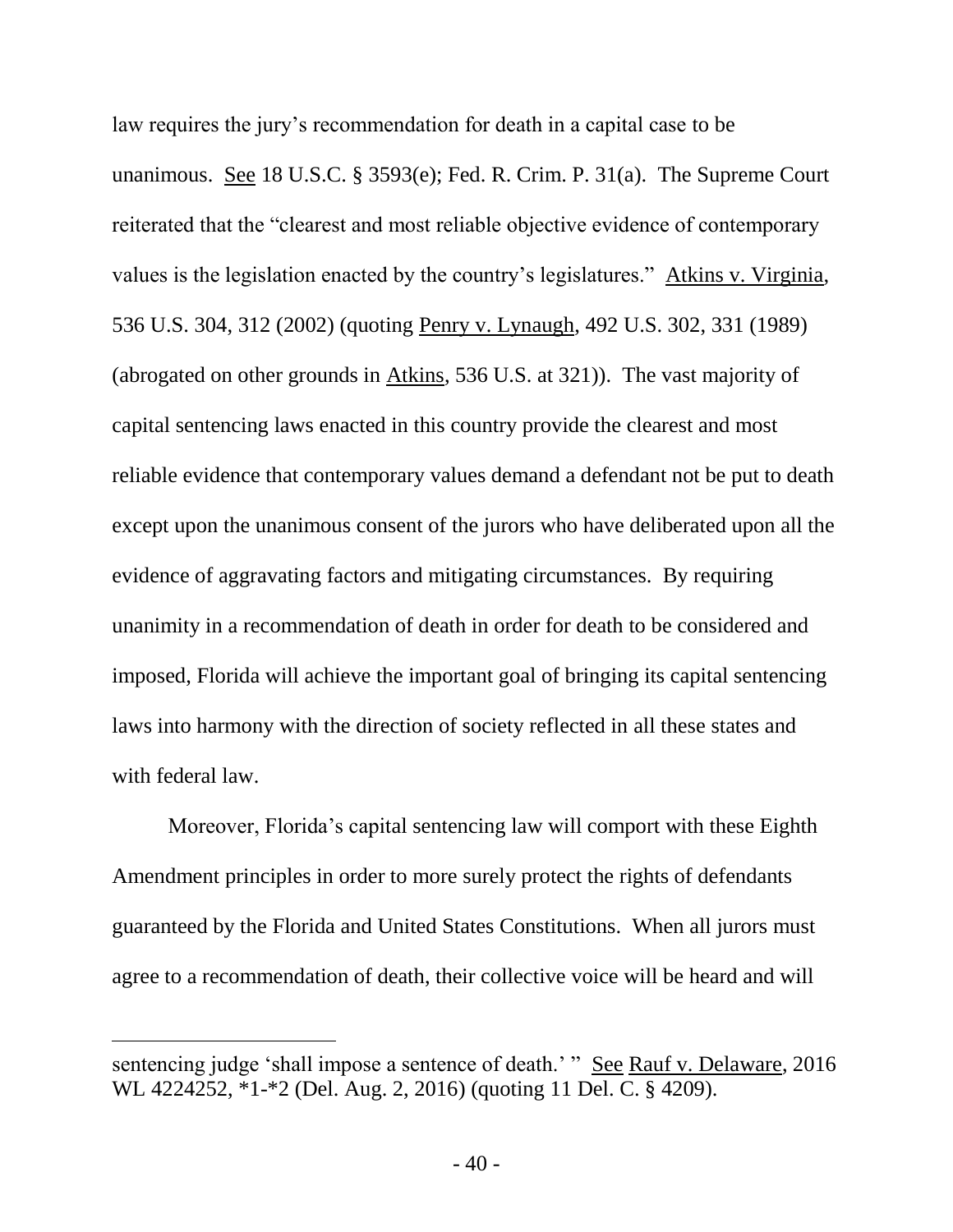law requires the jury's recommendation for death in a capital case to be unanimous. See 18 U.S.C. § 3593(e); Fed. R. Crim. P. 31(a). The Supreme Court reiterated that the "clearest and most reliable objective evidence of contemporary values is the legislation enacted by the country's legislatures." Atkins v. Virginia, 536 U.S. 304, 312 (2002) (quoting Penry v. Lynaugh, 492 U.S. 302, 331 (1989) (abrogated on other grounds in Atkins, 536 U.S. at 321)). The vast majority of capital sentencing laws enacted in this country provide the clearest and most reliable evidence that contemporary values demand a defendant not be put to death except upon the unanimous consent of the jurors who have deliberated upon all the evidence of aggravating factors and mitigating circumstances. By requiring unanimity in a recommendation of death in order for death to be considered and imposed, Florida will achieve the important goal of bringing its capital sentencing laws into harmony with the direction of society reflected in all these states and with federal law.

Moreover, Florida's capital sentencing law will comport with these Eighth Amendment principles in order to more surely protect the rights of defendants guaranteed by the Florida and United States Constitutions. When all jurors must agree to a recommendation of death, their collective voice will be heard and will

---

sentencing judge 'shall impose a sentence of death.' " See Rauf v. Delaware, 2016 WL 4224252, *1-*2 (Del. Aug. 2, 2016) (quoting 11 Del. C. § 4209).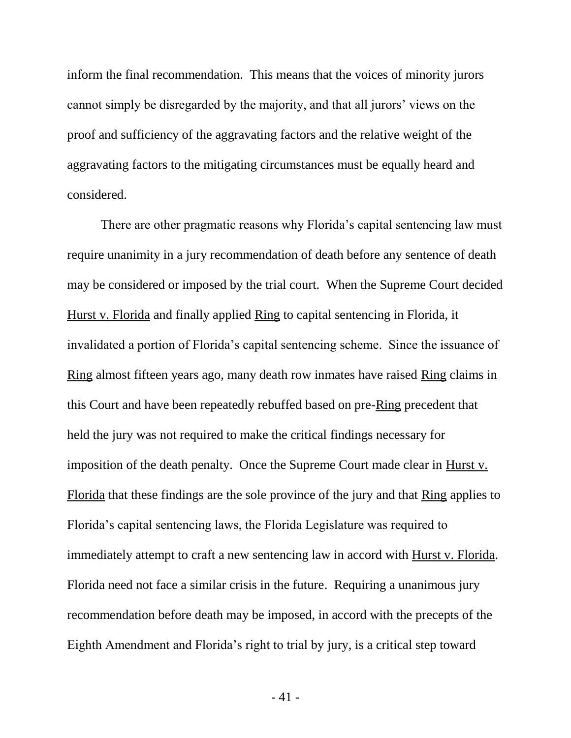inform the final recommendation. This means that the voices of minority jurors cannot simply be disregarded by the majority, and that all jurors' views on the proof and sufficiency of the aggravating factors and the relative weight of the aggravating factors to the mitigating circumstances must be equally heard and considered.

There are other pragmatic reasons why Florida's capital sentencing law must require unanimity in a jury recommendation of death before any sentence of death may be considered or imposed by the trial court. When the Supreme Court decided Hurst v. Florida and finally applied Ring to capital sentencing in Florida, it invalidated a portion of Florida's capital sentencing scheme. Since the issuance of Ring almost fifteen years ago, many death row inmates have raised Ring claims in this Court and have been repeatedly rebuffed based on pre-Ring precedent that held the jury was not required to make the critical findings necessary for imposition of the death penalty. Once the Supreme Court made clear in Hurst v. Florida that these findings are the sole province of the jury and that Ring applies to Florida's capital sentencing laws, the Florida Legislature was required to immediately attempt to craft a new sentencing law in accord with Hurst v. Florida. Florida need not face a similar crisis in the future. Requiring a unanimous jury recommendation before death may be imposed, in accord with the precepts of the Eighth Amendment and Florida's right to trial by jury, is a critical step toward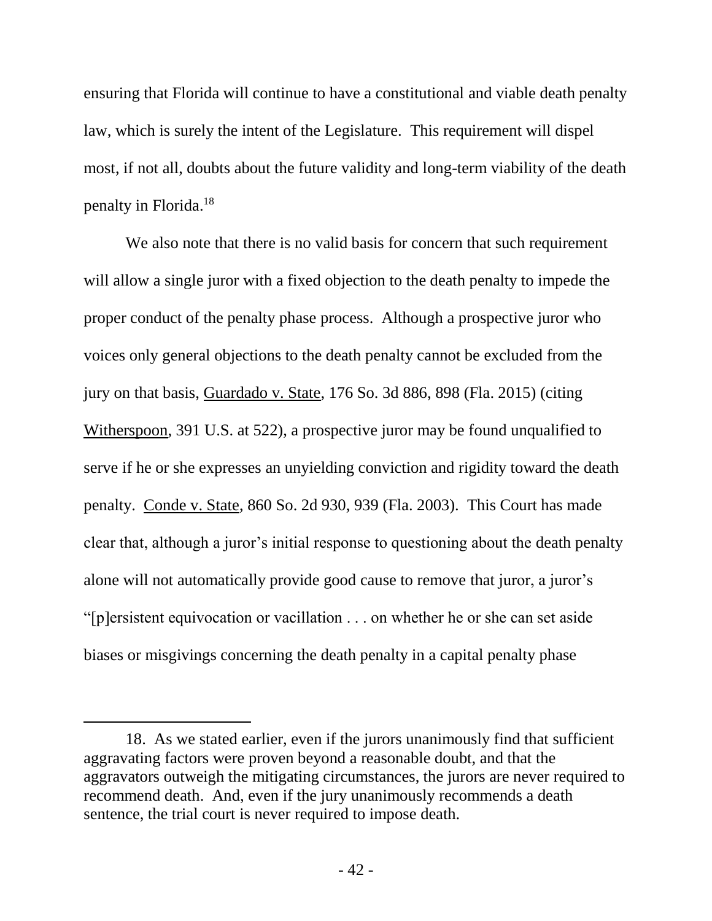ensuring that Florida will continue to have a constitutional and viable death penalty law, which is surely the intent of the Legislature. This requirement will dispel most, if not all, doubts about the future validity and long-term viability of the death penalty in Florida.[18]

We also note that there is no valid basis for concern that such requirement will allow a single juror with a fixed objection to the death penalty to impede the proper conduct of the penalty phase process. Although a prospective juror who voices only general objections to the death penalty cannot be excluded from the jury on that basis, Guardado v. State, 176 So. 3d 886, 898 (Fla. 2015) (citing Witherspoon, 391 U.S. at 522), a prospective juror may be found unqualified to serve if he or she expresses an unyielding conviction and rigidity toward the death penalty. Conde v. State, 860 So. 2d 930, 939 (Fla. 2003). This Court has made clear that, although a juror's initial response to questioning about the death penalty alone will not automatically provide good cause to remove that juror, a juror's "[p]ersistent equivocation or vacillation . . . on whether he or she can set aside biases or misgivings concerning the death penalty in a capital penalty phase

---

18. As we stated earlier, even if the jurors unanimously find that sufficient aggravating factors were proven beyond a reasonable doubt, and that the aggravators outweigh the mitigating circumstances, the jurors are never required to recommend death. And, even if the jury unanimously recommends a death sentence, the trial court is never required to impose death.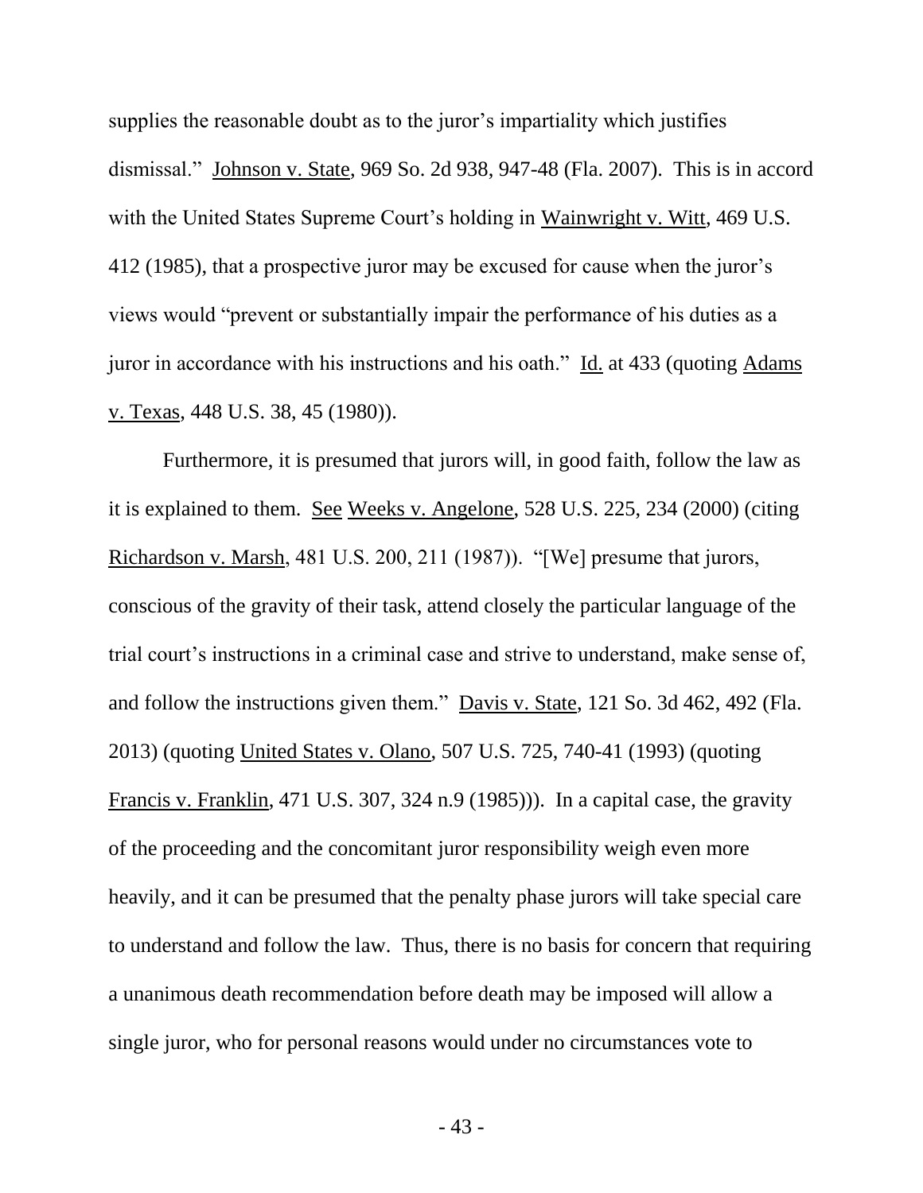supplies the reasonable doubt as to the juror's impartiality which justifies dismissal." Johnson v. State, 969 So. 2d 938, 947-48 (Fla. 2007). This is in accord with the United States Supreme Court's holding in Wainwright v. Witt, 469 U.S. 412 (1985), that a prospective juror may be excused for cause when the juror's views would "prevent or substantially impair the performance of his duties as a juror in accordance with his instructions and his oath." Id. at 433 (quoting Adams v. Texas, 448 U.S. 38, 45 (1980)).

Furthermore, it is presumed that jurors will, in good faith, follow the law as it is explained to them. See Weeks v. Angelone, 528 U.S. 225, 234 (2000) (citing Richardson v. Marsh, 481 U.S. 200, 211 (1987)). "[We] presume that jurors, conscious of the gravity of their task, attend closely the particular language of the trial court's instructions in a criminal case and strive to understand, make sense of, and follow the instructions given them." Davis v. State, 121 So. 3d 462, 492 (Fla. 2013) (quoting United States v. Olano, 507 U.S. 725, 740-41 (1993) (quoting Francis v. Franklin, 471 U.S. 307, 324 n.9 (1985))). In a capital case, the gravity of the proceeding and the concomitant juror responsibility weigh even more heavily, and it can be presumed that the penalty phase jurors will take special care to understand and follow the law. Thus, there is no basis for concern that requiring a unanimous death recommendation before death may be imposed will allow a single juror, who for personal reasons would under no circumstances vote to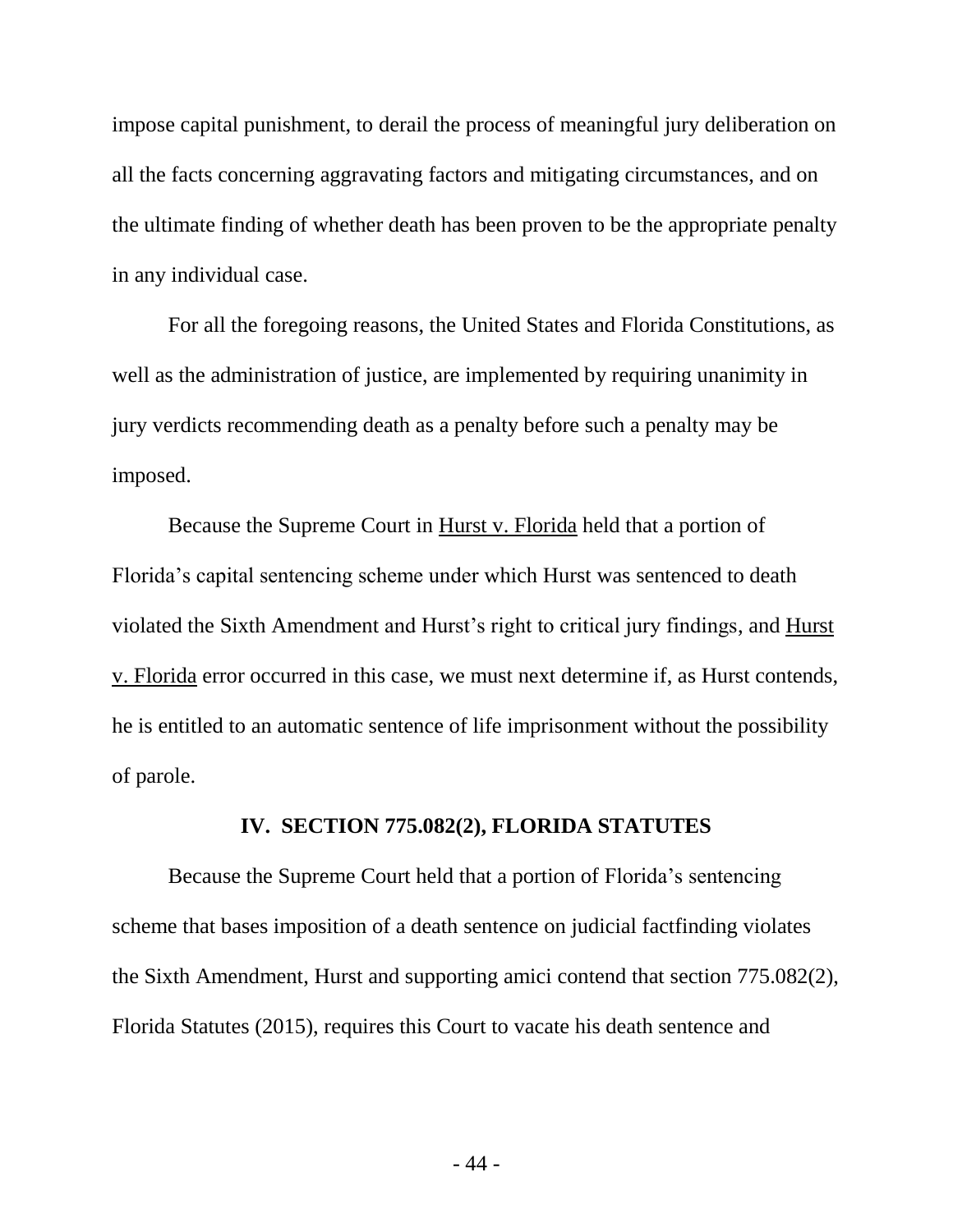impose capital punishment, to derail the process of meaningful jury deliberation on all the facts concerning aggravating factors and mitigating circumstances, and on the ultimate finding of whether death has been proven to be the appropriate penalty in any individual case.

For all the foregoing reasons, the United States and Florida Constitutions, as well as the administration of justice, are implemented by requiring unanimity in jury verdicts recommending death as a penalty before such a penalty may be imposed.

Because the Supreme Court in Hurst v. Florida held that a portion of Florida's capital sentencing scheme under which Hurst was sentenced to death violated the Sixth Amendment and Hurst's right to critical jury findings, and Hurst v. Florida error occurred in this case, we must next determine if, as Hurst contends, he is entitled to an automatic sentence of life imprisonment without the possibility of parole.

## IV. SECTION 775.082(2), FLORIDA STATUTES

Because the Supreme Court held that a portion of Florida's sentencing scheme that bases imposition of a death sentence on judicial factfinding violates the Sixth Amendment, Hurst and supporting amici contend that section 775.082(2), Florida Statutes (2015), requires this Court to vacate his death sentence and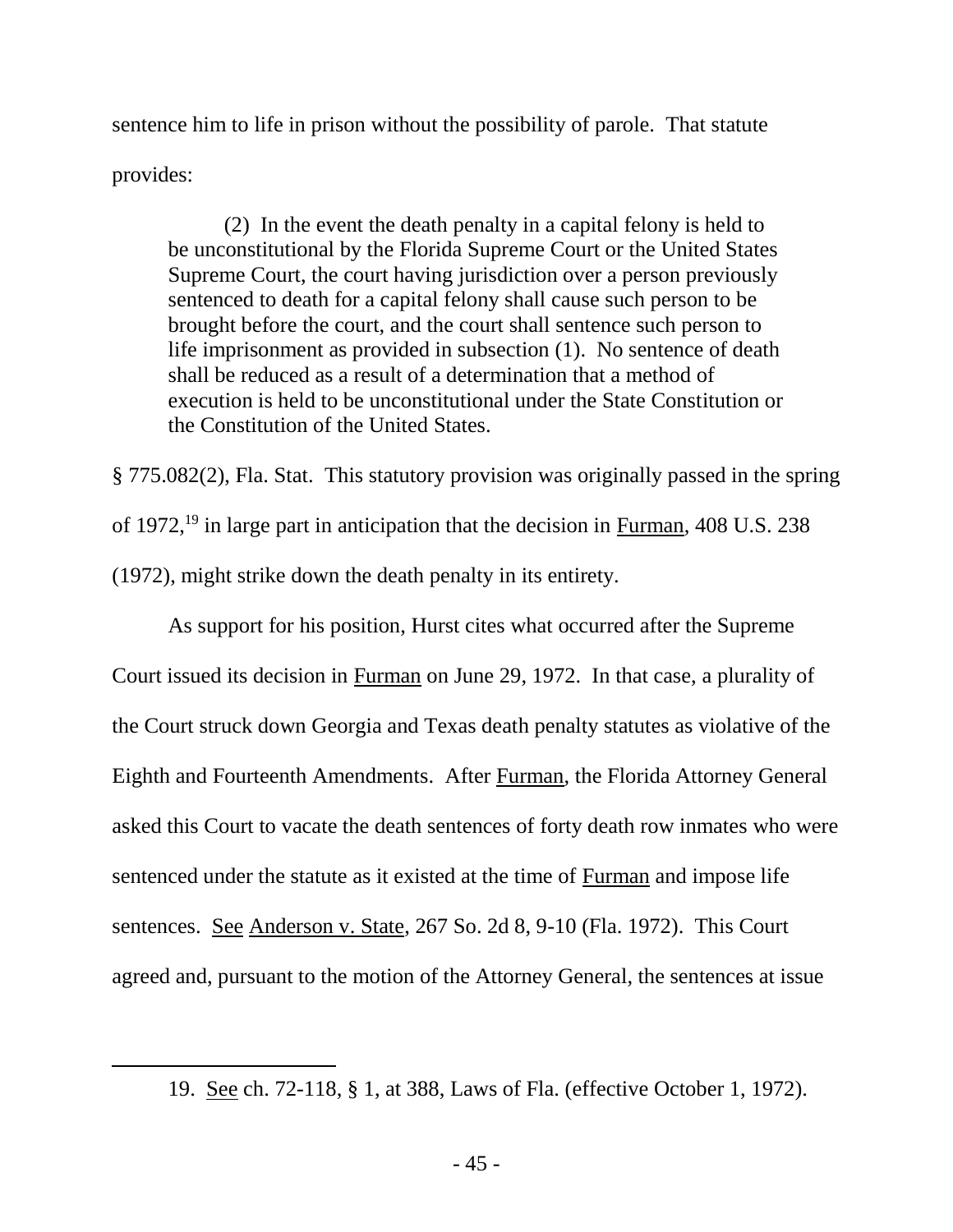sentence him to life in prison without the possibility of parole. That statute provides:

> (2) In the event the death penalty in a capital felony is held to be unconstitutional by the Florida Supreme Court or the United States Supreme Court, the court having jurisdiction over a person previously sentenced to death for a capital felony shall cause such person to be brought before the court, and the court shall sentence such person to life imprisonment as provided in subsection (1). No sentence of death shall be reduced as a result of a determination that a method of execution is held to be unconstitutional under the State Constitution or the Constitution of the United States.

§ 775.082(2), Fla. Stat. This statutory provision was originally passed in the spring of 1972,[19] in large part in anticipation that the decision in Furman, 408 U.S. 238 (1972), might strike down the death penalty in its entirety.

As support for his position, Hurst cites what occurred after the Supreme Court issued its decision in Furman on June 29, 1972. In that case, a plurality of the Court struck down Georgia and Texas death penalty statutes as violative of the Eighth and Fourteenth Amendments. After Furman, the Florida Attorney General asked this Court to vacate the death sentences of forty death row inmates who were sentenced under the statute as it existed at the time of Furman and impose life sentences. See Anderson v. State, 267 So. 2d 8, 9-10 (Fla. 1972). This Court agreed and, pursuant to the motion of the Attorney General, the sentences at issue

---

19. See ch. 72-118, § 1, at 388, Laws of Fla. (effective October 1, 1972).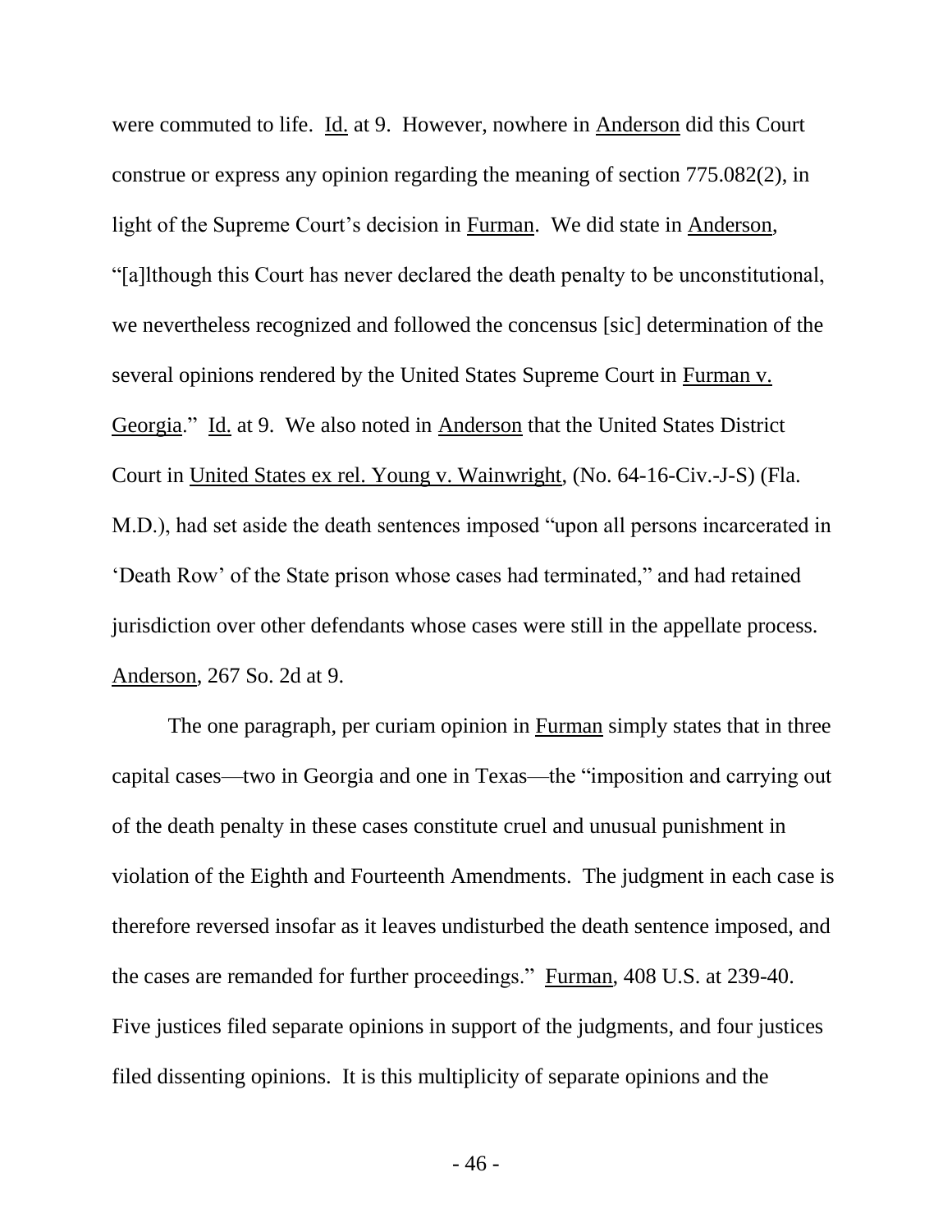were commuted to life. Id. at 9. However, nowhere in Anderson did this Court construe or express any opinion regarding the meaning of section 775.082(2), in light of the Supreme Court's decision in Furman. We did state in Anderson, "[a]lthough this Court has never declared the death penalty to be unconstitutional, we nevertheless recognized and followed the concensus [sic] determination of the several opinions rendered by the United States Supreme Court in Furman v. Georgia." Id. at 9. We also noted in Anderson that the United States District Court in United States ex rel. Young v. Wainwright, (No. 64-16-Civ.-J-S) (Fla. M.D.), had set aside the death sentences imposed "upon all persons incarcerated in 'Death Row' of the State prison whose cases had terminated," and had retained jurisdiction over other defendants whose cases were still in the appellate process. Anderson, 267 So. 2d at 9.

The one paragraph, per curiam opinion in Furman simply states that in three capital cases—two in Georgia and one in Texas—the "imposition and carrying out of the death penalty in these cases constitute cruel and unusual punishment in violation of the Eighth and Fourteenth Amendments. The judgment in each case is therefore reversed insofar as it leaves undisturbed the death sentence imposed, and the cases are remanded for further proceedings." Furman, 408 U.S. at 239-40. Five justices filed separate opinions in support of the judgments, and four justices filed dissenting opinions. It is this multiplicity of separate opinions and the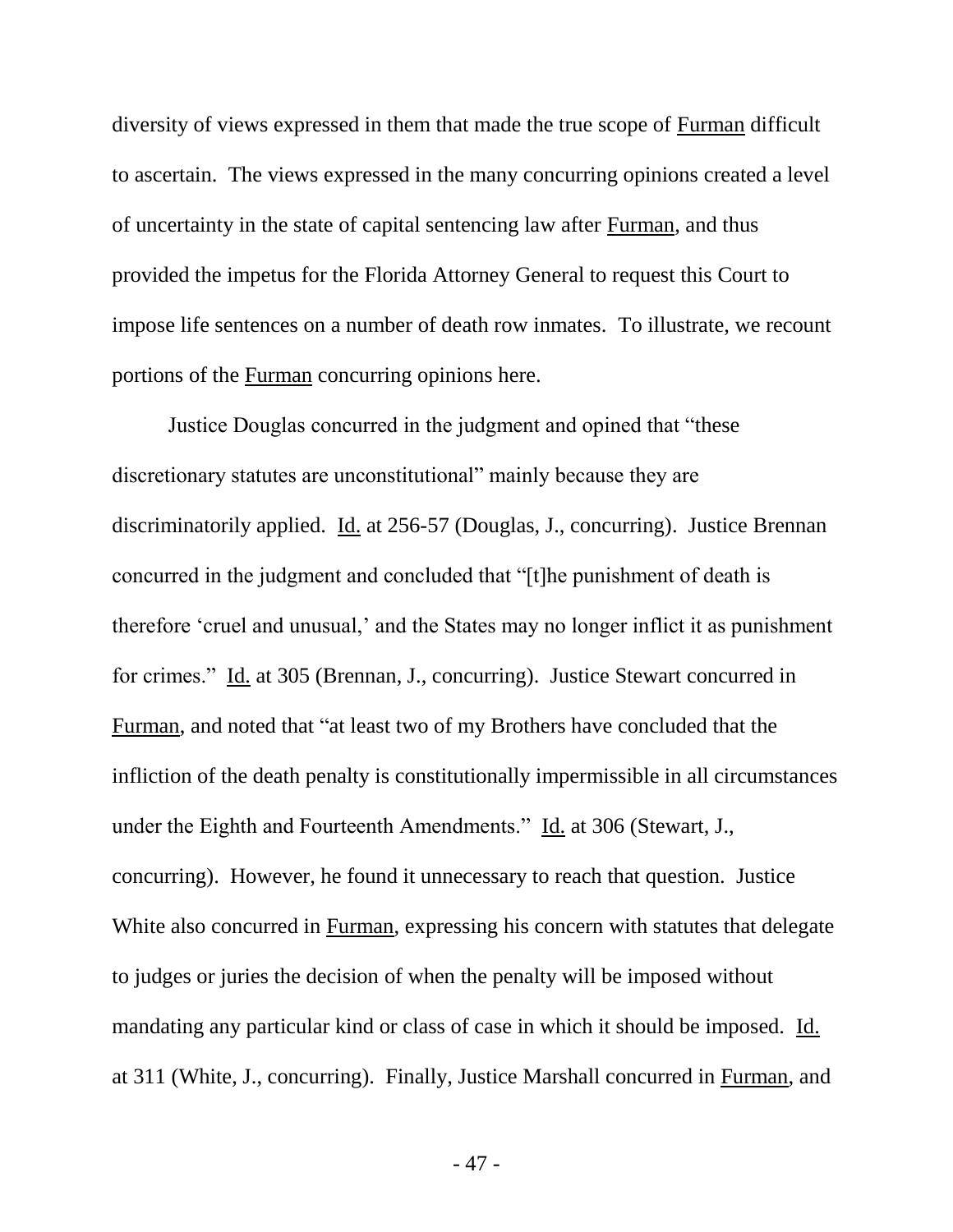diversity of views expressed in them that made the true scope of Furman difficult to ascertain. The views expressed in the many concurring opinions created a level of uncertainty in the state of capital sentencing law after Furman, and thus provided the impetus for the Florida Attorney General to request this Court to impose life sentences on a number of death row inmates. To illustrate, we recount portions of the Furman concurring opinions here.

Justice Douglas concurred in the judgment and opined that "these discretionary statutes are unconstitutional" mainly because they are discriminatorily applied. Id. at 256-57 (Douglas, J., concurring). Justice Brennan concurred in the judgment and concluded that "[t]he punishment of death is therefore 'cruel and unusual,' and the States may no longer inflict it as punishment for crimes." Id. at 305 (Brennan, J., concurring). Justice Stewart concurred in Furman, and noted that "at least two of my Brothers have concluded that the infliction of the death penalty is constitutionally impermissible in all circumstances under the Eighth and Fourteenth Amendments." Id. at 306 (Stewart, J., concurring). However, he found it unnecessary to reach that question. Justice White also concurred in Furman, expressing his concern with statutes that delegate to judges or juries the decision of when the penalty will be imposed without mandating any particular kind or class of case in which it should be imposed. Id. at 311 (White, J., concurring). Finally, Justice Marshall concurred in Furman, and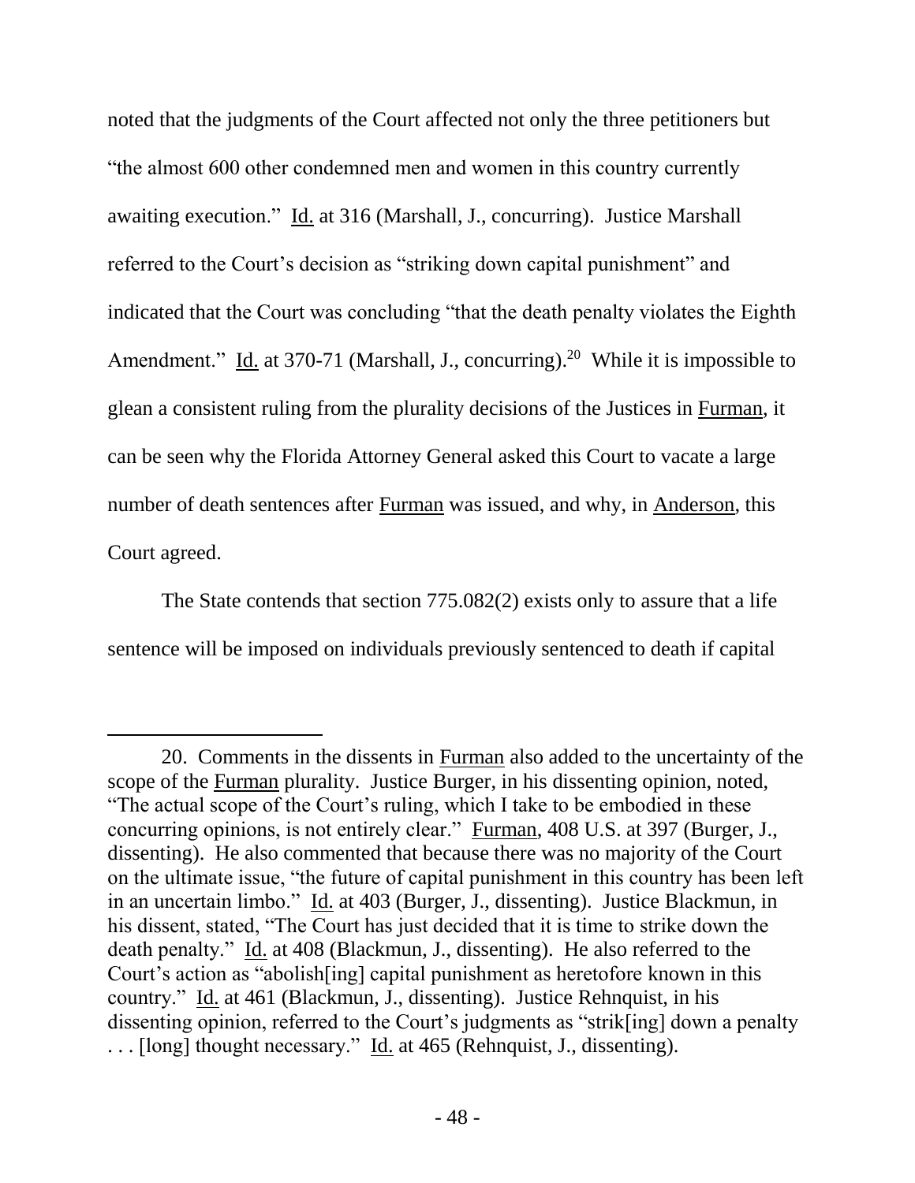noted that the judgments of the Court affected not only the three petitioners but "the almost 600 other condemned men and women in this country currently awaiting execution." Id. at 316 (Marshall, J., concurring). Justice Marshall referred to the Court's decision as "striking down capital punishment" and indicated that the Court was concluding "that the death penalty violates the Eighth Amendment." Id. at 370-71 (Marshall, J., concurring).[20] While it is impossible to glean a consistent ruling from the plurality decisions of the Justices in Furman, it can be seen why the Florida Attorney General asked this Court to vacate a large number of death sentences after Furman was issued, and why, in Anderson, this Court agreed.

The State contends that section 775.082(2) exists only to assure that a life sentence will be imposed on individuals previously sentenced to death if capital

---

20. Comments in the dissents in Furman also added to the uncertainty of the scope of the Furman plurality. Justice Burger, in his dissenting opinion, noted, "The actual scope of the Court's ruling, which I take to be embodied in these concurring opinions, is not entirely clear." Furman, 408 U.S. at 397 (Burger, J., dissenting). He also commented that because there was no majority of the Court on the ultimate issue, "the future of capital punishment in this country has been left in an uncertain limbo." Id. at 403 (Burger, J., dissenting). Justice Blackmun, in his dissent, stated, "The Court has just decided that it is time to strike down the death penalty." Id. at 408 (Blackmun, J., dissenting). He also referred to the Court's action as "abolish[ing] capital punishment as heretofore known in this country." Id. at 461 (Blackmun, J., dissenting). Justice Rehnquist, in his dissenting opinion, referred to the Court's judgments as "strik[ing] down a penalty . . . [long] thought necessary." Id. at 465 (Rehnquist, J., dissenting).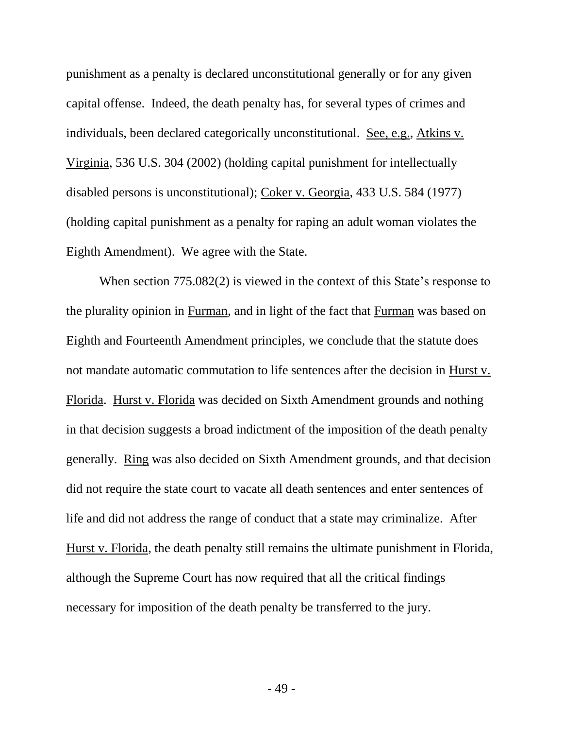punishment as a penalty is declared unconstitutional generally or for any given capital offense. Indeed, the death penalty has, for several types of crimes and individuals, been declared categorically unconstitutional. See, e.g., Atkins v. Virginia, 536 U.S. 304 (2002) (holding capital punishment for intellectually disabled persons is unconstitutional); Coker v. Georgia, 433 U.S. 584 (1977) (holding capital punishment as a penalty for raping an adult woman violates the Eighth Amendment). We agree with the State.

When section 775.082(2) is viewed in the context of this State's response to the plurality opinion in Furman, and in light of the fact that Furman was based on Eighth and Fourteenth Amendment principles, we conclude that the statute does not mandate automatic commutation to life sentences after the decision in Hurst v. Florida. Hurst v. Florida was decided on Sixth Amendment grounds and nothing in that decision suggests a broad indictment of the imposition of the death penalty generally. Ring was also decided on Sixth Amendment grounds, and that decision did not require the state court to vacate all death sentences and enter sentences of life and did not address the range of conduct that a state may criminalize. After Hurst v. Florida, the death penalty still remains the ultimate punishment in Florida, although the Supreme Court has now required that all the critical findings necessary for imposition of the death penalty be transferred to the jury.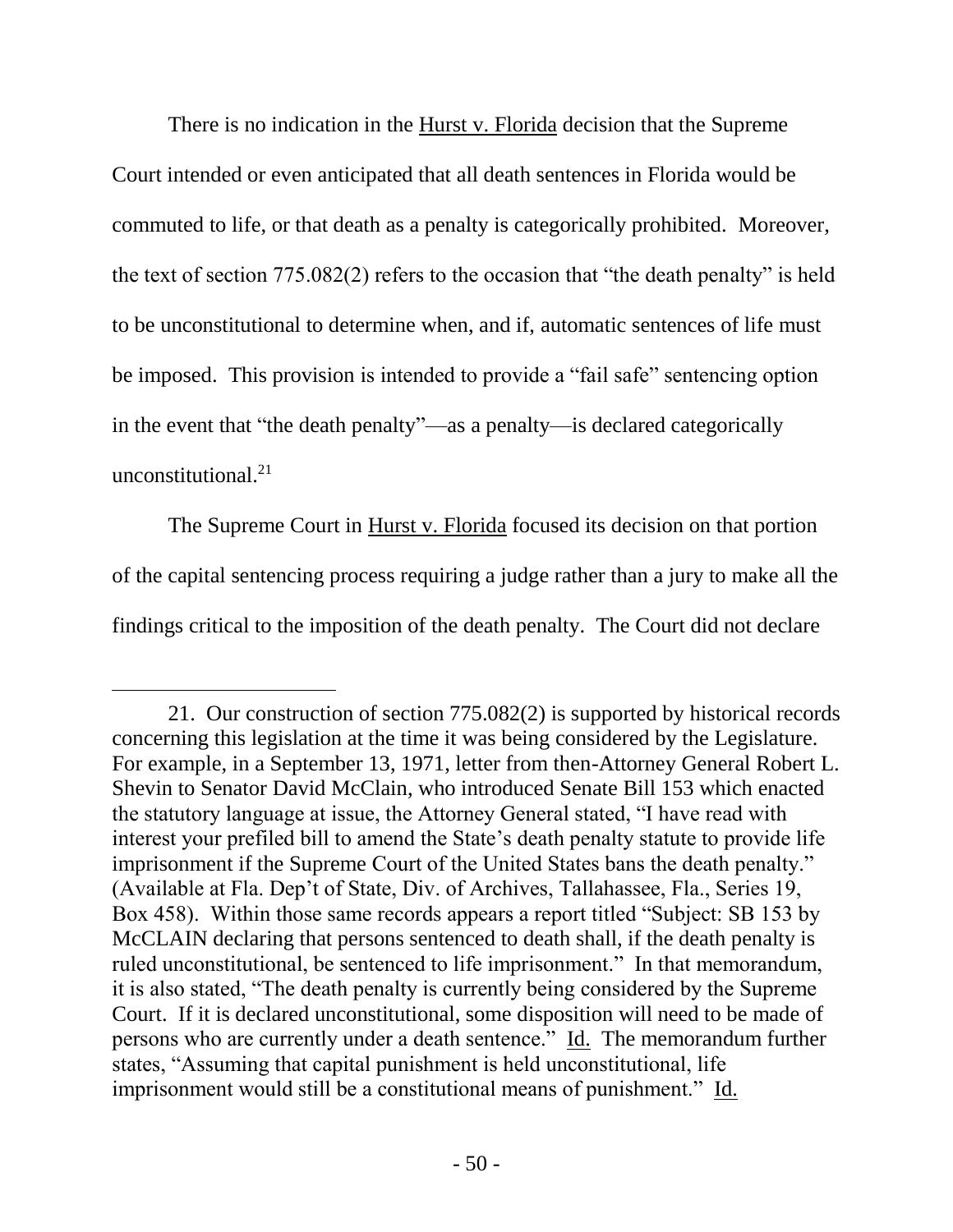There is no indication in the Hurst v. Florida decision that the Supreme Court intended or even anticipated that all death sentences in Florida would be commuted to life, or that death as a penalty is categorically prohibited. Moreover, the text of section 775.082(2) refers to the occasion that "the death penalty" is held to be unconstitutional to determine when, and if, automatic sentences of life must be imposed. This provision is intended to provide a "fail safe" sentencing option in the event that "the death penalty"—as a penalty—is declared categorically unconstitutional.[21]

The Supreme Court in Hurst v. Florida focused its decision on that portion of the capital sentencing process requiring a judge rather than a jury to make all the findings critical to the imposition of the death penalty. The Court did not declare

---

21. Our construction of section 775.082(2) is supported by historical records concerning this legislation at the time it was being considered by the Legislature. For example, in a September 13, 1971, letter from then-Attorney General Robert L. Shevin to Senator David McClain, who introduced Senate Bill 153 which enacted the statutory language at issue, the Attorney General stated, "I have read with interest your prefiled bill to amend the State's death penalty statute to provide life imprisonment if the Supreme Court of the United States bans the death penalty." (Available at Fla. Dep't of State, Div. of Archives, Tallahassee, Fla., Series 19, Box 458). Within those same records appears a report titled "Subject: SB 153 by McCLAIN declaring that persons sentenced to death shall, if the death penalty is ruled unconstitutional, be sentenced to life imprisonment." In that memorandum, it is also stated, "The death penalty is currently being considered by the Supreme Court. If it is declared unconstitutional, some disposition will need to be made of persons who are currently under a death sentence." Id. The memorandum further states, "Assuming that capital punishment is held unconstitutional, life imprisonment would still be a constitutional means of punishment." Id.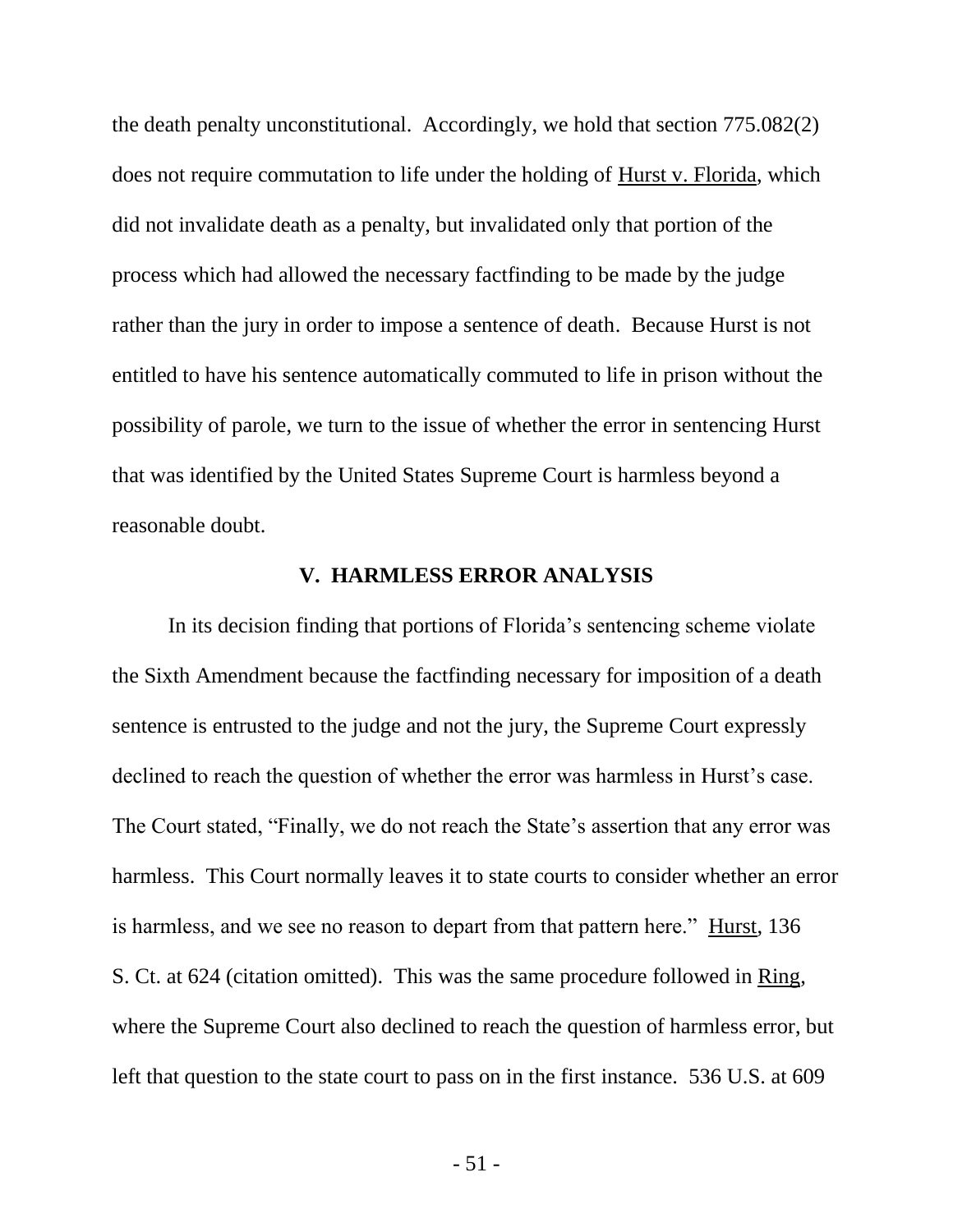the death penalty unconstitutional. Accordingly, we hold that section 775.082(2) does not require commutation to life under the holding of Hurst v. Florida, which did not invalidate death as a penalty, but invalidated only that portion of the process which had allowed the necessary factfinding to be made by the judge rather than the jury in order to impose a sentence of death. Because Hurst is not entitled to have his sentence automatically commuted to life in prison without the possibility of parole, we turn to the issue of whether the error in sentencing Hurst that was identified by the United States Supreme Court is harmless beyond a reasonable doubt.

## V. HARMLESS ERROR ANALYSIS

In its decision finding that portions of Florida's sentencing scheme violate the Sixth Amendment because the factfinding necessary for imposition of a death sentence is entrusted to the judge and not the jury, the Supreme Court expressly declined to reach the question of whether the error was harmless in Hurst's case. The Court stated, "Finally, we do not reach the State's assertion that any error was harmless. This Court normally leaves it to state courts to consider whether an error is harmless, and we see no reason to depart from that pattern here." Hurst, 136 S. Ct. at 624 (citation omitted). This was the same procedure followed in Ring, where the Supreme Court also declined to reach the question of harmless error, but left that question to the state court to pass on in the first instance. 536 U.S. at 609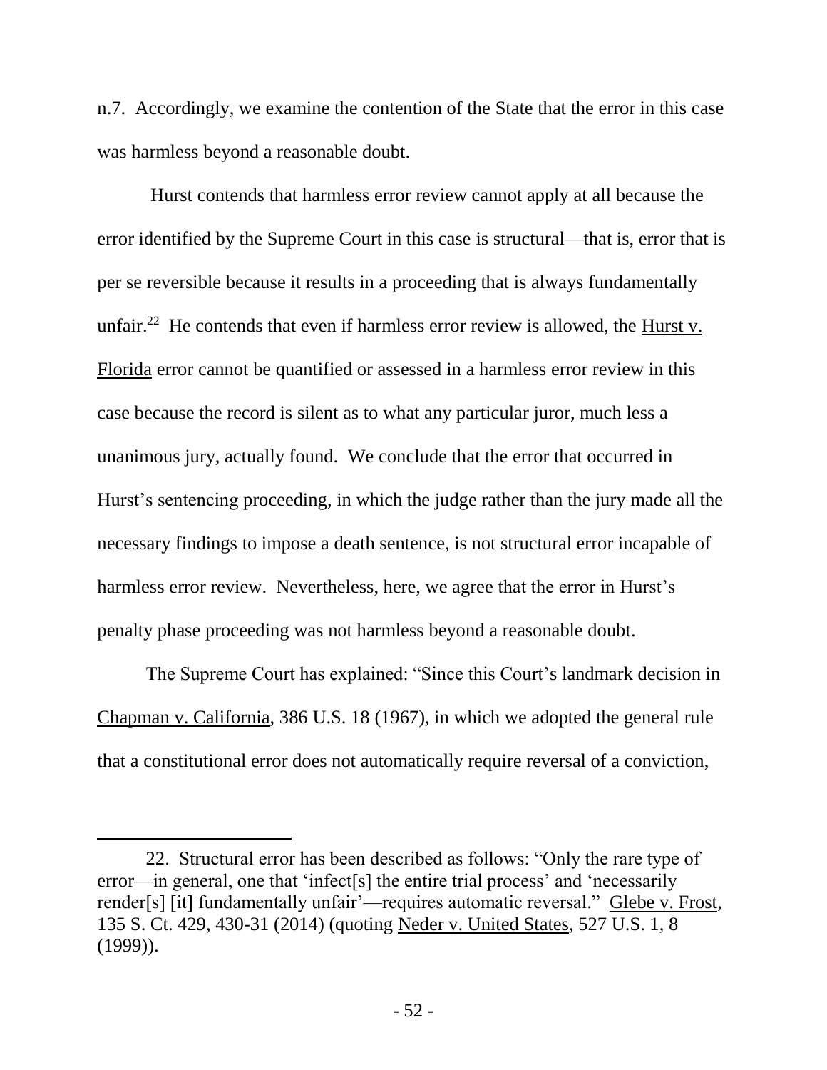n.7. Accordingly, we examine the contention of the State that the error in this case was harmless beyond a reasonable doubt.

Hurst contends that harmless error review cannot apply at all because the error identified by the Supreme Court in this case is structural—that is, error that is per se reversible because it results in a proceeding that is always fundamentally unfair.[22] He contends that even if harmless error review is allowed, the Hurst v. Florida error cannot be quantified or assessed in a harmless error review in this case because the record is silent as to what any particular juror, much less a unanimous jury, actually found. We conclude that the error that occurred in Hurst's sentencing proceeding, in which the judge rather than the jury made all the necessary findings to impose a death sentence, is not structural error incapable of harmless error review. Nevertheless, here, we agree that the error in Hurst's penalty phase proceeding was not harmless beyond a reasonable doubt.

The Supreme Court has explained: "Since this Court's landmark decision in Chapman v. California, 386 U.S. 18 (1967), in which we adopted the general rule that a constitutional error does not automatically require reversal of a conviction,

---

22. Structural error has been described as follows: "Only the rare type of error—in general, one that 'infect[s] the entire trial process' and 'necessarily render[s] [it] fundamentally unfair'—requires automatic reversal." Glebe v. Frost, 135 S. Ct. 429, 430-31 (2014) (quoting Neder v. United States, 527 U.S. 1, 8 (1999)).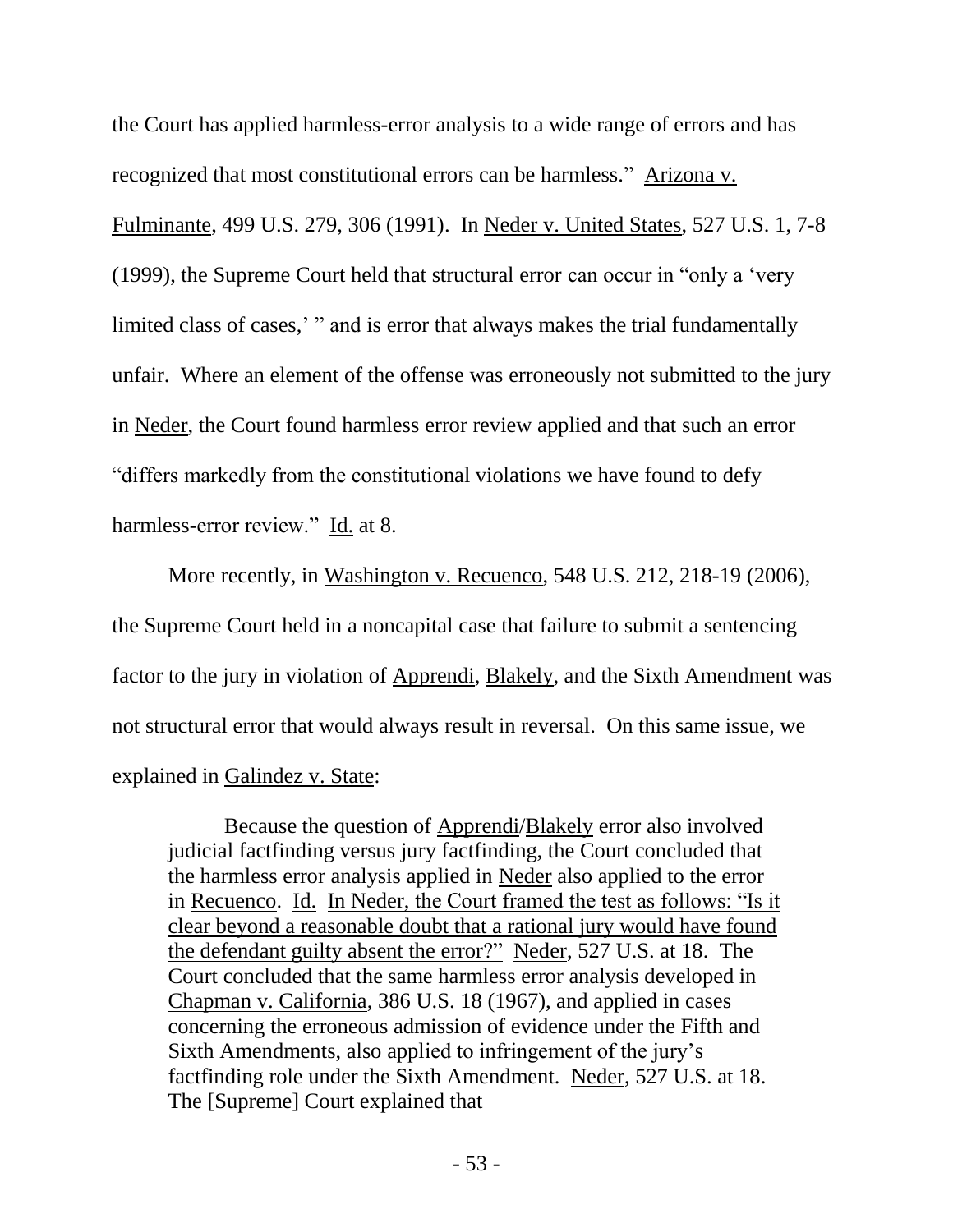the Court has applied harmless-error analysis to a wide range of errors and has recognized that most constitutional errors can be harmless." Arizona v. Fulminante, 499 U.S. 279, 306 (1991). In Neder v. United States, 527 U.S. 1, 7-8 (1999), the Supreme Court held that structural error can occur in "only a 'very limited class of cases,' " and is error that always makes the trial fundamentally unfair. Where an element of the offense was erroneously not submitted to the jury in Neder, the Court found harmless error review applied and that such an error "differs markedly from the constitutional violations we have found to defy harmless-error review." Id. at 8.

More recently, in Washington v. Recuenco, 548 U.S. 212, 218-19 (2006), the Supreme Court held in a noncapital case that failure to submit a sentencing factor to the jury in violation of Apprendi, Blakely, and the Sixth Amendment was not structural error that would always result in reversal. On this same issue, we explained in Galindez v. State:

> Because the question of Apprendi/Blakely error also involved judicial factfinding versus jury factfinding, the Court concluded that the harmless error analysis applied in Neder also applied to the error in Recuenco. Id. In Neder, the Court framed the test as follows: "Is it clear beyond a reasonable doubt that a rational jury would have found the defendant guilty absent the error?" Neder, 527 U.S. at 18. The Court concluded that the same harmless error analysis developed in Chapman v. California, 386 U.S. 18 (1967), and applied in cases concerning the erroneous admission of evidence under the Fifth and Sixth Amendments, also applied to infringement of the jury's factfinding role under the Sixth Amendment. Neder, 527 U.S. at 18. The [Supreme] Court explained that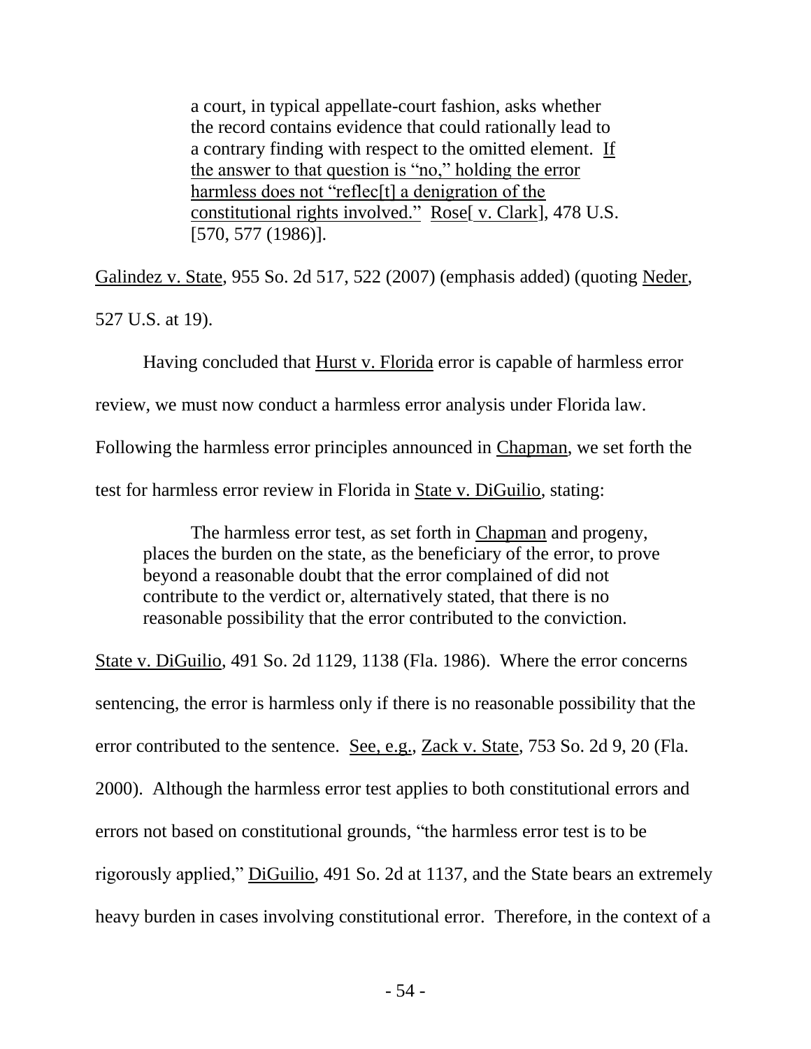> a court, in typical appellate-court fashion, asks whether the record contains evidence that could rationally lead to a contrary finding with respect to the omitted element. <u>If the answer to that question is "no," holding the error harmless does not "reflec[t] a denigration of the constitutional rights involved."</u> <u>Rose[ v. Clark]</u>, 478 U.S. [570, 577 (1986)].

<u>Galindez v. State</u>, 955 So. 2d 517, 522 (2007) (emphasis added) (quoting <u>Neder</u>, 527 U.S. at 19).

Having concluded that <u>Hurst v. Florida</u> error is capable of harmless error review, we must now conduct a harmless error analysis under Florida law. Following the harmless error principles announced in <u>Chapman</u>, we set forth the test for harmless error review in Florida in <u>State v. DiGuilio</u>, stating:

> The harmless error test, as set forth in <u>Chapman</u> and progeny, places the burden on the state, as the beneficiary of the error, to prove beyond a reasonable doubt that the error complained of did not contribute to the verdict or, alternatively stated, that there is no reasonable possibility that the error contributed to the conviction.

<u>State v. DiGuilio</u>, 491 So. 2d 1129, 1138 (Fla. 1986). Where the error concerns sentencing, the error is harmless only if there is no reasonable possibility that the error contributed to the sentence. <u>See, e.g.</u>, <u>Zack v. State</u>, 753 So. 2d 9, 20 (Fla. 2000). Although the harmless error test applies to both constitutional errors and errors not based on constitutional grounds, "the harmless error test is to be rigorously applied," <u>DiGuilio</u>, 491 So. 2d at 1137, and the State bears an extremely heavy burden in cases involving constitutional error. Therefore, in the context of a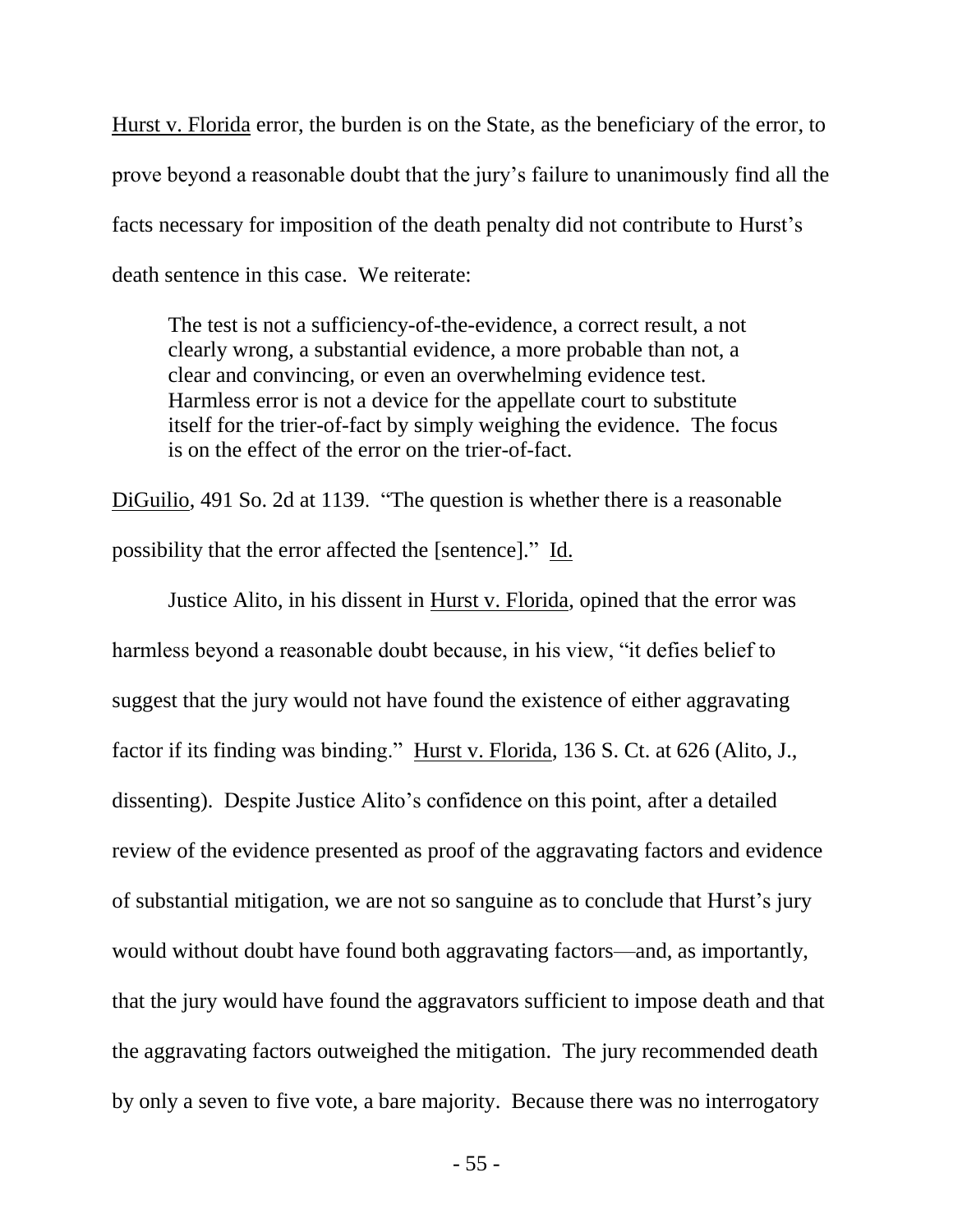Hurst v. Florida error, the burden is on the State, as the beneficiary of the error, to prove beyond a reasonable doubt that the jury's failure to unanimously find all the facts necessary for imposition of the death penalty did not contribute to Hurst's death sentence in this case. We reiterate:

> The test is not a sufficiency-of-the-evidence, a correct result, a not clearly wrong, a substantial evidence, a more probable than not, a clear and convincing, or even an overwhelming evidence test. Harmless error is not a device for the appellate court to substitute itself for the trier-of-fact by simply weighing the evidence. The focus is on the effect of the error on the trier-of-fact.

DiGuilio, 491 So. 2d at 1139. "The question is whether there is a reasonable possibility that the error affected the [sentence]." Id.

Justice Alito, in his dissent in Hurst v. Florida, opined that the error was harmless beyond a reasonable doubt because, in his view, "it defies belief to suggest that the jury would not have found the existence of either aggravating factor if its finding was binding." Hurst v. Florida, 136 S. Ct. at 626 (Alito, J., dissenting). Despite Justice Alito's confidence on this point, after a detailed review of the evidence presented as proof of the aggravating factors and evidence of substantial mitigation, we are not so sanguine as to conclude that Hurst's jury would without doubt have found both aggravating factors—and, as importantly, that the jury would have found the aggravators sufficient to impose death and that the aggravating factors outweighed the mitigation. The jury recommended death by only a seven to five vote, a bare majority. Because there was no interrogatory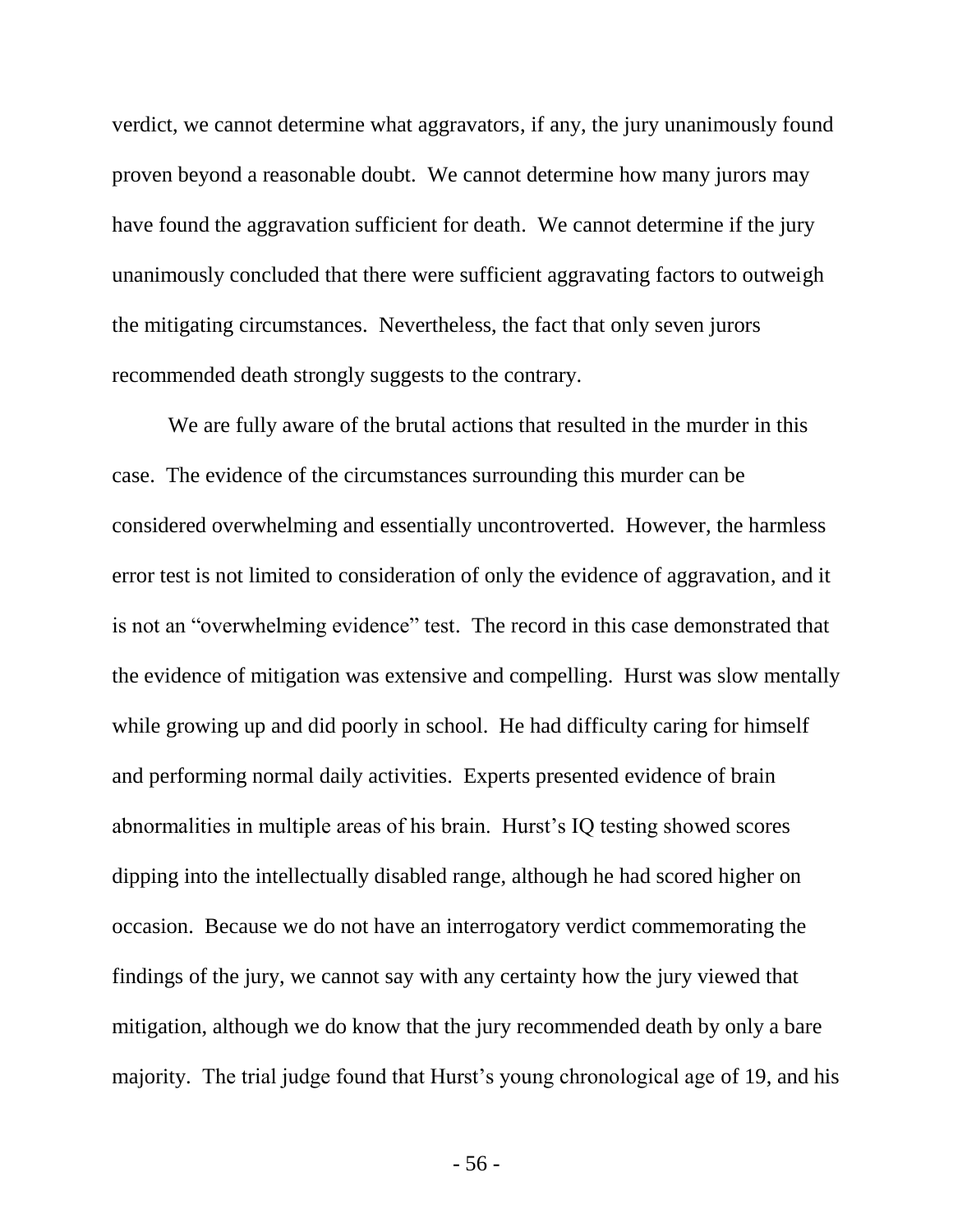verdict, we cannot determine what aggravators, if any, the jury unanimously found proven beyond a reasonable doubt. We cannot determine how many jurors may have found the aggravation sufficient for death. We cannot determine if the jury unanimously concluded that there were sufficient aggravating factors to outweigh the mitigating circumstances. Nevertheless, the fact that only seven jurors recommended death strongly suggests to the contrary.

We are fully aware of the brutal actions that resulted in the murder in this case. The evidence of the circumstances surrounding this murder can be considered overwhelming and essentially uncontroverted. However, the harmless error test is not limited to consideration of only the evidence of aggravation, and it is not an "overwhelming evidence" test. The record in this case demonstrated that the evidence of mitigation was extensive and compelling. Hurst was slow mentally while growing up and did poorly in school. He had difficulty caring for himself and performing normal daily activities. Experts presented evidence of brain abnormalities in multiple areas of his brain. Hurst's IQ testing showed scores dipping into the intellectually disabled range, although he had scored higher on occasion. Because we do not have an interrogatory verdict commemorating the findings of the jury, we cannot say with any certainty how the jury viewed that mitigation, although we do know that the jury recommended death by only a bare majority. The trial judge found that Hurst's young chronological age of 19, and his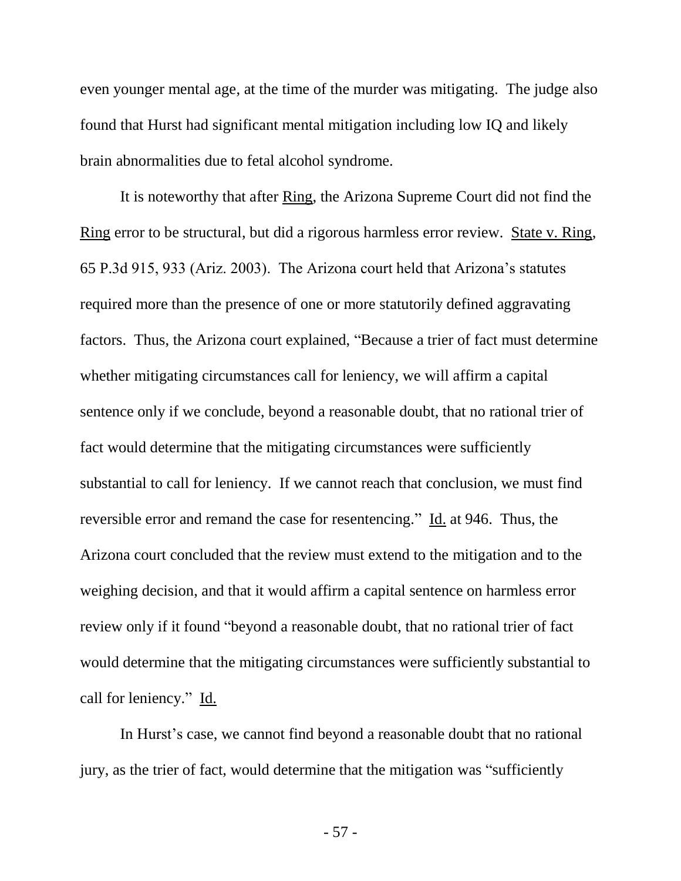even younger mental age, at the time of the murder was mitigating. The judge also found that Hurst had significant mental mitigation including low IQ and likely brain abnormalities due to fetal alcohol syndrome.

It is noteworthy that after Ring, the Arizona Supreme Court did not find the Ring error to be structural, but did a rigorous harmless error review. State v. Ring, 65 P.3d 915, 933 (Ariz. 2003). The Arizona court held that Arizona's statutes required more than the presence of one or more statutorily defined aggravating factors. Thus, the Arizona court explained, "Because a trier of fact must determine whether mitigating circumstances call for leniency, we will affirm a capital sentence only if we conclude, beyond a reasonable doubt, that no rational trier of fact would determine that the mitigating circumstances were sufficiently substantial to call for leniency. If we cannot reach that conclusion, we must find reversible error and remand the case for resentencing." Id. at 946. Thus, the Arizona court concluded that the review must extend to the mitigation and to the weighing decision, and that it would affirm a capital sentence on harmless error review only if it found "beyond a reasonable doubt, that no rational trier of fact would determine that the mitigating circumstances were sufficiently substantial to call for leniency." Id.

In Hurst's case, we cannot find beyond a reasonable doubt that no rational jury, as the trier of fact, would determine that the mitigation was "sufficiently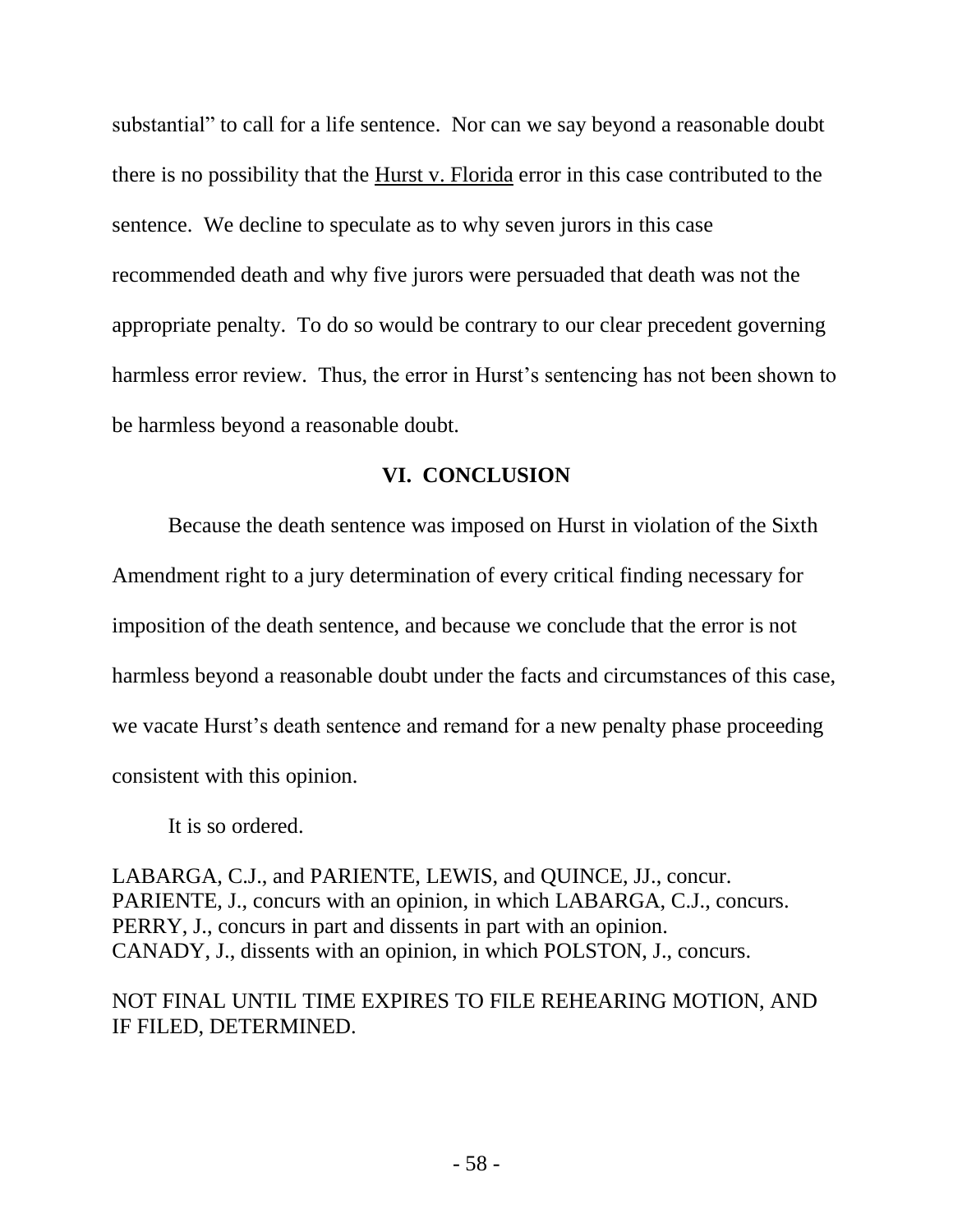substantial" to call for a life sentence. Nor can we say beyond a reasonable doubt there is no possibility that the Hurst v. Florida error in this case contributed to the sentence. We decline to speculate as to why seven jurors in this case recommended death and why five jurors were persuaded that death was not the appropriate penalty. To do so would be contrary to our clear precedent governing harmless error review. Thus, the error in Hurst's sentencing has not been shown to be harmless beyond a reasonable doubt.

## VI. CONCLUSION

Because the death sentence was imposed on Hurst in violation of the Sixth Amendment right to a jury determination of every critical finding necessary for imposition of the death sentence, and because we conclude that the error is not harmless beyond a reasonable doubt under the facts and circumstances of this case, we vacate Hurst's death sentence and remand for a new penalty phase proceeding consistent with this opinion.

It is so ordered.

LABARGA, C.J., and PARIENTE, LEWIS, and QUINCE, JJ., concur.
PARIENTE, J., concurs with an opinion, in which LABARGA, C.J., concurs.
PERRY, J., concurs in part and dissents in part with an opinion.
CANADY, J., dissents with an opinion, in which POLSTON, J., concurs.

NOT FINAL UNTIL TIME EXPIRES TO FILE REHEARING MOTION, AND IF FILED, DETERMINED.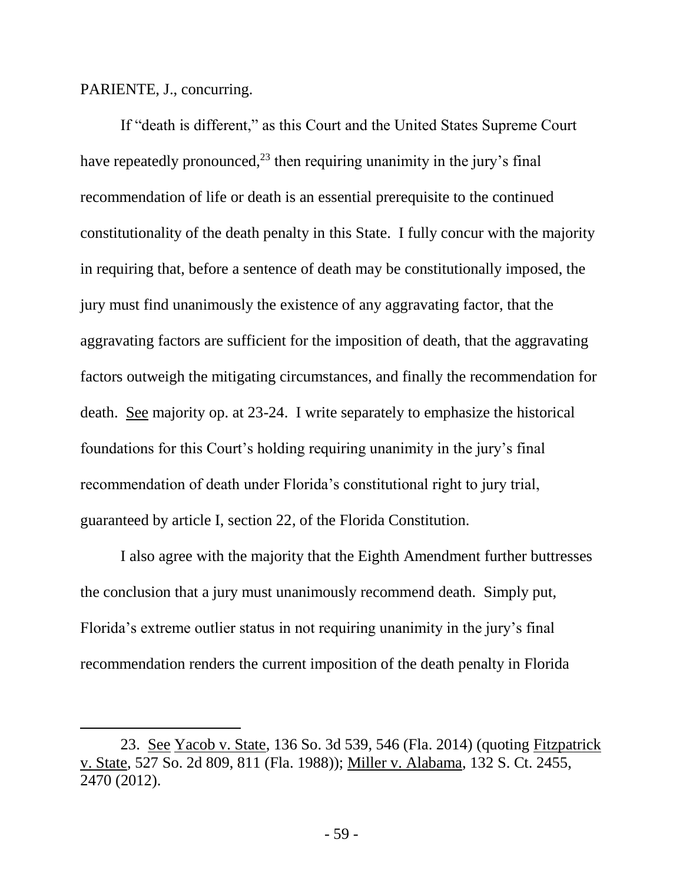PARIENTE, J., concurring.

If "death is different," as this Court and the United States Supreme Court have repeatedly pronounced,[23] then requiring unanimity in the jury's final recommendation of life or death is an essential prerequisite to the continued constitutionality of the death penalty in this State. I fully concur with the majority in requiring that, before a sentence of death may be constitutionally imposed, the jury must find unanimously the existence of any aggravating factor, that the aggravating factors are sufficient for the imposition of death, that the aggravating factors outweigh the mitigating circumstances, and finally the recommendation for death. See majority op. at 23-24. I write separately to emphasize the historical foundations for this Court's holding requiring unanimity in the jury's final recommendation of death under Florida's constitutional right to jury trial, guaranteed by article I, section 22, of the Florida Constitution.

I also agree with the majority that the Eighth Amendment further buttresses the conclusion that a jury must unanimously recommend death. Simply put, Florida's extreme outlier status in not requiring unanimity in the jury's final recommendation renders the current imposition of the death penalty in Florida

---

23. See Yacob v. State, 136 So. 3d 539, 546 (Fla. 2014) (quoting Fitzpatrick v. State, 527 So. 2d 809, 811 (Fla. 1988)); Miller v. Alabama, 132 S. Ct. 2455, 2470 (2012).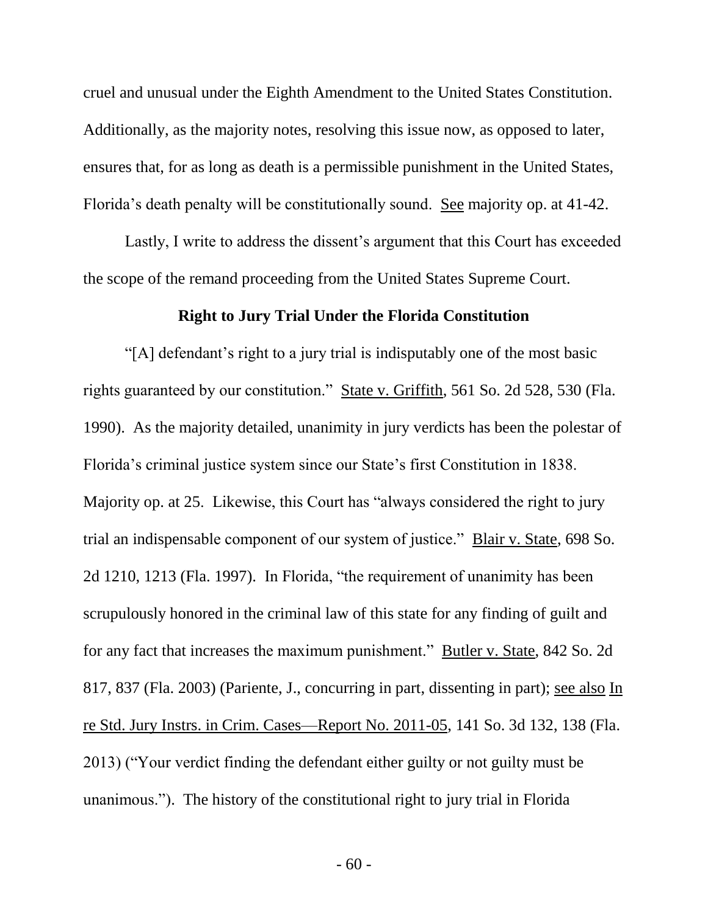cruel and unusual under the Eighth Amendment to the United States Constitution. Additionally, as the majority notes, resolving this issue now, as opposed to later, ensures that, for as long as death is a permissible punishment in the United States, Florida's death penalty will be constitutionally sound. See majority op. at 41-42.

Lastly, I write to address the dissent's argument that this Court has exceeded the scope of the remand proceeding from the United States Supreme Court.

### Right to Jury Trial Under the Florida Constitution

"[A] defendant's right to a jury trial is indisputably one of the most basic rights guaranteed by our constitution." State v. Griffith, 561 So. 2d 528, 530 (Fla. 1990). As the majority detailed, unanimity in jury verdicts has been the polestar of Florida's criminal justice system since our State's first Constitution in 1838. Majority op. at 25. Likewise, this Court has "always considered the right to jury trial an indispensable component of our system of justice." Blair v. State, 698 So. 2d 1210, 1213 (Fla. 1997). In Florida, "the requirement of unanimity has been scrupulously honored in the criminal law of this state for any finding of guilt and for any fact that increases the maximum punishment." Butler v. State, 842 So. 2d 817, 837 (Fla. 2003) (Pariente, J., concurring in part, dissenting in part); see also In re Std. Jury Instrs. in Crim. Cases—Report No. 2011-05, 141 So. 3d 132, 138 (Fla. 2013) ("Your verdict finding the defendant either guilty or not guilty must be unanimous."). The history of the constitutional right to jury trial in Florida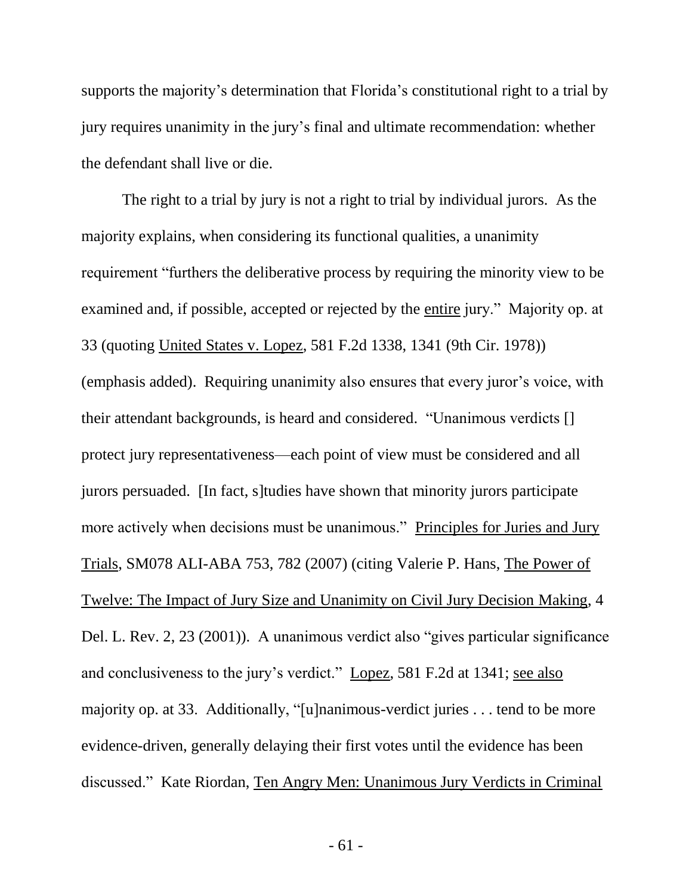supports the majority's determination that Florida's constitutional right to a trial by jury requires unanimity in the jury's final and ultimate recommendation: whether the defendant shall live or die.

The right to a trial by jury is not a right to trial by individual jurors. As the majority explains, when considering its functional qualities, a unanimity requirement "furthers the deliberative process by requiring the minority view to be examined and, if possible, accepted or rejected by the entire jury." Majority op. at 33 (quoting United States v. Lopez, 581 F.2d 1338, 1341 (9th Cir. 1978)) (emphasis added). Requiring unanimity also ensures that every juror's voice, with their attendant backgrounds, is heard and considered. "Unanimous verdicts [] protect jury representativeness—each point of view must be considered and all jurors persuaded. [In fact, s]tudies have shown that minority jurors participate more actively when decisions must be unanimous." Principles for Juries and Jury Trials, SM078 ALI-ABA 753, 782 (2007) (citing Valerie P. Hans, The Power of Twelve: The Impact of Jury Size and Unanimity on Civil Jury Decision Making, 4 Del. L. Rev. 2, 23 (2001)). A unanimous verdict also "gives particular significance and conclusiveness to the jury's verdict." Lopez, 581 F.2d at 1341; see also majority op. at 33. Additionally, "[u]nanimous-verdict juries . . . tend to be more evidence-driven, generally delaying their first votes until the evidence has been discussed." Kate Riordan, Ten Angry Men: Unanimous Jury Verdicts in Criminal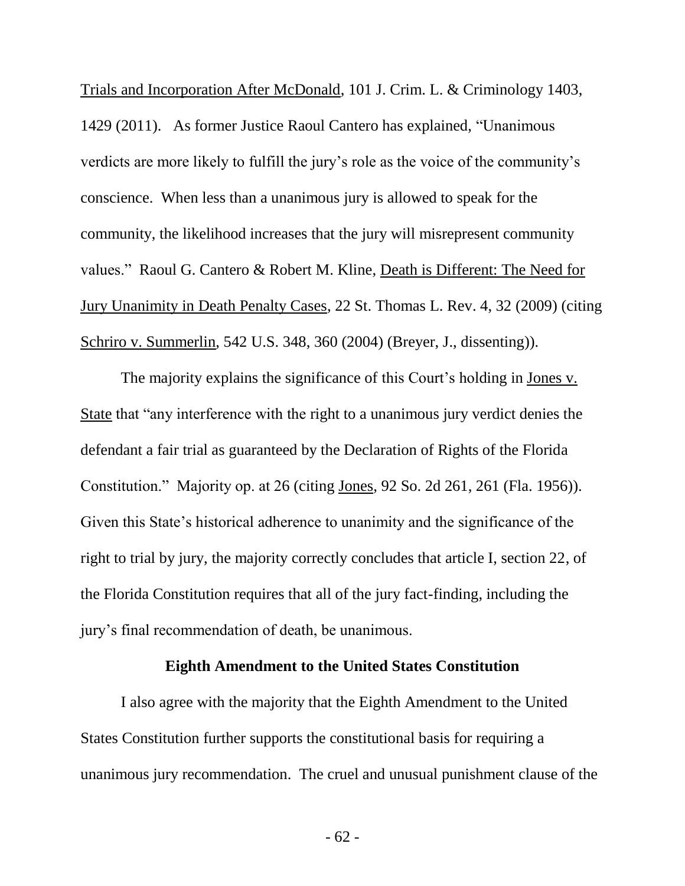Trials and Incorporation After McDonald, 101 J. Crim. L. & Criminology 1403, 1429 (2011). As former Justice Raoul Cantero has explained, "Unanimous verdicts are more likely to fulfill the jury's role as the voice of the community's conscience. When less than a unanimous jury is allowed to speak for the community, the likelihood increases that the jury will misrepresent community values." Raoul G. Cantero & Robert M. Kline, Death is Different: The Need for Jury Unanimity in Death Penalty Cases, 22 St. Thomas L. Rev. 4, 32 (2009) (citing Schriro v. Summerlin, 542 U.S. 348, 360 (2004) (Breyer, J., dissenting)).

The majority explains the significance of this Court's holding in Jones v. State that "any interference with the right to a unanimous jury verdict denies the defendant a fair trial as guaranteed by the Declaration of Rights of the Florida Constitution." Majority op. at 26 (citing Jones, 92 So. 2d 261, 261 (Fla. 1956)). Given this State's historical adherence to unanimity and the significance of the right to trial by jury, the majority correctly concludes that article I, section 22, of the Florida Constitution requires that all of the jury fact-finding, including the jury's final recommendation of death, be unanimous.

**Eighth Amendment to the United States Constitution**

I also agree with the majority that the Eighth Amendment to the United States Constitution further supports the constitutional basis for requiring a unanimous jury recommendation. The cruel and unusual punishment clause of the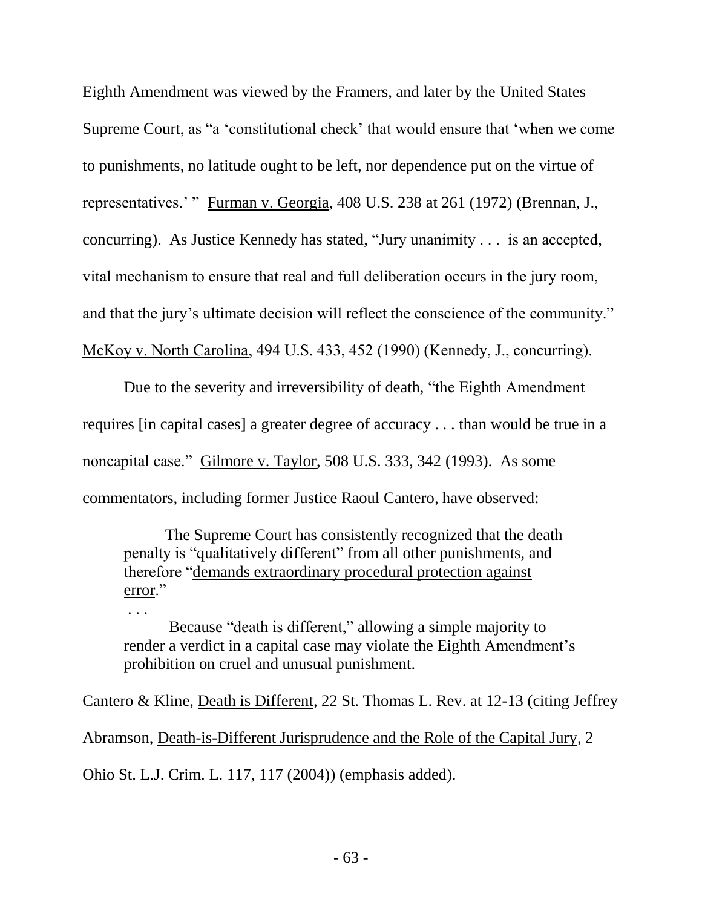Eighth Amendment was viewed by the Framers, and later by the United States Supreme Court, as "a 'constitutional check' that would ensure that 'when we come to punishments, no latitude ought to be left, nor dependence put on the virtue of representatives.' " Furman v. Georgia, 408 U.S. 238 at 261 (1972) (Brennan, J., concurring). As Justice Kennedy has stated, "Jury unanimity . . . is an accepted, vital mechanism to ensure that real and full deliberation occurs in the jury room, and that the jury's ultimate decision will reflect the conscience of the community." McKoy v. North Carolina, 494 U.S. 433, 452 (1990) (Kennedy, J., concurring).

Due to the severity and irreversibility of death, "the Eighth Amendment requires [in capital cases] a greater degree of accuracy . . . than would be true in a noncapital case." Gilmore v. Taylor, 508 U.S. 333, 342 (1993). As some commentators, including former Justice Raoul Cantero, have observed:

> The Supreme Court has consistently recognized that the death penalty is "qualitatively different" from all other punishments, and therefore "demands extraordinary procedural protection against error."
>
> . . .
>
> Because "death is different," allowing a simple majority to render a verdict in a capital case may violate the Eighth Amendment's prohibition on cruel and unusual punishment.

Cantero & Kline, Death is Different, 22 St. Thomas L. Rev. at 12-13 (citing Jeffrey Abramson, Death-is-Different Jurisprudence and the Role of the Capital Jury, 2 Ohio St. L.J. Crim. L. 117, 117 (2004)) (emphasis added).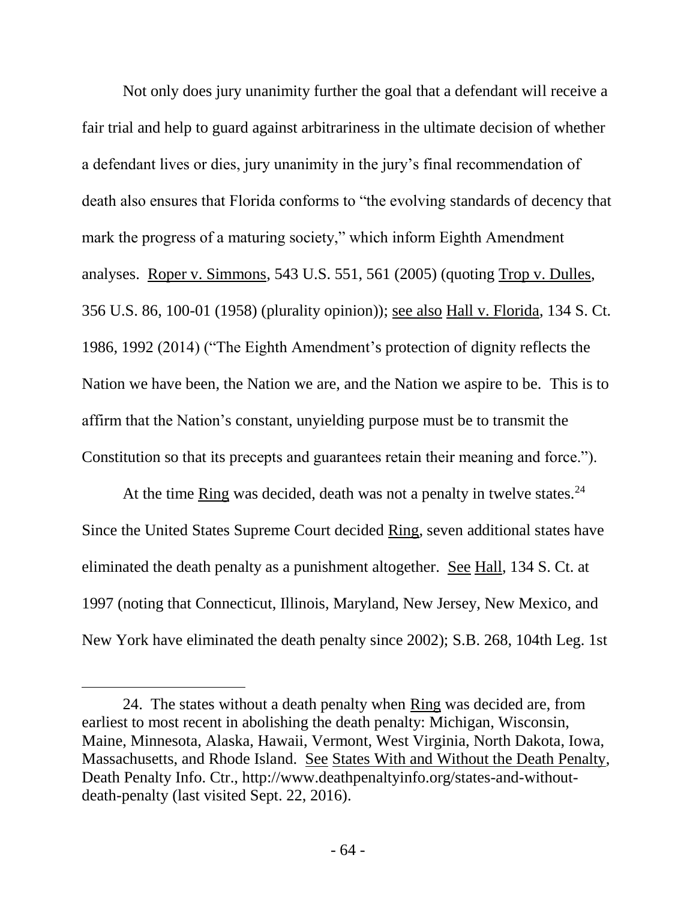Not only does jury unanimity further the goal that a defendant will receive a fair trial and help to guard against arbitrariness in the ultimate decision of whether a defendant lives or dies, jury unanimity in the jury's final recommendation of death also ensures that Florida conforms to "the evolving standards of decency that mark the progress of a maturing society," which inform Eighth Amendment analyses. Roper v. Simmons, 543 U.S. 551, 561 (2005) (quoting Trop v. Dulles, 356 U.S. 86, 100-01 (1958) (plurality opinion)); see also Hall v. Florida, 134 S. Ct. 1986, 1992 (2014) ("The Eighth Amendment's protection of dignity reflects the Nation we have been, the Nation we are, and the Nation we aspire to be. This is to affirm that the Nation's constant, unyielding purpose must be to transmit the Constitution so that its precepts and guarantees retain their meaning and force.").

At the time Ring was decided, death was not a penalty in twelve states.[24] Since the United States Supreme Court decided Ring, seven additional states have eliminated the death penalty as a punishment altogether. See Hall, 134 S. Ct. at 1997 (noting that Connecticut, Illinois, Maryland, New Jersey, New Mexico, and New York have eliminated the death penalty since 2002); S.B. 268, 104th Leg. 1st

---

24. The states without a death penalty when Ring was decided are, from earliest to most recent in abolishing the death penalty: Michigan, Wisconsin, Maine, Minnesota, Alaska, Hawaii, Vermont, West Virginia, North Dakota, Iowa, Massachusetts, and Rhode Island. See States With and Without the Death Penalty, Death Penalty Info. Ctr., http://www.deathpenaltyinfo.org/states-and-without-death-penalty (last visited Sept. 22, 2016).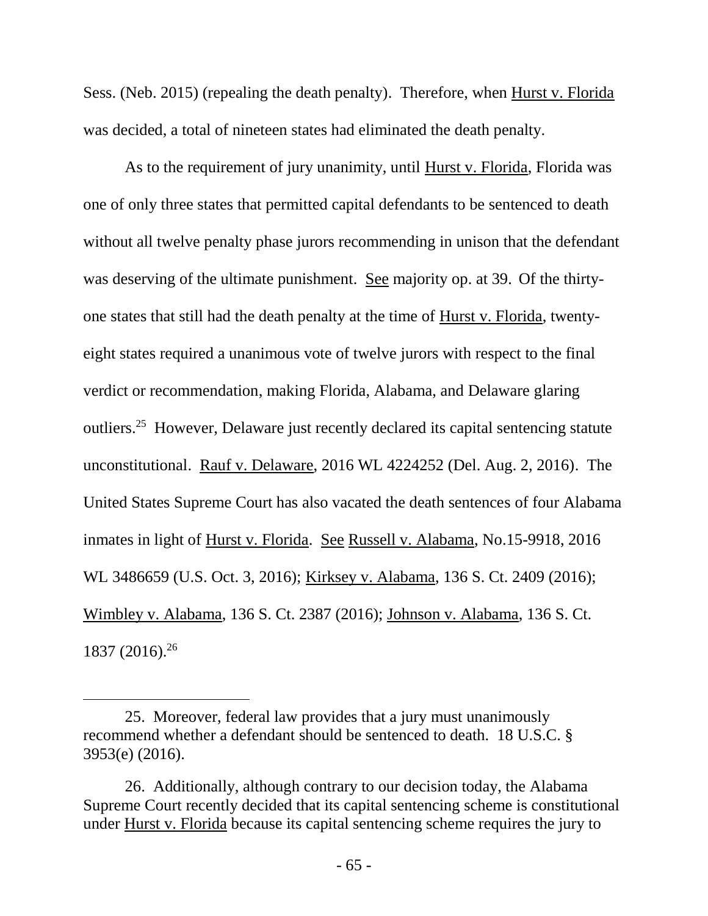Sess. (Neb. 2015) (repealing the death penalty). Therefore, when Hurst v. Florida was decided, a total of nineteen states had eliminated the death penalty.

As to the requirement of jury unanimity, until Hurst v. Florida, Florida was one of only three states that permitted capital defendants to be sentenced to death without all twelve penalty phase jurors recommending in unison that the defendant was deserving of the ultimate punishment. See majority op. at 39. Of the thirty-one states that still had the death penalty at the time of Hurst v. Florida, twenty-eight states required a unanimous vote of twelve jurors with respect to the final verdict or recommendation, making Florida, Alabama, and Delaware glaring outliers.[25] However, Delaware just recently declared its capital sentencing statute unconstitutional. Rauf v. Delaware, 2016 WL 4224252 (Del. Aug. 2, 2016). The United States Supreme Court has also vacated the death sentences of four Alabama inmates in light of Hurst v. Florida. See Russell v. Alabama, No.15-9918, 2016 WL 3486659 (U.S. Oct. 3, 2016); Kirksey v. Alabama, 136 S. Ct. 2409 (2016); Wimbley v. Alabama, 136 S. Ct. 2387 (2016); Johnson v. Alabama, 136 S. Ct. 1837 (2016).[26]

---

25. Moreover, federal law provides that a jury must unanimously recommend whether a defendant should be sentenced to death. 18 U.S.C. § 3953(e) (2016).

26. Additionally, although contrary to our decision today, the Alabama Supreme Court recently decided that its capital sentencing scheme is constitutional under Hurst v. Florida because its capital sentencing scheme requires the jury to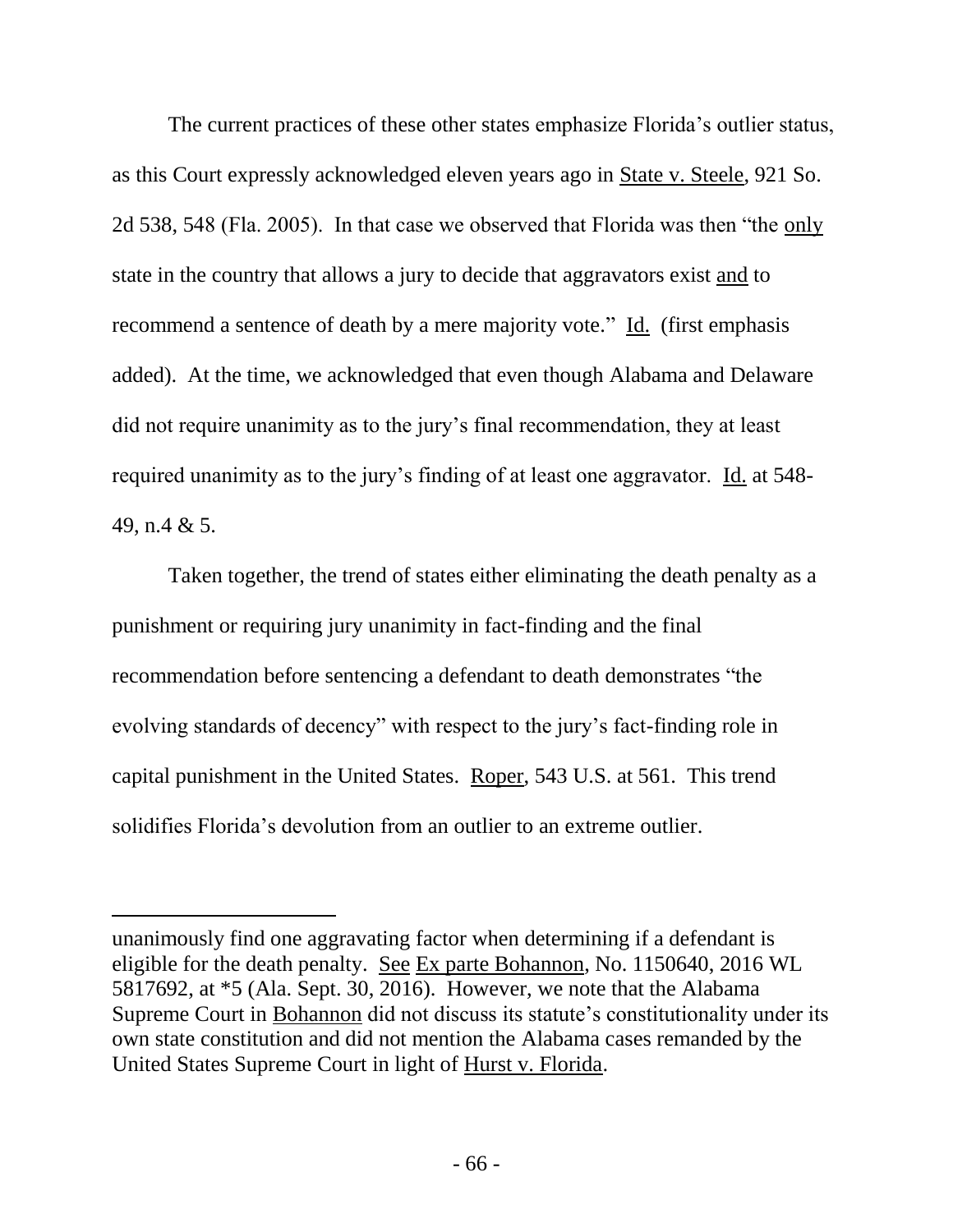The current practices of these other states emphasize Florida's outlier status, as this Court expressly acknowledged eleven years ago in State v. Steele, 921 So. 2d 538, 548 (Fla. 2005). In that case we observed that Florida was then "the only state in the country that allows a jury to decide that aggravators exist and to recommend a sentence of death by a mere majority vote." Id. (first emphasis added). At the time, we acknowledged that even though Alabama and Delaware did not require unanimity as to the jury's final recommendation, they at least required unanimity as to the jury's finding of at least one aggravator. Id. at 548-49, n.4 & 5.

Taken together, the trend of states either eliminating the death penalty as a punishment or requiring jury unanimity in fact-finding and the final recommendation before sentencing a defendant to death demonstrates "the evolving standards of decency" with respect to the jury's fact-finding role in capital punishment in the United States. Roper, 543 U.S. at 561. This trend solidifies Florida's devolution from an outlier to an extreme outlier.

---

unanimously find one aggravating factor when determining if a defendant is eligible for the death penalty. See Ex parte Bohannon, No. 1150640, 2016 WL 5817692, at *5 (Ala. Sept. 30, 2016). However, we note that the Alabama Supreme Court in Bohannon did not discuss its statute's constitutionality under its own state constitution and did not mention the Alabama cases remanded by the United States Supreme Court in light of Hurst v. Florida.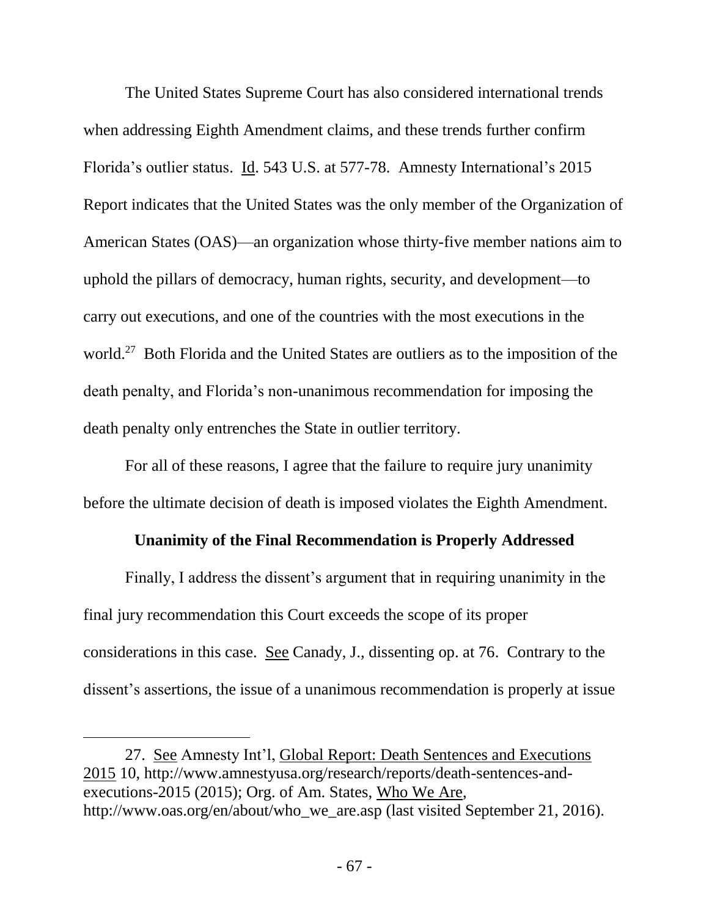The United States Supreme Court has also considered international trends when addressing Eighth Amendment claims, and these trends further confirm Florida's outlier status. Id. 543 U.S. at 577-78. Amnesty International's 2015 Report indicates that the United States was the only member of the Organization of American States (OAS)—an organization whose thirty-five member nations aim to uphold the pillars of democracy, human rights, security, and development—to carry out executions, and one of the countries with the most executions in the world.[27] Both Florida and the United States are outliers as to the imposition of the death penalty, and Florida's non-unanimous recommendation for imposing the death penalty only entrenches the State in outlier territory.

For all of these reasons, I agree that the failure to require jury unanimity before the ultimate decision of death is imposed violates the Eighth Amendment.

**Unanimity of the Final Recommendation is Properly Addressed**

Finally, I address the dissent's argument that in requiring unanimity in the final jury recommendation this Court exceeds the scope of its proper considerations in this case. See Canady, J., dissenting op. at 76. Contrary to the dissent's assertions, the issue of a unanimous recommendation is properly at issue

---

27. See Amnesty Int'l, Global Report: Death Sentences and Executions 2015 10, http://www.amnestyusa.org/research/reports/death-sentences-and-executions-2015 (2015); Org. of Am. States, Who We Are, http://www.oas.org/en/about/who_we_are.asp (last visited September 21, 2016).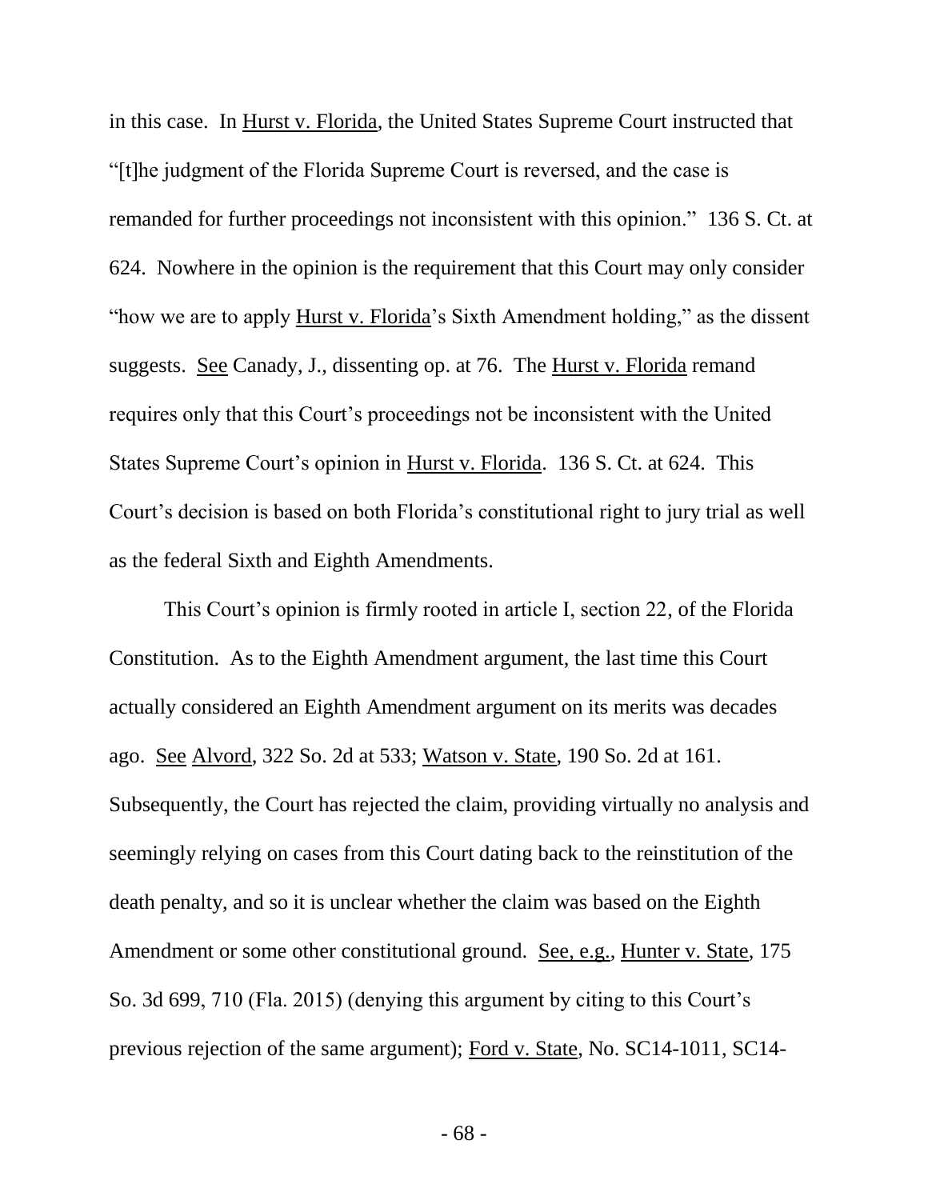in this case. In Hurst v. Florida, the United States Supreme Court instructed that "[t]he judgment of the Florida Supreme Court is reversed, and the case is remanded for further proceedings not inconsistent with this opinion." 136 S. Ct. at 624. Nowhere in the opinion is the requirement that this Court may only consider "how we are to apply Hurst v. Florida's Sixth Amendment holding," as the dissent suggests. See Canady, J., dissenting op. at 76. The Hurst v. Florida remand requires only that this Court's proceedings not be inconsistent with the United States Supreme Court's opinion in Hurst v. Florida. 136 S. Ct. at 624. This Court's decision is based on both Florida's constitutional right to jury trial as well as the federal Sixth and Eighth Amendments.

This Court's opinion is firmly rooted in article I, section 22, of the Florida Constitution. As to the Eighth Amendment argument, the last time this Court actually considered an Eighth Amendment argument on its merits was decades ago. See Alvord, 322 So. 2d at 533; Watson v. State, 190 So. 2d at 161. Subsequently, the Court has rejected the claim, providing virtually no analysis and seemingly relying on cases from this Court dating back to the reinstitution of the death penalty, and so it is unclear whether the claim was based on the Eighth Amendment or some other constitutional ground. See, e.g., Hunter v. State, 175 So. 3d 699, 710 (Fla. 2015) (denying this argument by citing to this Court's previous rejection of the same argument); Ford v. State, No. SC14-1011, SC14-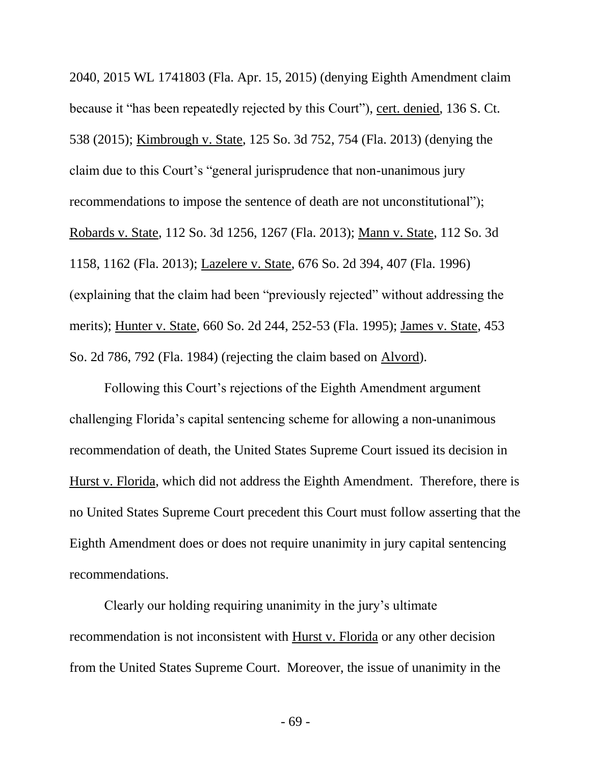2040, 2015 WL 1741803 (Fla. Apr. 15, 2015) (denying Eighth Amendment claim because it "has been repeatedly rejected by this Court"), cert. denied, 136 S. Ct. 538 (2015); Kimbrough v. State, 125 So. 3d 752, 754 (Fla. 2013) (denying the claim due to this Court's "general jurisprudence that non-unanimous jury recommendations to impose the sentence of death are not unconstitutional"); Robards v. State, 112 So. 3d 1256, 1267 (Fla. 2013); Mann v. State, 112 So. 3d 1158, 1162 (Fla. 2013); Lazelere v. State, 676 So. 2d 394, 407 (Fla. 1996) (explaining that the claim had been "previously rejected" without addressing the merits); Hunter v. State, 660 So. 2d 244, 252-53 (Fla. 1995); James v. State, 453 So. 2d 786, 792 (Fla. 1984) (rejecting the claim based on Alvord).

Following this Court's rejections of the Eighth Amendment argument challenging Florida's capital sentencing scheme for allowing a non-unanimous recommendation of death, the United States Supreme Court issued its decision in Hurst v. Florida, which did not address the Eighth Amendment. Therefore, there is no United States Supreme Court precedent this Court must follow asserting that the Eighth Amendment does or does not require unanimity in jury capital sentencing recommendations.

Clearly our holding requiring unanimity in the jury's ultimate recommendation is not inconsistent with Hurst v. Florida or any other decision from the United States Supreme Court. Moreover, the issue of unanimity in the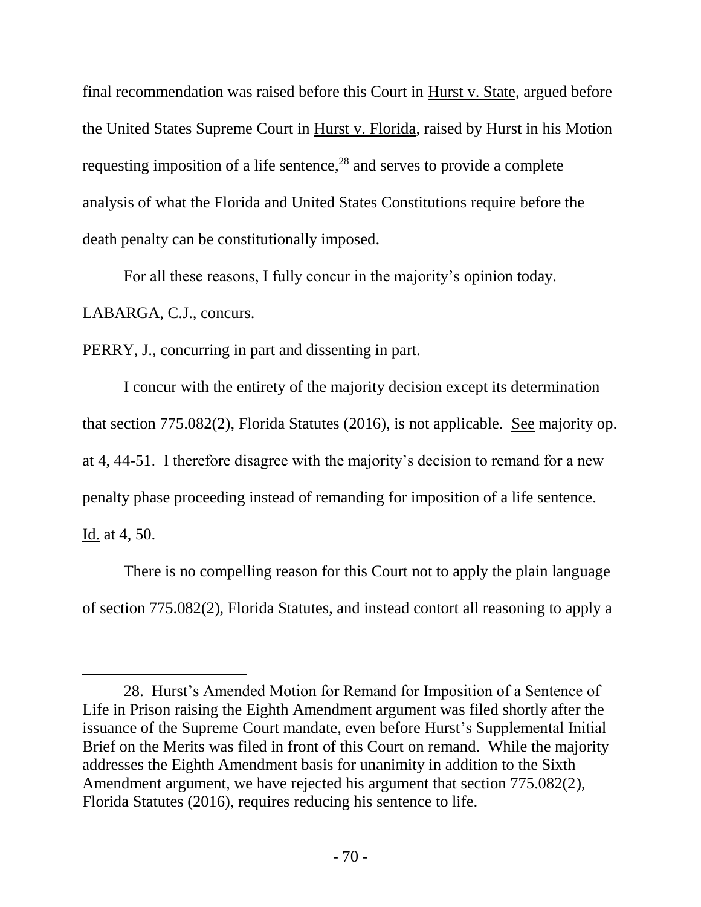final recommendation was raised before this Court in Hurst v. State, argued before the United States Supreme Court in Hurst v. Florida, raised by Hurst in his Motion requesting imposition of a life sentence,[28] and serves to provide a complete analysis of what the Florida and United States Constitutions require before the death penalty can be constitutionally imposed.

For all these reasons, I fully concur in the majority's opinion today.

LABARGA, C.J., concurs.

PERRY, J., concurring in part and dissenting in part.

I concur with the entirety of the majority decision except its determination that section 775.082(2), Florida Statutes (2016), is not applicable. See majority op. at 4, 44-51. I therefore disagree with the majority's decision to remand for a new penalty phase proceeding instead of remanding for imposition of a life sentence. Id. at 4, 50.

There is no compelling reason for this Court not to apply the plain language of section 775.082(2), Florida Statutes, and instead contort all reasoning to apply a

---

28. Hurst's Amended Motion for Remand for Imposition of a Sentence of Life in Prison raising the Eighth Amendment argument was filed shortly after the issuance of the Supreme Court mandate, even before Hurst's Supplemental Initial Brief on the Merits was filed in front of this Court on remand. While the majority addresses the Eighth Amendment basis for unanimity in addition to the Sixth Amendment argument, we have rejected his argument that section 775.082(2), Florida Statutes (2016), requires reducing his sentence to life.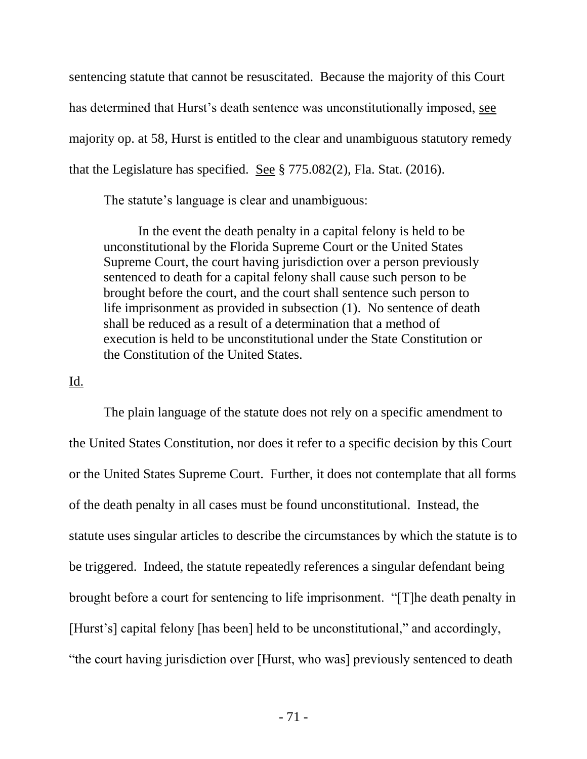sentencing statute that cannot be resuscitated. Because the majority of this Court has determined that Hurst's death sentence was unconstitutionally imposed, see majority op. at 58, Hurst is entitled to the clear and unambiguous statutory remedy that the Legislature has specified. See § 775.082(2), Fla. Stat. (2016).

The statute's language is clear and unambiguous:

> In the event the death penalty in a capital felony is held to be unconstitutional by the Florida Supreme Court or the United States Supreme Court, the court having jurisdiction over a person previously sentenced to death for a capital felony shall cause such person to be brought before the court, and the court shall sentence such person to life imprisonment as provided in subsection (1). No sentence of death shall be reduced as a result of a determination that a method of execution is held to be unconstitutional under the State Constitution or the Constitution of the United States.

Id.

The plain language of the statute does not rely on a specific amendment to the United States Constitution, nor does it refer to a specific decision by this Court or the United States Supreme Court. Further, it does not contemplate that all forms of the death penalty in all cases must be found unconstitutional. Instead, the statute uses singular articles to describe the circumstances by which the statute is to be triggered. Indeed, the statute repeatedly references a singular defendant being brought before a court for sentencing to life imprisonment. "[T]he death penalty in [Hurst's] capital felony [has been] held to be unconstitutional," and accordingly, "the court having jurisdiction over [Hurst, who was] previously sentenced to death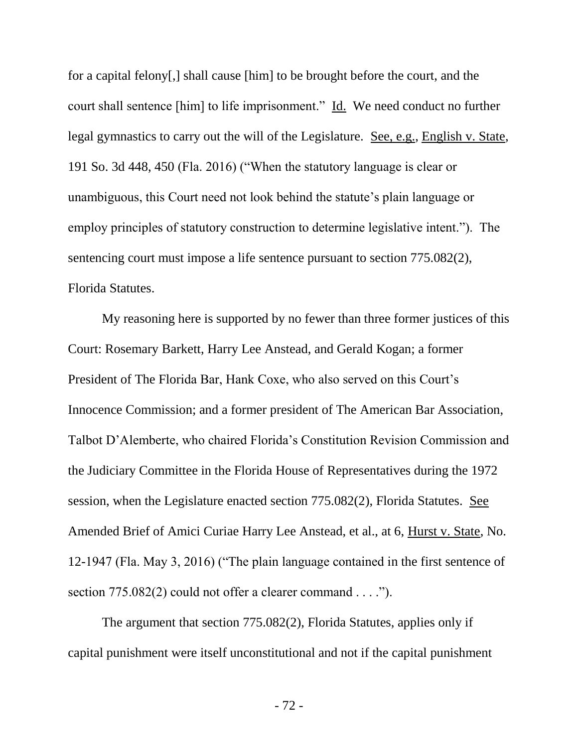for a capital felony[,] shall cause [him] to be brought before the court, and the court shall sentence [him] to life imprisonment." Id. We need conduct no further legal gymnastics to carry out the will of the Legislature. See, e.g., English v. State, 191 So. 3d 448, 450 (Fla. 2016) ("When the statutory language is clear or unambiguous, this Court need not look behind the statute's plain language or employ principles of statutory construction to determine legislative intent."). The sentencing court must impose a life sentence pursuant to section 775.082(2), Florida Statutes.

My reasoning here is supported by no fewer than three former justices of this Court: Rosemary Barkett, Harry Lee Anstead, and Gerald Kogan; a former President of The Florida Bar, Hank Coxe, who also served on this Court's Innocence Commission; and a former president of The American Bar Association, Talbot D'Alemberte, who chaired Florida's Constitution Revision Commission and the Judiciary Committee in the Florida House of Representatives during the 1972 session, when the Legislature enacted section 775.082(2), Florida Statutes. See Amended Brief of Amici Curiae Harry Lee Anstead, et al., at 6, Hurst v. State, No. 12-1947 (Fla. May 3, 2016) ("The plain language contained in the first sentence of section 775.082(2) could not offer a clearer command . . . .").

The argument that section 775.082(2), Florida Statutes, applies only if capital punishment were itself unconstitutional and not if the capital punishment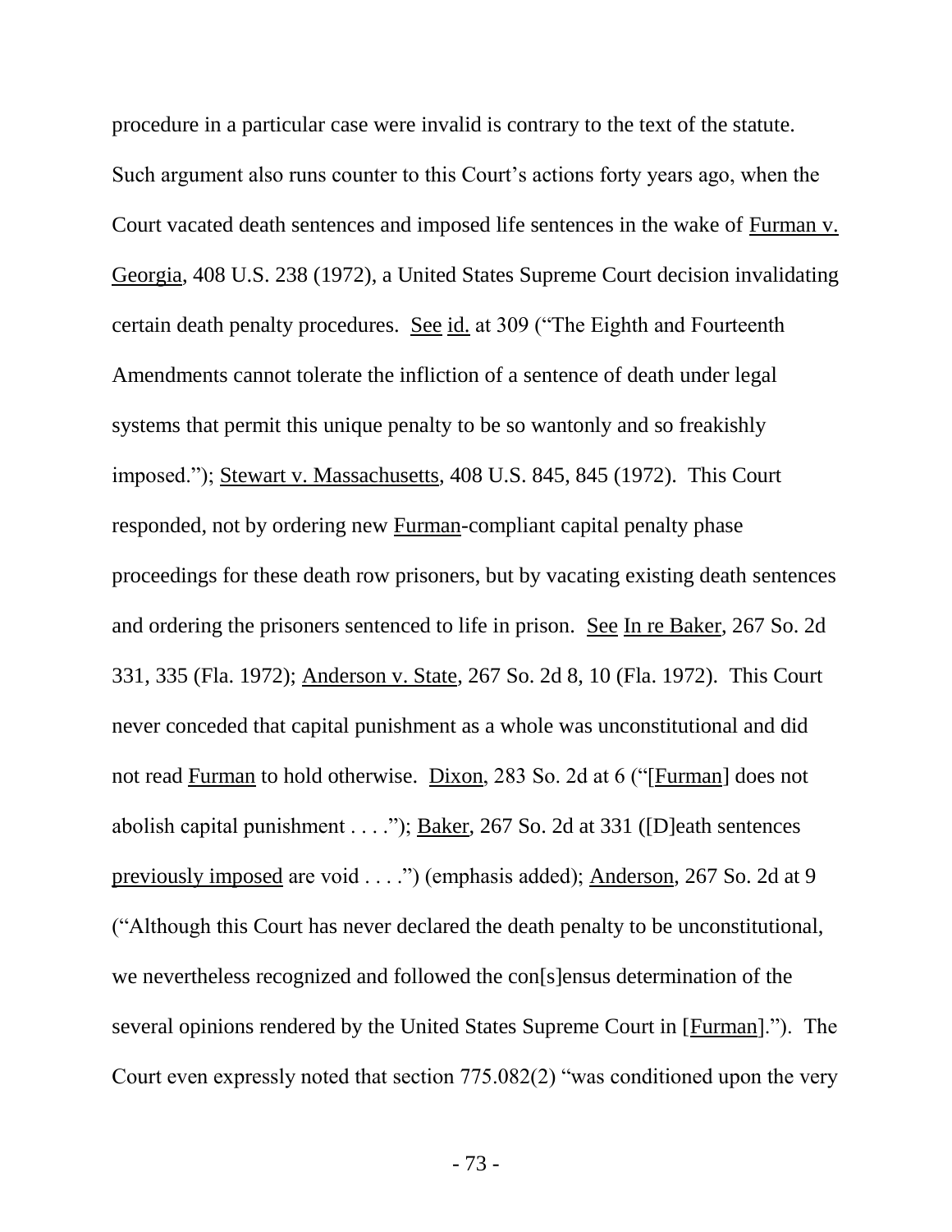procedure in a particular case were invalid is contrary to the text of the statute. Such argument also runs counter to this Court's actions forty years ago, when the Court vacated death sentences and imposed life sentences in the wake of Furman v. Georgia, 408 U.S. 238 (1972), a United States Supreme Court decision invalidating certain death penalty procedures. See id. at 309 ("The Eighth and Fourteenth Amendments cannot tolerate the infliction of a sentence of death under legal systems that permit this unique penalty to be so wantonly and so freakishly imposed."); Stewart v. Massachusetts, 408 U.S. 845, 845 (1972). This Court responded, not by ordering new Furman-compliant capital penalty phase proceedings for these death row prisoners, but by vacating existing death sentences and ordering the prisoners sentenced to life in prison. See In re Baker, 267 So. 2d 331, 335 (Fla. 1972); Anderson v. State, 267 So. 2d 8, 10 (Fla. 1972). This Court never conceded that capital punishment as a whole was unconstitutional and did not read Furman to hold otherwise. Dixon, 283 So. 2d at 6 ("[Furman] does not abolish capital punishment . . . ."); Baker, 267 So. 2d at 331 ([D]eath sentences previously imposed are void . . . .") (emphasis added); Anderson, 267 So. 2d at 9 ("Although this Court has never declared the death penalty to be unconstitutional, we nevertheless recognized and followed the con[s]ensus determination of the several opinions rendered by the United States Supreme Court in [Furman]."). The Court even expressly noted that section 775.082(2) "was conditioned upon the very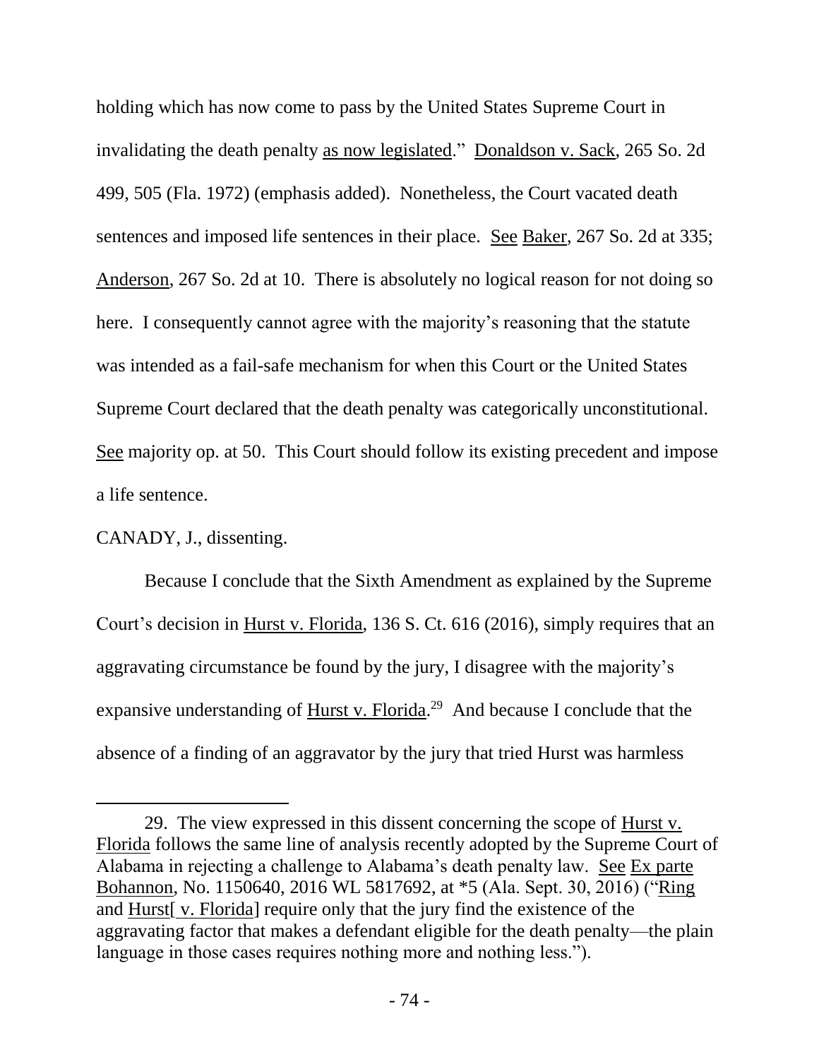holding which has now come to pass by the United States Supreme Court in invalidating the death penalty as now legislated." Donaldson v. Sack, 265 So. 2d 499, 505 (Fla. 1972) (emphasis added). Nonetheless, the Court vacated death sentences and imposed life sentences in their place. See Baker, 267 So. 2d at 335; Anderson, 267 So. 2d at 10. There is absolutely no logical reason for not doing so here. I consequently cannot agree with the majority's reasoning that the statute was intended as a fail-safe mechanism for when this Court or the United States Supreme Court declared that the death penalty was categorically unconstitutional. See majority op. at 50. This Court should follow its existing precedent and impose a life sentence.

CANADY, J., dissenting.

Because I conclude that the Sixth Amendment as explained by the Supreme Court's decision in Hurst v. Florida, 136 S. Ct. 616 (2016), simply requires that an aggravating circumstance be found by the jury, I disagree with the majority's expansive understanding of Hurst v. Florida.[29] And because I conclude that the absence of a finding of an aggravator by the jury that tried Hurst was harmless

---

29. The view expressed in this dissent concerning the scope of Hurst v. Florida follows the same line of analysis recently adopted by the Supreme Court of Alabama in rejecting a challenge to Alabama's death penalty law. See Ex parte Bohannon, No. 1150640, 2016 WL 5817692, at *5 (Ala. Sept. 30, 2016) ("Ring and Hurst[ v. Florida] require only that the jury find the existence of the aggravating factor that makes a defendant eligible for the death penalty—the plain language in those cases requires nothing more and nothing less.").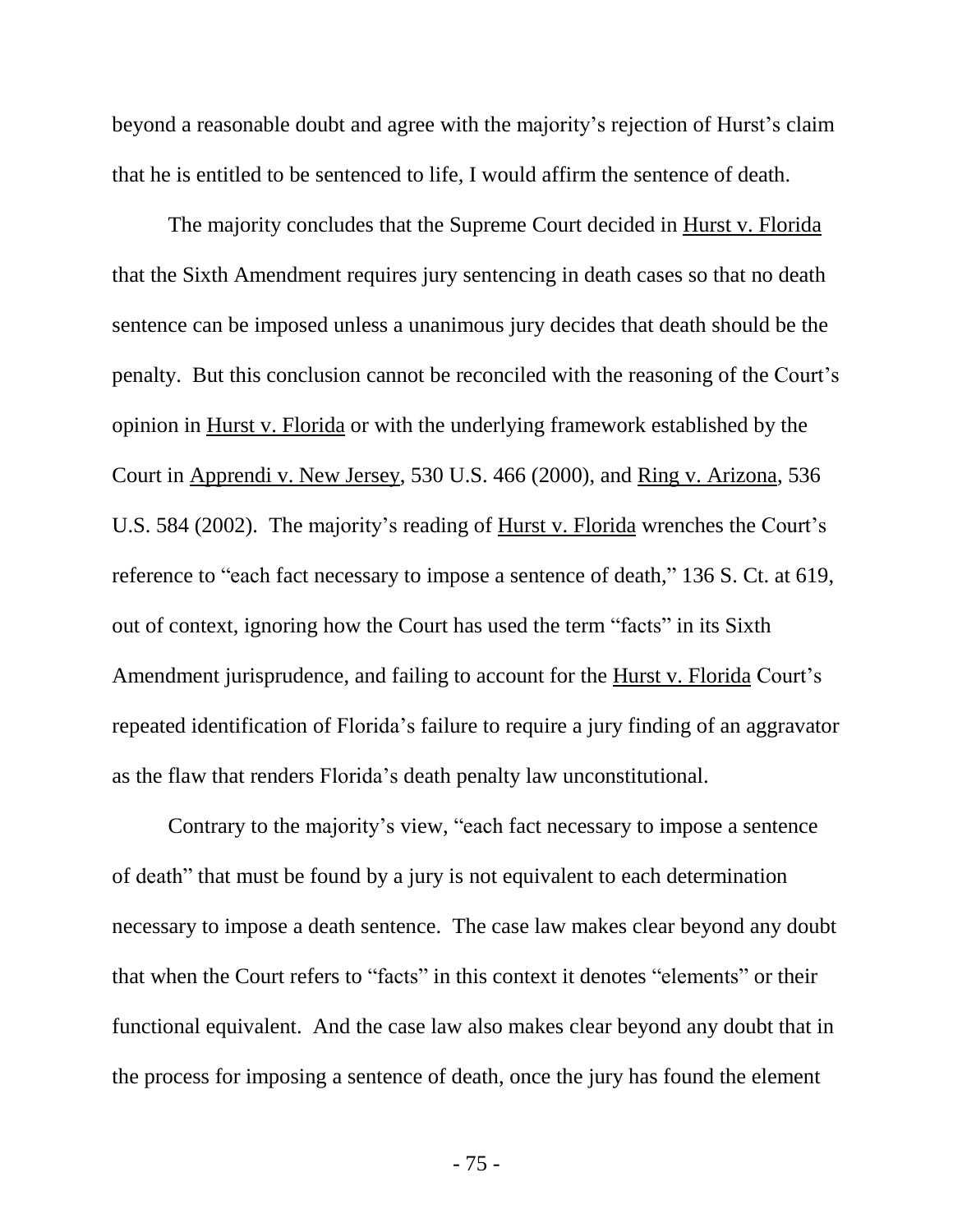beyond a reasonable doubt and agree with the majority's rejection of Hurst's claim that he is entitled to be sentenced to life, I would affirm the sentence of death.

The majority concludes that the Supreme Court decided in Hurst v. Florida that the Sixth Amendment requires jury sentencing in death cases so that no death sentence can be imposed unless a unanimous jury decides that death should be the penalty. But this conclusion cannot be reconciled with the reasoning of the Court's opinion in Hurst v. Florida or with the underlying framework established by the Court in Apprendi v. New Jersey, 530 U.S. 466 (2000), and Ring v. Arizona, 536 U.S. 584 (2002). The majority's reading of Hurst v. Florida wrenches the Court's reference to "each fact necessary to impose a sentence of death," 136 S. Ct. at 619, out of context, ignoring how the Court has used the term "facts" in its Sixth Amendment jurisprudence, and failing to account for the Hurst v. Florida Court's repeated identification of Florida's failure to require a jury finding of an aggravator as the flaw that renders Florida's death penalty law unconstitutional.

Contrary to the majority's view, "each fact necessary to impose a sentence of death" that must be found by a jury is not equivalent to each determination necessary to impose a death sentence. The case law makes clear beyond any doubt that when the Court refers to "facts" in this context it denotes "elements" or their functional equivalent. And the case law also makes clear beyond any doubt that in the process for imposing a sentence of death, once the jury has found the element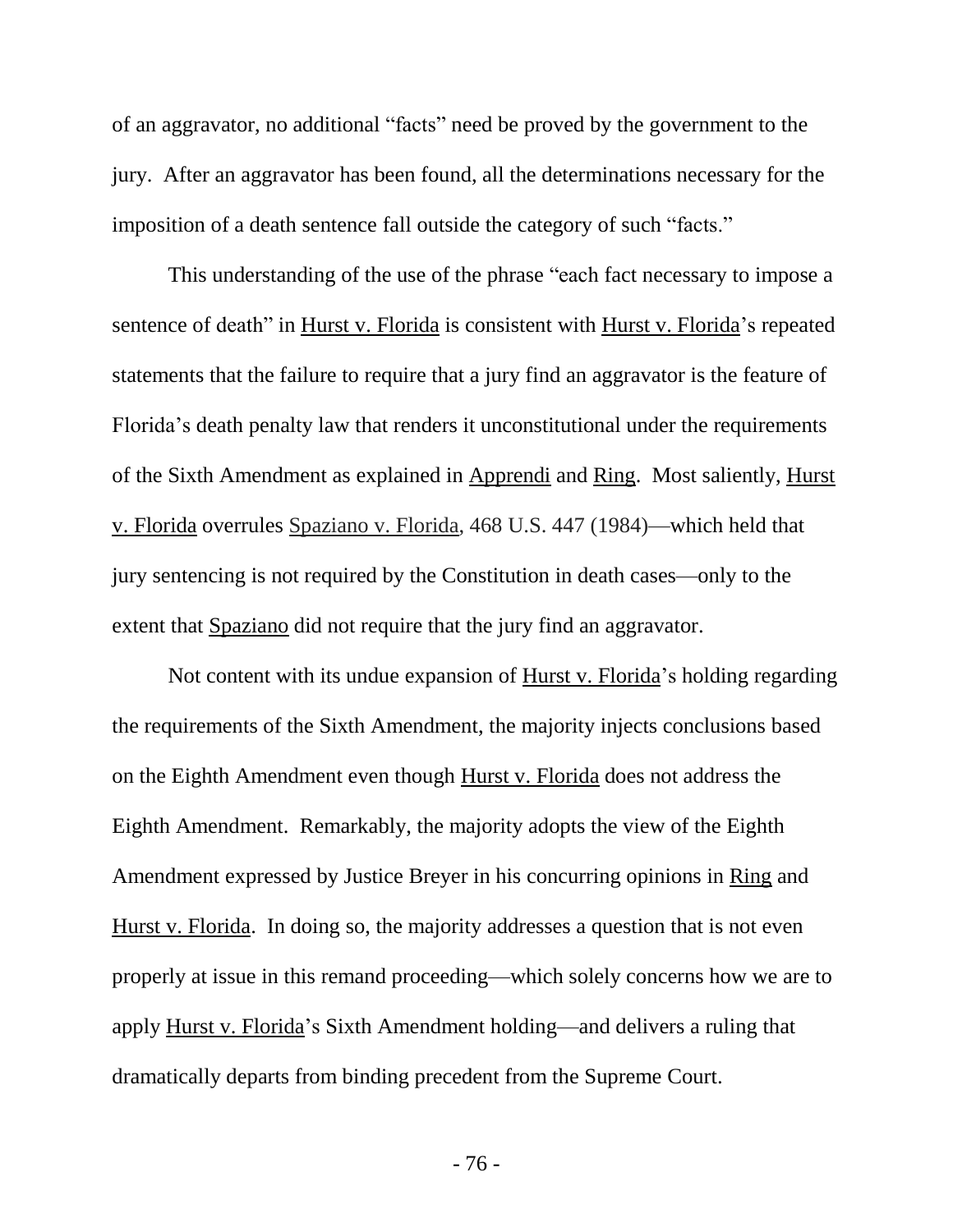of an aggravator, no additional "facts" need be proved by the government to the jury. After an aggravator has been found, all the determinations necessary for the imposition of a death sentence fall outside the category of such "facts."

This understanding of the use of the phrase "each fact necessary to impose a sentence of death" in Hurst v. Florida is consistent with Hurst v. Florida's repeated statements that the failure to require that a jury find an aggravator is the feature of Florida's death penalty law that renders it unconstitutional under the requirements of the Sixth Amendment as explained in Apprendi and Ring. Most saliently, Hurst v. Florida overrules Spaziano v. Florida, 468 U.S. 447 (1984)—which held that jury sentencing is not required by the Constitution in death cases—only to the extent that Spaziano did not require that the jury find an aggravator.

Not content with its undue expansion of Hurst v. Florida's holding regarding the requirements of the Sixth Amendment, the majority injects conclusions based on the Eighth Amendment even though Hurst v. Florida does not address the Eighth Amendment. Remarkably, the majority adopts the view of the Eighth Amendment expressed by Justice Breyer in his concurring opinions in Ring and Hurst v. Florida. In doing so, the majority addresses a question that is not even properly at issue in this remand proceeding—which solely concerns how we are to apply Hurst v. Florida's Sixth Amendment holding—and delivers a ruling that dramatically departs from binding precedent from the Supreme Court.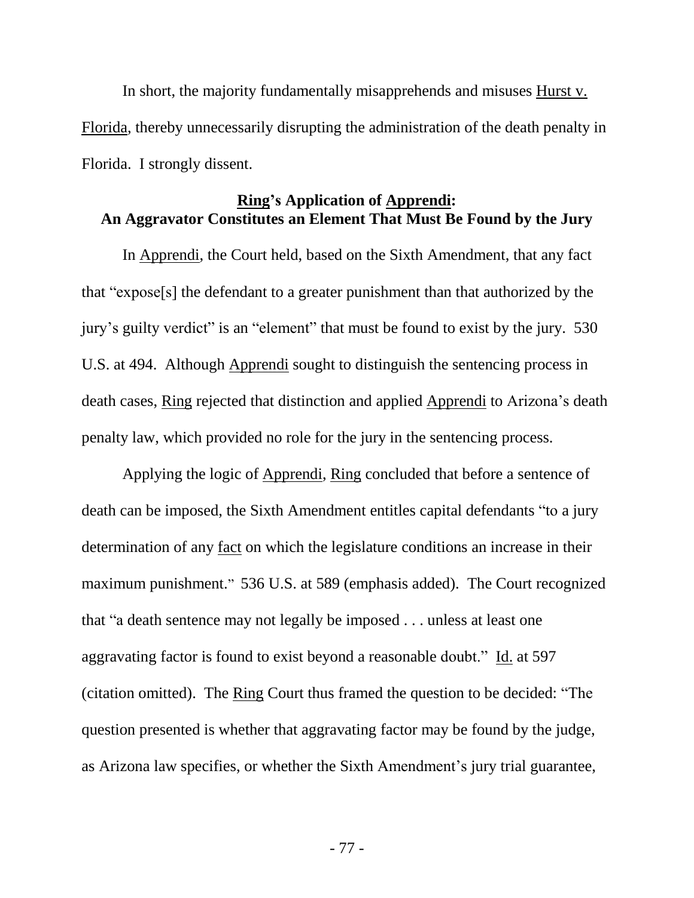In short, the majority fundamentally misapprehends and misuses <u>Hurst v. Florida</u>, thereby unnecessarily disrupting the administration of the death penalty in Florida. I strongly dissent.

**<u>Ring</u>'s Application of <u>Apprendi</u>: An Aggravator Constitutes an Element That Must Be Found by the Jury**

In <u>Apprendi</u>, the Court held, based on the Sixth Amendment, that any fact that "expose[s] the defendant to a greater punishment than that authorized by the jury's guilty verdict" is an "element" that must be found to exist by the jury. 530 U.S. at 494. Although <u>Apprendi</u> sought to distinguish the sentencing process in death cases, <u>Ring</u> rejected that distinction and applied <u>Apprendi</u> to Arizona's death penalty law, which provided no role for the jury in the sentencing process.

Applying the logic of <u>Apprendi</u>, <u>Ring</u> concluded that before a sentence of death can be imposed, the Sixth Amendment entitles capital defendants "to a jury determination of any <u>fact</u> on which the legislature conditions an increase in their maximum punishment." 536 U.S. at 589 (emphasis added). The Court recognized that "a death sentence may not legally be imposed . . . unless at least one aggravating factor is found to exist beyond a reasonable doubt." <u>Id.</u> at 597 (citation omitted). The <u>Ring</u> Court thus framed the question to be decided: "The question presented is whether that aggravating factor may be found by the judge, as Arizona law specifies, or whether the Sixth Amendment's jury trial guarantee,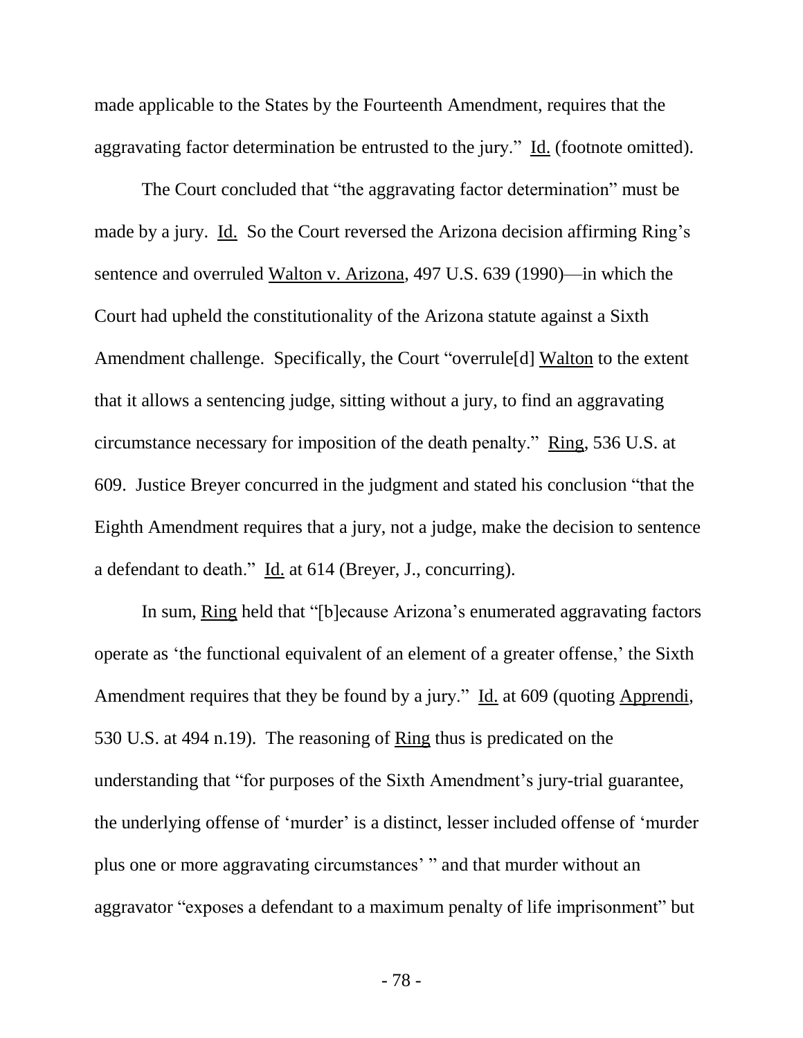made applicable to the States by the Fourteenth Amendment, requires that the aggravating factor determination be entrusted to the jury." Id. (footnote omitted).

The Court concluded that "the aggravating factor determination" must be made by a jury. Id. So the Court reversed the Arizona decision affirming Ring's sentence and overruled Walton v. Arizona, 497 U.S. 639 (1990)—in which the Court had upheld the constitutionality of the Arizona statute against a Sixth Amendment challenge. Specifically, the Court "overrule[d] Walton to the extent that it allows a sentencing judge, sitting without a jury, to find an aggravating circumstance necessary for imposition of the death penalty." Ring, 536 U.S. at 609. Justice Breyer concurred in the judgment and stated his conclusion "that the Eighth Amendment requires that a jury, not a judge, make the decision to sentence a defendant to death." Id. at 614 (Breyer, J., concurring).

In sum, Ring held that "[b]ecause Arizona's enumerated aggravating factors operate as 'the functional equivalent of an element of a greater offense,' the Sixth Amendment requires that they be found by a jury." Id. at 609 (quoting Apprendi, 530 U.S. at 494 n.19). The reasoning of Ring thus is predicated on the understanding that "for purposes of the Sixth Amendment's jury-trial guarantee, the underlying offense of 'murder' is a distinct, lesser included offense of 'murder plus one or more aggravating circumstances' " and that murder without an aggravator "exposes a defendant to a maximum penalty of life imprisonment" but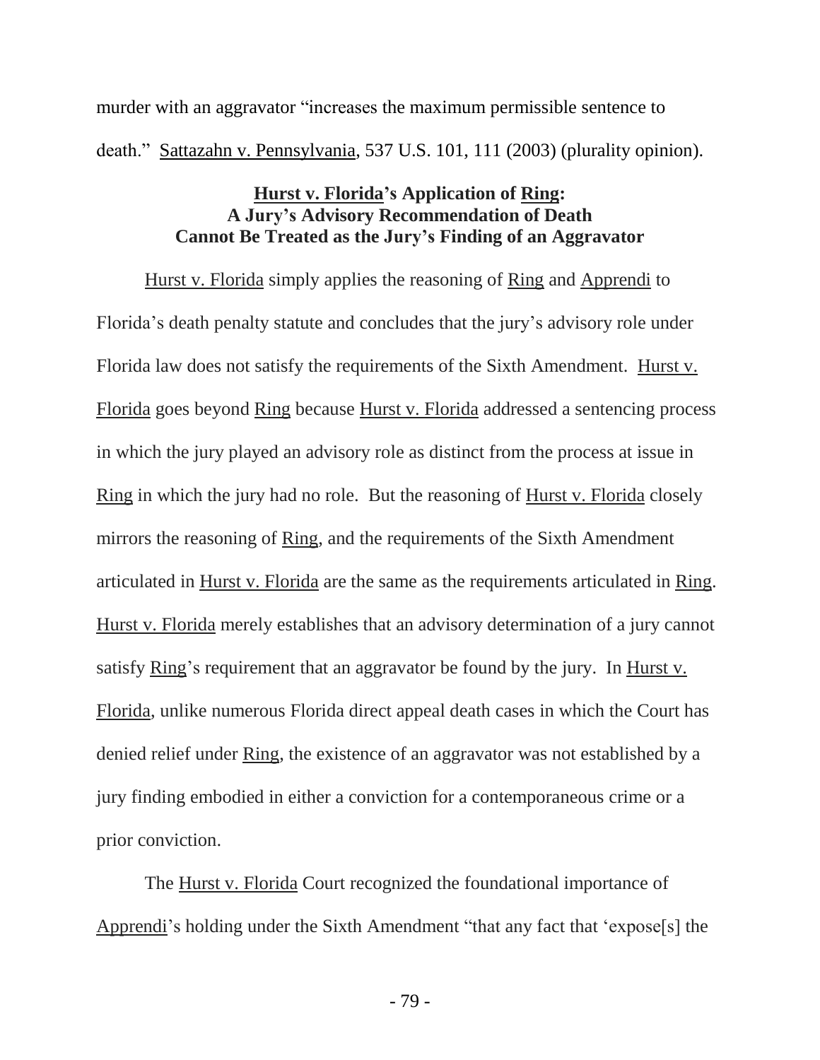murder with an aggravator "increases the maximum permissible sentence to death." Sattazahn v. Pennsylvania, 537 U.S. 101, 111 (2003) (plurality opinion).

### Hurst v. Florida's Application of Ring: A Jury's Advisory Recommendation of Death Cannot Be Treated as the Jury's Finding of an Aggravator

Hurst v. Florida simply applies the reasoning of Ring and Apprendi to Florida's death penalty statute and concludes that the jury's advisory role under Florida law does not satisfy the requirements of the Sixth Amendment. Hurst v. Florida goes beyond Ring because Hurst v. Florida addressed a sentencing process in which the jury played an advisory role as distinct from the process at issue in Ring in which the jury had no role. But the reasoning of Hurst v. Florida closely mirrors the reasoning of Ring, and the requirements of the Sixth Amendment articulated in Hurst v. Florida are the same as the requirements articulated in Ring. Hurst v. Florida merely establishes that an advisory determination of a jury cannot satisfy Ring's requirement that an aggravator be found by the jury. In Hurst v. Florida, unlike numerous Florida direct appeal death cases in which the Court has denied relief under Ring, the existence of an aggravator was not established by a jury finding embodied in either a conviction for a contemporaneous crime or a prior conviction.

The Hurst v. Florida Court recognized the foundational importance of Apprendi's holding under the Sixth Amendment "that any fact that 'expose[s] the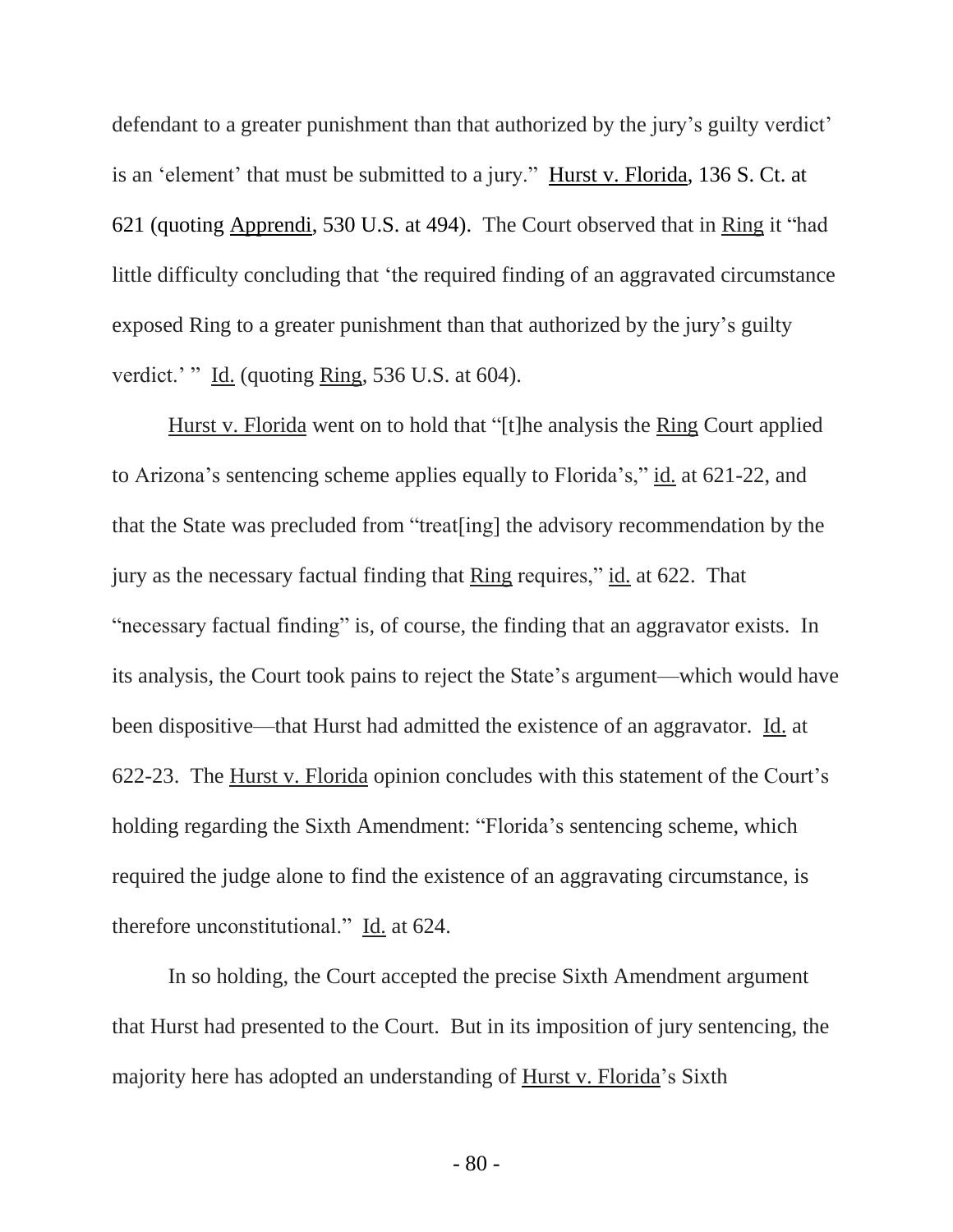defendant to a greater punishment than that authorized by the jury's guilty verdict' is an 'element' that must be submitted to a jury." Hurst v. Florida, 136 S. Ct. at 621 (quoting Apprendi, 530 U.S. at 494). The Court observed that in Ring it "had little difficulty concluding that 'the required finding of an aggravated circumstance exposed Ring to a greater punishment than that authorized by the jury's guilty verdict.' " Id. (quoting Ring, 536 U.S. at 604).

Hurst v. Florida went on to hold that "[t]he analysis the Ring Court applied to Arizona's sentencing scheme applies equally to Florida's," id. at 621-22, and that the State was precluded from "treat[ing] the advisory recommendation by the jury as the necessary factual finding that Ring requires," id. at 622. That "necessary factual finding" is, of course, the finding that an aggravator exists. In its analysis, the Court took pains to reject the State's argument—which would have been dispositive—that Hurst had admitted the existence of an aggravator. Id. at 622-23. The Hurst v. Florida opinion concludes with this statement of the Court's holding regarding the Sixth Amendment: "Florida's sentencing scheme, which required the judge alone to find the existence of an aggravating circumstance, is therefore unconstitutional." Id. at 624.

In so holding, the Court accepted the precise Sixth Amendment argument that Hurst had presented to the Court. But in its imposition of jury sentencing, the majority here has adopted an understanding of Hurst v. Florida's Sixth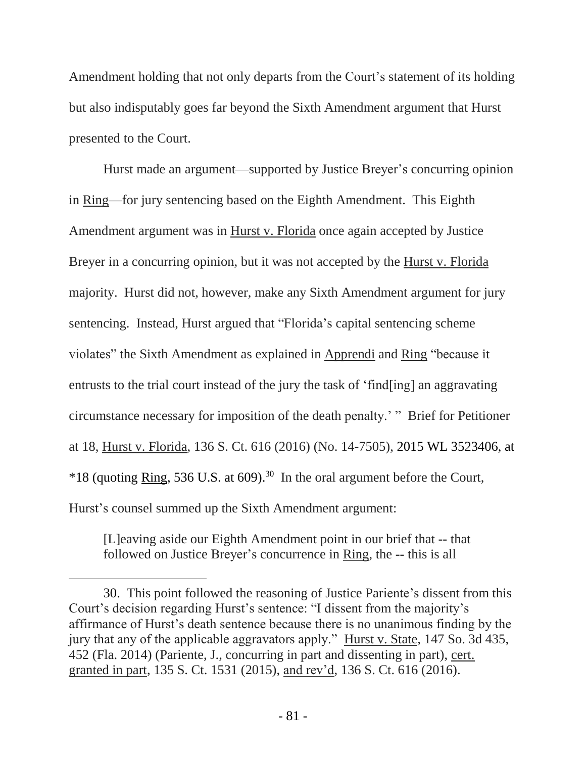Amendment holding that not only departs from the Court's statement of its holding but also indisputably goes far beyond the Sixth Amendment argument that Hurst presented to the Court.

Hurst made an argument—supported by Justice Breyer's concurring opinion in Ring—for jury sentencing based on the Eighth Amendment. This Eighth Amendment argument was in Hurst v. Florida once again accepted by Justice Breyer in a concurring opinion, but it was not accepted by the Hurst v. Florida majority. Hurst did not, however, make any Sixth Amendment argument for jury sentencing. Instead, Hurst argued that "Florida's capital sentencing scheme violates" the Sixth Amendment as explained in Apprendi and Ring "because it entrusts to the trial court instead of the jury the task of 'find[ing] an aggravating circumstance necessary for imposition of the death penalty.' " Brief for Petitioner at 18, Hurst v. Florida, 136 S. Ct. 616 (2016) (No. 14-7505), 2015 WL 3523406, at *18 (quoting Ring, 536 U.S. at 609).[30] In the oral argument before the Court, Hurst's counsel summed up the Sixth Amendment argument:

> [L]eaving aside our Eighth Amendment point in our brief that -- that followed on Justice Breyer's concurrence in Ring, the -- this is all

---

30. This point followed the reasoning of Justice Pariente's dissent from this Court's decision regarding Hurst's sentence: "I dissent from the majority's affirmance of Hurst's death sentence because there is no unanimous finding by the jury that any of the applicable aggravators apply." Hurst v. State, 147 So. 3d 435, 452 (Fla. 2014) (Pariente, J., concurring in part and dissenting in part), cert. granted in part, 135 S. Ct. 1531 (2015), and rev'd, 136 S. Ct. 616 (2016).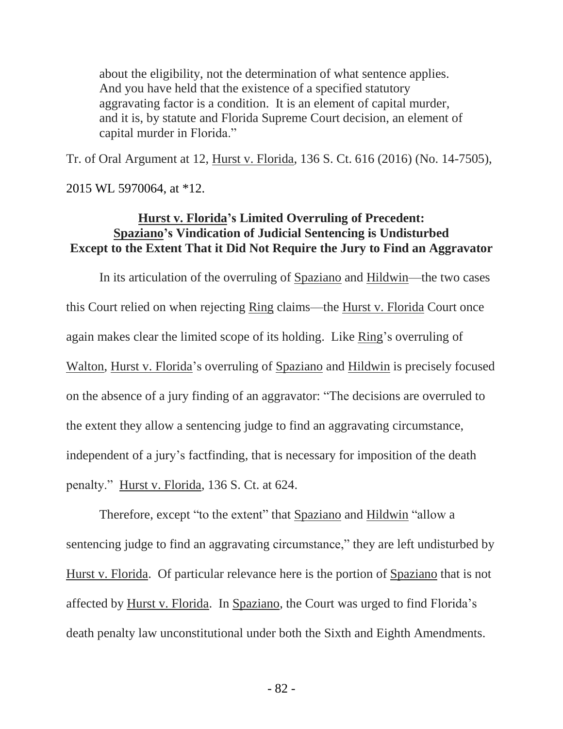> about the eligibility, not the determination of what sentence applies. And you have held that the existence of a specified statutory aggravating factor is a condition. It is an element of capital murder, and it is, by statute and Florida Supreme Court decision, an element of capital murder in Florida."

Tr. of Oral Argument at 12, Hurst v. Florida, 136 S. Ct. 616 (2016) (No. 14-7505), 2015 WL 5970064, at *12.

**Hurst v. Florida's Limited Overruling of Precedent: Spaziano's Vindication of Judicial Sentencing is Undisturbed Except to the Extent That it Did Not Require the Jury to Find an Aggravator**

In its articulation of the overruling of Spaziano and Hildwin—the two cases this Court relied on when rejecting Ring claims—the Hurst v. Florida Court once again makes clear the limited scope of its holding. Like Ring's overruling of Walton, Hurst v. Florida's overruling of Spaziano and Hildwin is precisely focused on the absence of a jury finding of an aggravator: "The decisions are overruled to the extent they allow a sentencing judge to find an aggravating circumstance, independent of a jury's factfinding, that is necessary for imposition of the death penalty." Hurst v. Florida, 136 S. Ct. at 624.

Therefore, except "to the extent" that Spaziano and Hildwin "allow a sentencing judge to find an aggravating circumstance," they are left undisturbed by Hurst v. Florida. Of particular relevance here is the portion of Spaziano that is not affected by Hurst v. Florida. In Spaziano, the Court was urged to find Florida's death penalty law unconstitutional under both the Sixth and Eighth Amendments.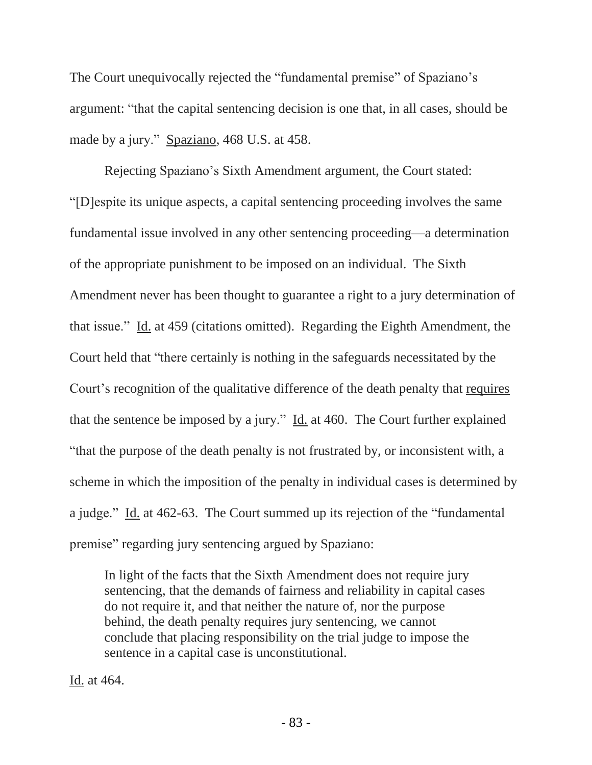The Court unequivocally rejected the "fundamental premise" of Spaziano's argument: "that the capital sentencing decision is one that, in all cases, should be made by a jury." Spaziano, 468 U.S. at 458.

Rejecting Spaziano's Sixth Amendment argument, the Court stated: "[D]espite its unique aspects, a capital sentencing proceeding involves the same fundamental issue involved in any other sentencing proceeding—a determination of the appropriate punishment to be imposed on an individual. The Sixth Amendment never has been thought to guarantee a right to a jury determination of that issue." Id. at 459 (citations omitted). Regarding the Eighth Amendment, the Court held that "there certainly is nothing in the safeguards necessitated by the Court's recognition of the qualitative difference of the death penalty that requires that the sentence be imposed by a jury." Id. at 460. The Court further explained "that the purpose of the death penalty is not frustrated by, or inconsistent with, a scheme in which the imposition of the penalty in individual cases is determined by a judge." Id. at 462-63. The Court summed up its rejection of the "fundamental premise" regarding jury sentencing argued by Spaziano:

> In light of the facts that the Sixth Amendment does not require jury sentencing, that the demands of fairness and reliability in capital cases do not require it, and that neither the nature of, nor the purpose behind, the death penalty requires jury sentencing, we cannot conclude that placing responsibility on the trial judge to impose the sentence in a capital case is unconstitutional.

Id. at 464.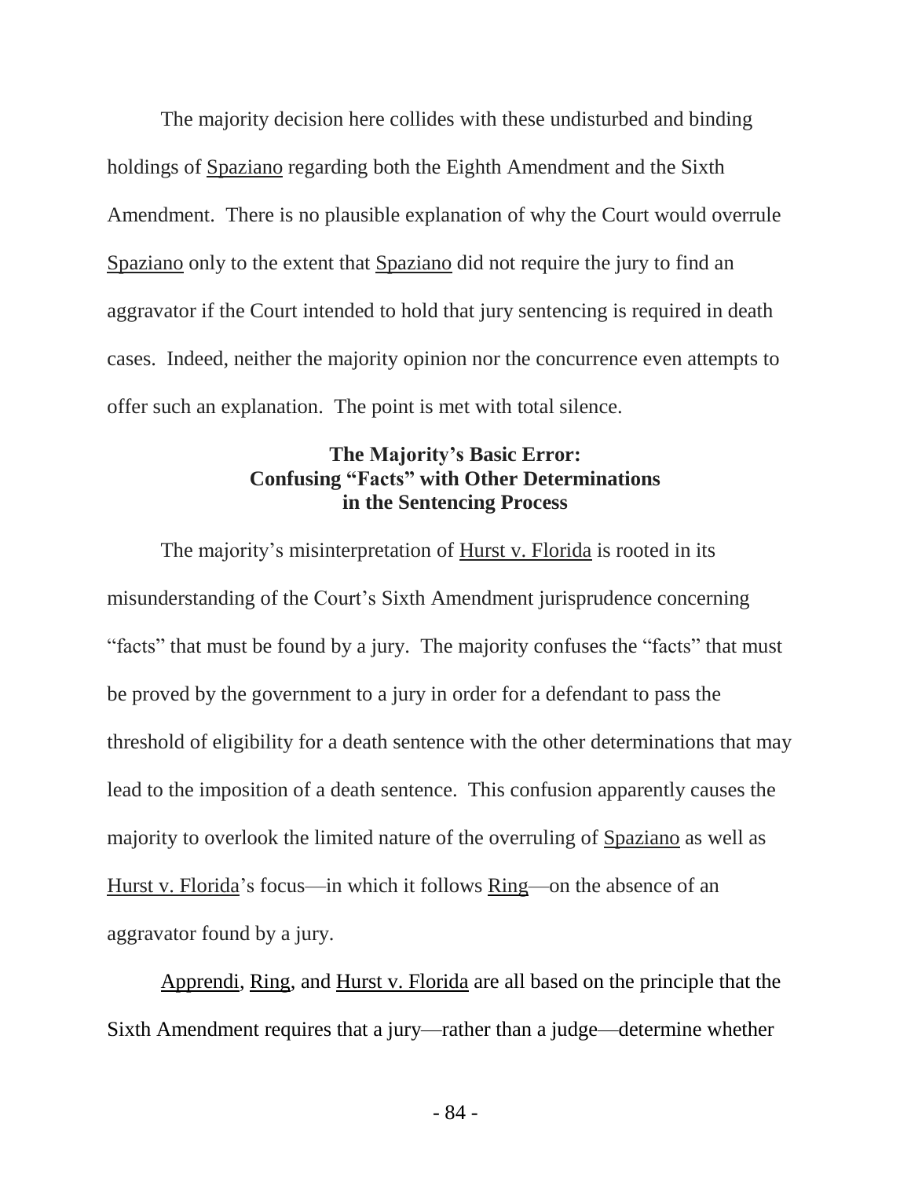The majority decision here collides with these undisturbed and binding holdings of Spaziano regarding both the Eighth Amendment and the Sixth Amendment. There is no plausible explanation of why the Court would overrule Spaziano only to the extent that Spaziano did not require the jury to find an aggravator if the Court intended to hold that jury sentencing is required in death cases. Indeed, neither the majority opinion nor the concurrence even attempts to offer such an explanation. The point is met with total silence.

**The Majority's Basic Error: Confusing "Facts" with Other Determinations in the Sentencing Process**

The majority's misinterpretation of Hurst v. Florida is rooted in its misunderstanding of the Court's Sixth Amendment jurisprudence concerning "facts" that must be found by a jury. The majority confuses the "facts" that must be proved by the government to a jury in order for a defendant to pass the threshold of eligibility for a death sentence with the other determinations that may lead to the imposition of a death sentence. This confusion apparently causes the majority to overlook the limited nature of the overruling of Spaziano as well as Hurst v. Florida's focus—in which it follows Ring—on the absence of an aggravator found by a jury.

Apprendi, Ring, and Hurst v. Florida are all based on the principle that the Sixth Amendment requires that a jury—rather than a judge—determine whether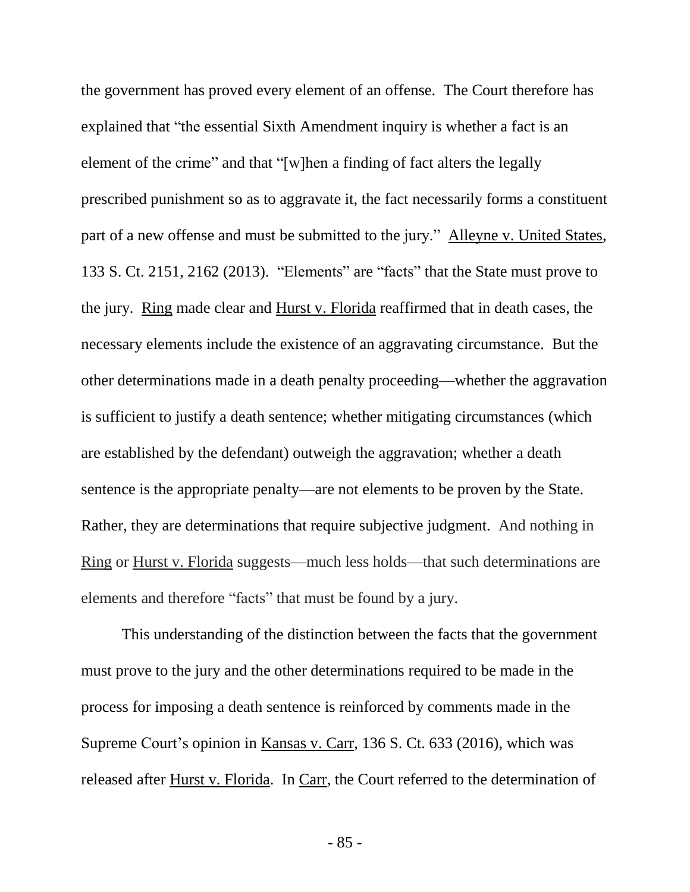the government has proved every element of an offense. The Court therefore has explained that "the essential Sixth Amendment inquiry is whether a fact is an element of the crime" and that "[w]hen a finding of fact alters the legally prescribed punishment so as to aggravate it, the fact necessarily forms a constituent part of a new offense and must be submitted to the jury." Alleyne v. United States, 133 S. Ct. 2151, 2162 (2013). "Elements" are "facts" that the State must prove to the jury. Ring made clear and Hurst v. Florida reaffirmed that in death cases, the necessary elements include the existence of an aggravating circumstance. But the other determinations made in a death penalty proceeding—whether the aggravation is sufficient to justify a death sentence; whether mitigating circumstances (which are established by the defendant) outweigh the aggravation; whether a death sentence is the appropriate penalty—are not elements to be proven by the State. Rather, they are determinations that require subjective judgment. And nothing in Ring or Hurst v. Florida suggests—much less holds—that such determinations are elements and therefore "facts" that must be found by a jury.

This understanding of the distinction between the facts that the government must prove to the jury and the other determinations required to be made in the process for imposing a death sentence is reinforced by comments made in the Supreme Court's opinion in Kansas v. Carr, 136 S. Ct. 633 (2016), which was released after Hurst v. Florida. In Carr, the Court referred to the determination of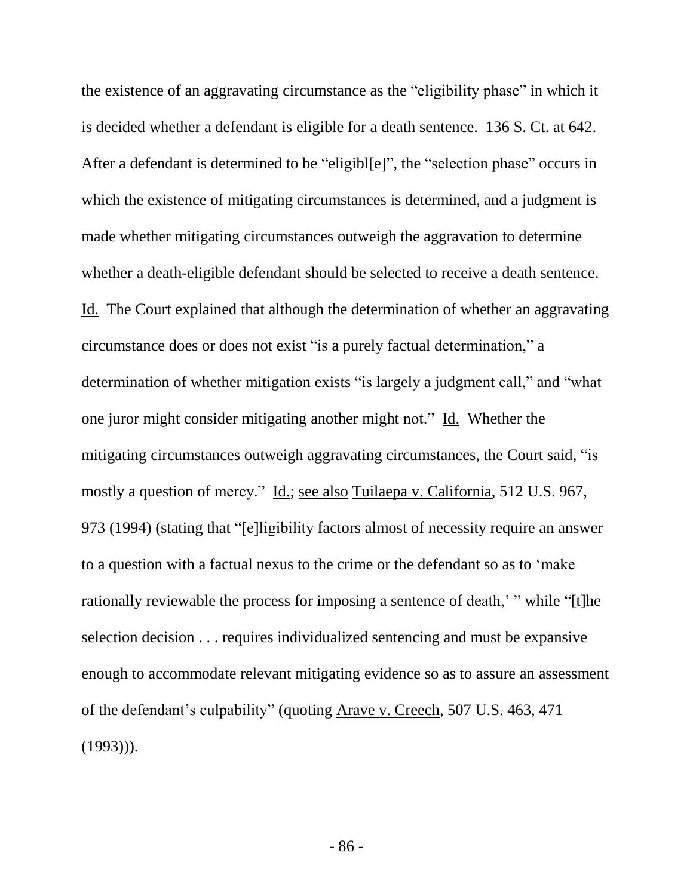the existence of an aggravating circumstance as the "eligibility phase" in which it is decided whether a defendant is eligible for a death sentence. 136 S. Ct. at 642. After a defendant is determined to be "eligibl[e]", the "selection phase" occurs in which the existence of mitigating circumstances is determined, and a judgment is made whether mitigating circumstances outweigh the aggravation to determine whether a death-eligible defendant should be selected to receive a death sentence. Id. The Court explained that although the determination of whether an aggravating circumstance does or does not exist "is a purely factual determination," a determination of whether mitigation exists "is largely a judgment call," and "what one juror might consider mitigating another might not." Id. Whether the mitigating circumstances outweigh aggravating circumstances, the Court said, "is mostly a question of mercy." Id.; see also Tuilaepa v. California, 512 U.S. 967, 973 (1994) (stating that "[e]ligibility factors almost of necessity require an answer to a question with a factual nexus to the crime or the defendant so as to 'make rationally reviewable the process for imposing a sentence of death,' " while "[t]he selection decision . . . requires individualized sentencing and must be expansive enough to accommodate relevant mitigating evidence so as to assure an assessment of the defendant's culpability" (quoting Arave v. Creech, 507 U.S. 463, 471 (1993))).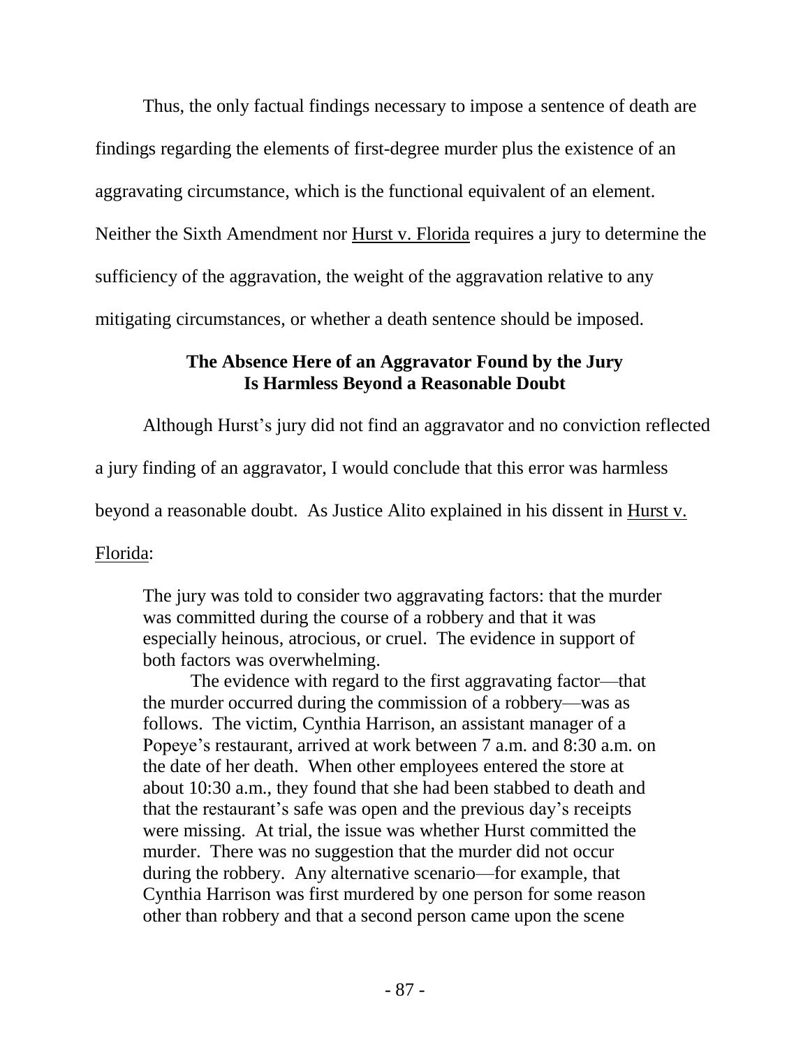Thus, the only factual findings necessary to impose a sentence of death are findings regarding the elements of first-degree murder plus the existence of an aggravating circumstance, which is the functional equivalent of an element. Neither the Sixth Amendment nor Hurst v. Florida requires a jury to determine the sufficiency of the aggravation, the weight of the aggravation relative to any mitigating circumstances, or whether a death sentence should be imposed.

**The Absence Here of an Aggravator Found by the Jury Is Harmless Beyond a Reasonable Doubt**

Although Hurst's jury did not find an aggravator and no conviction reflected a jury finding of an aggravator, I would conclude that this error was harmless beyond a reasonable doubt. As Justice Alito explained in his dissent in Hurst v. Florida:

> The jury was told to consider two aggravating factors: that the murder was committed during the course of a robbery and that it was especially heinous, atrocious, or cruel. The evidence in support of both factors was overwhelming.
>
> The evidence with regard to the first aggravating factor—that the murder occurred during the commission of a robbery—was as follows. The victim, Cynthia Harrison, an assistant manager of a Popeye's restaurant, arrived at work between 7 a.m. and 8:30 a.m. on the date of her death. When other employees entered the store at about 10:30 a.m., they found that she had been stabbed to death and that the restaurant's safe was open and the previous day's receipts were missing. At trial, the issue was whether Hurst committed the murder. There was no suggestion that the murder did not occur during the robbery. Any alternative scenario—for example, that Cynthia Harrison was first murdered by one person for some reason other than robbery and that a second person came upon the scene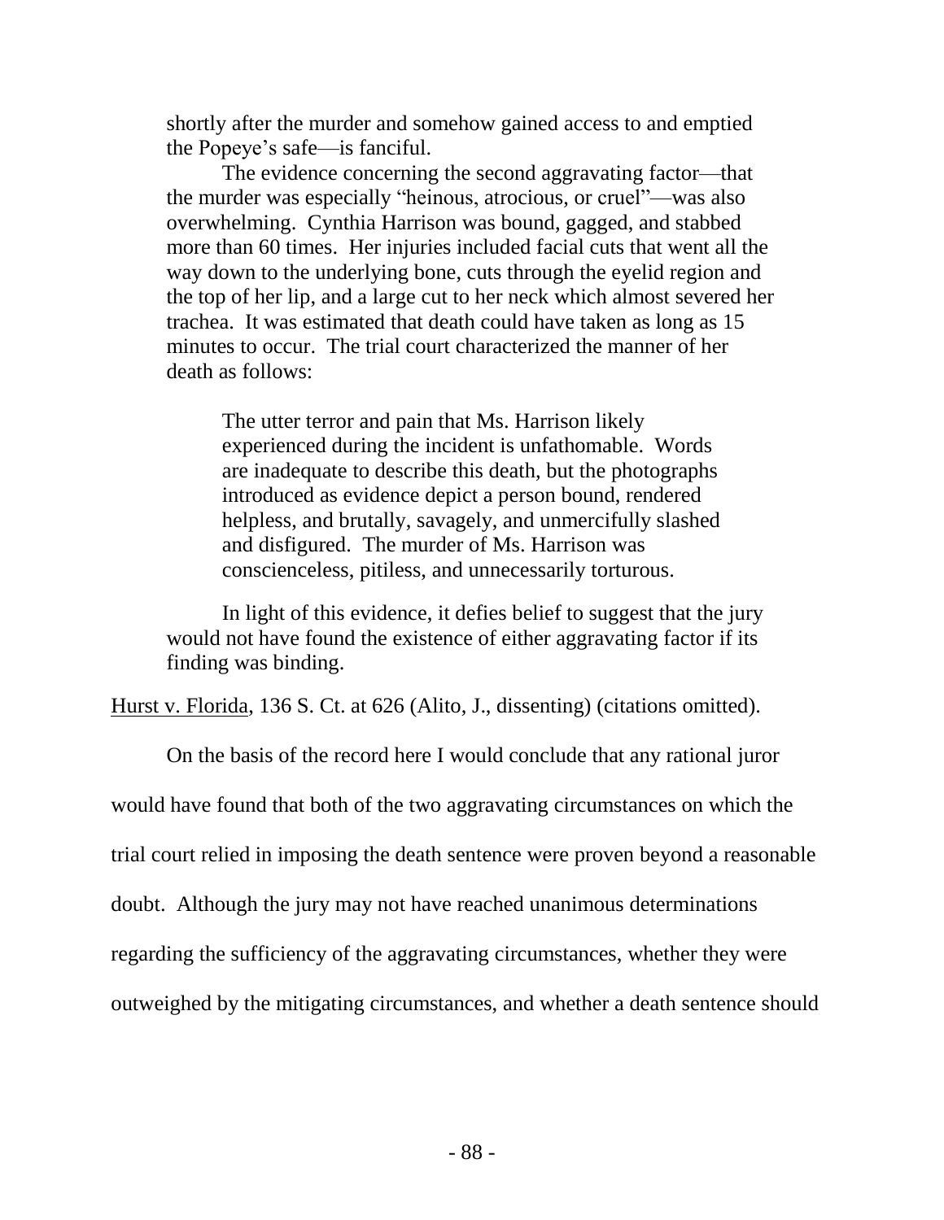shortly after the murder and somehow gained access to and emptied the Popeye's safe—is fanciful.

The evidence concerning the second aggravating factor—that the murder was especially "heinous, atrocious, or cruel"—was also overwhelming. Cynthia Harrison was bound, gagged, and stabbed more than 60 times. Her injuries included facial cuts that went all the way down to the underlying bone, cuts through the eyelid region and the top of her lip, and a large cut to her neck which almost severed her trachea. It was estimated that death could have taken as long as 15 minutes to occur. The trial court characterized the manner of her death as follows:

> The utter terror and pain that Ms. Harrison likely experienced during the incident is unfathomable. Words are inadequate to describe this death, but the photographs introduced as evidence depict a person bound, rendered helpless, and brutally, savagely, and unmercifully slashed and disfigured. The murder of Ms. Harrison was conscienceless, pitiless, and unnecessarily torturous.

In light of this evidence, it defies belief to suggest that the jury would not have found the existence of either aggravating factor if its finding was binding.

Hurst v. Florida, 136 S. Ct. at 626 (Alito, J., dissenting) (citations omitted).

On the basis of the record here I would conclude that any rational juror would have found that both of the two aggravating circumstances on which the trial court relied in imposing the death sentence were proven beyond a reasonable doubt. Although the jury may not have reached unanimous determinations regarding the sufficiency of the aggravating circumstances, whether they were outweighed by the mitigating circumstances, and whether a death sentence should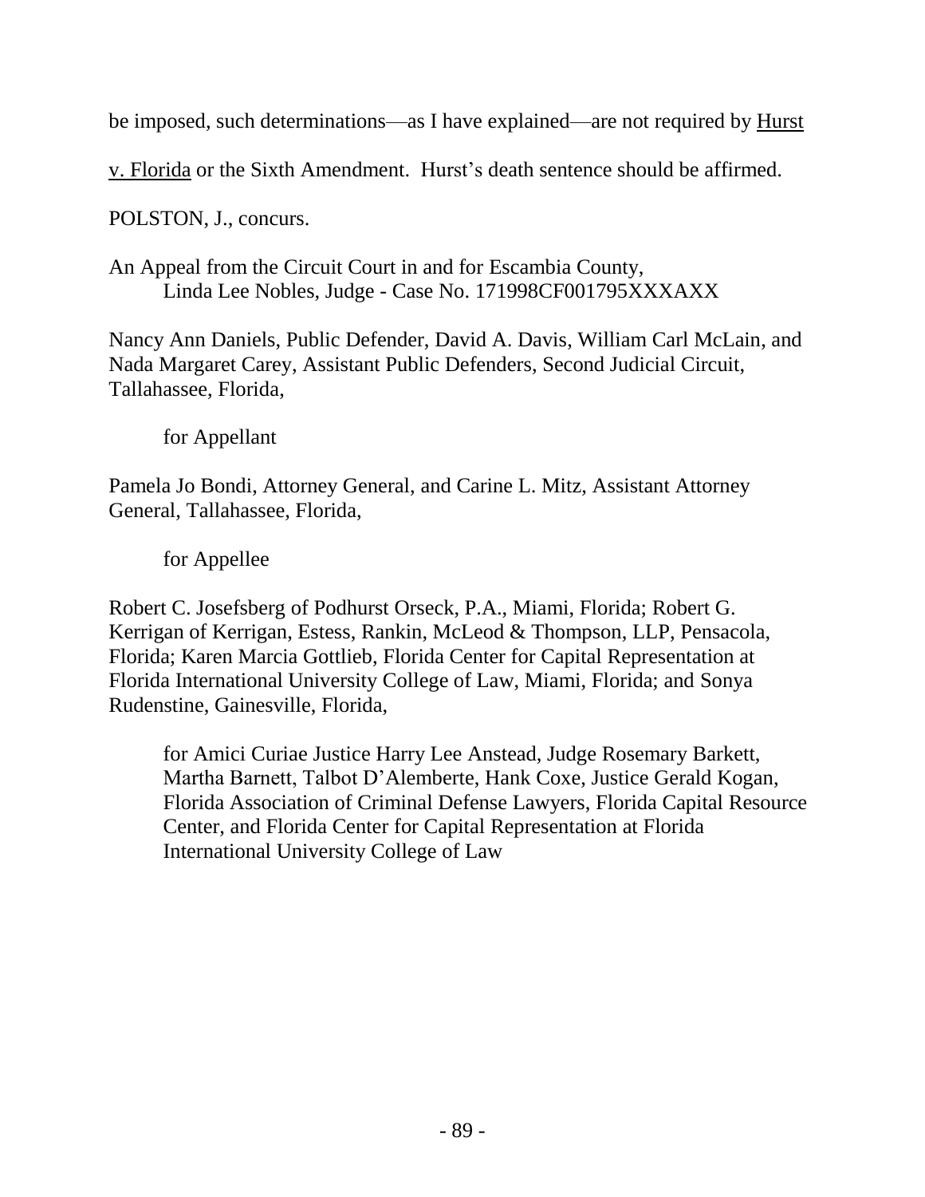be imposed, such determinations—as I have explained—are not required by Hurst v. Florida or the Sixth Amendment. Hurst's death sentence should be affirmed.

POLSTON, J., concurs.

An Appeal from the Circuit Court in and for Escambia County,
Linda Lee Nobles, Judge - Case No. 171998CF001795XXXAXX

Nancy Ann Daniels, Public Defender, David A. Davis, William Carl McLain, and Nada Margaret Carey, Assistant Public Defenders, Second Judicial Circuit, Tallahassee, Florida,

for Appellant

Pamela Jo Bondi, Attorney General, and Carine L. Mitz, Assistant Attorney General, Tallahassee, Florida,

for Appellee

Robert C. Josefsberg of Podhurst Orseck, P.A., Miami, Florida; Robert G. Kerrigan of Kerrigan, Estess, Rankin, McLeod & Thompson, LLP, Pensacola, Florida; Karen Marcia Gottlieb, Florida Center for Capital Representation at Florida International University College of Law, Miami, Florida; and Sonya Rudenstine, Gainesville, Florida,

for Amici Curiae Justice Harry Lee Anstead, Judge Rosemary Barkett, Martha Barnett, Talbot D'Alemberte, Hank Coxe, Justice Gerald Kogan, Florida Association of Criminal Defense Lawyers, Florida Capital Resource Center, and Florida Center for Capital Representation at Florida International University College of Law